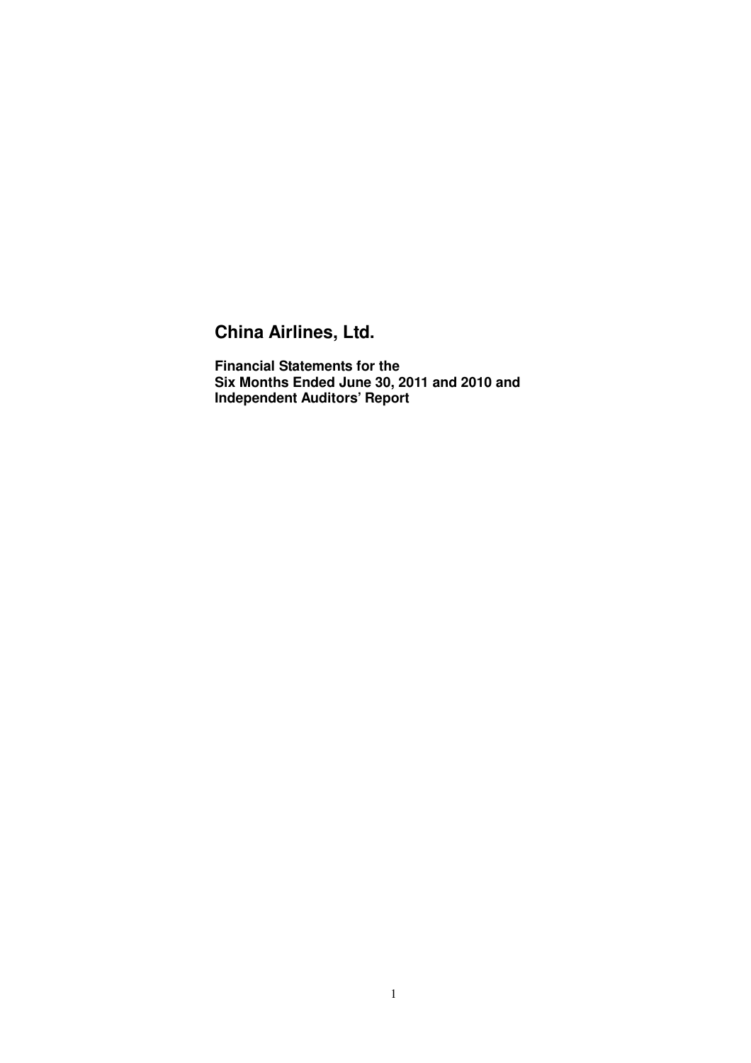# China Airlines, Ltd.

**Financial Statements for the**
**Six Months Ended June 30, 2011 and 2010 and**
**Independent Auditors' Report**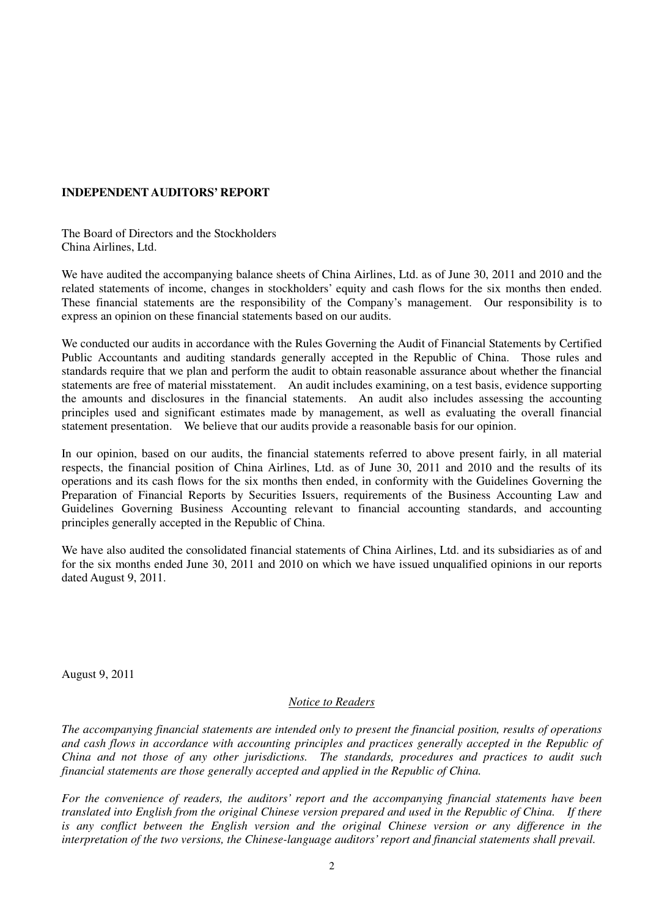## INDEPENDENT AUDITORS' REPORT

The Board of Directors and the Stockholders
China Airlines, Ltd.

We have audited the accompanying balance sheets of China Airlines, Ltd. as of June 30, 2011 and 2010 and the related statements of income, changes in stockholders' equity and cash flows for the six months then ended. These financial statements are the responsibility of the Company's management. Our responsibility is to express an opinion on these financial statements based on our audits.

We conducted our audits in accordance with the Rules Governing the Audit of Financial Statements by Certified Public Accountants and auditing standards generally accepted in the Republic of China. Those rules and standards require that we plan and perform the audit to obtain reasonable assurance about whether the financial statements are free of material misstatement. An audit includes examining, on a test basis, evidence supporting the amounts and disclosures in the financial statements. An audit also includes assessing the accounting principles used and significant estimates made by management, as well as evaluating the overall financial statement presentation. We believe that our audits provide a reasonable basis for our opinion.

In our opinion, based on our audits, the financial statements referred to above present fairly, in all material respects, the financial position of China Airlines, Ltd. as of June 30, 2011 and 2010 and the results of its operations and its cash flows for the six months then ended, in conformity with the Guidelines Governing the Preparation of Financial Reports by Securities Issuers, requirements of the Business Accounting Law and Guidelines Governing Business Accounting relevant to financial accounting standards, and accounting principles generally accepted in the Republic of China.

We have also audited the consolidated financial statements of China Airlines, Ltd. and its subsidiaries as of and for the six months ended June 30, 2011 and 2010 on which we have issued unqualified opinions in our reports dated August 9, 2011.

August 9, 2011

<u>*Notice to Readers*</u>

*The accompanying financial statements are intended only to present the financial position, results of operations and cash flows in accordance with accounting principles and practices generally accepted in the Republic of China and not those of any other jurisdictions. The standards, procedures and practices to audit such financial statements are those generally accepted and applied in the Republic of China.*

*For the convenience of readers, the auditors' report and the accompanying financial statements have been translated into English from the original Chinese version prepared and used in the Republic of China. If there is any conflict between the English version and the original Chinese version or any difference in the interpretation of the two versions, the Chinese-language auditors' report and financial statements shall prevail.*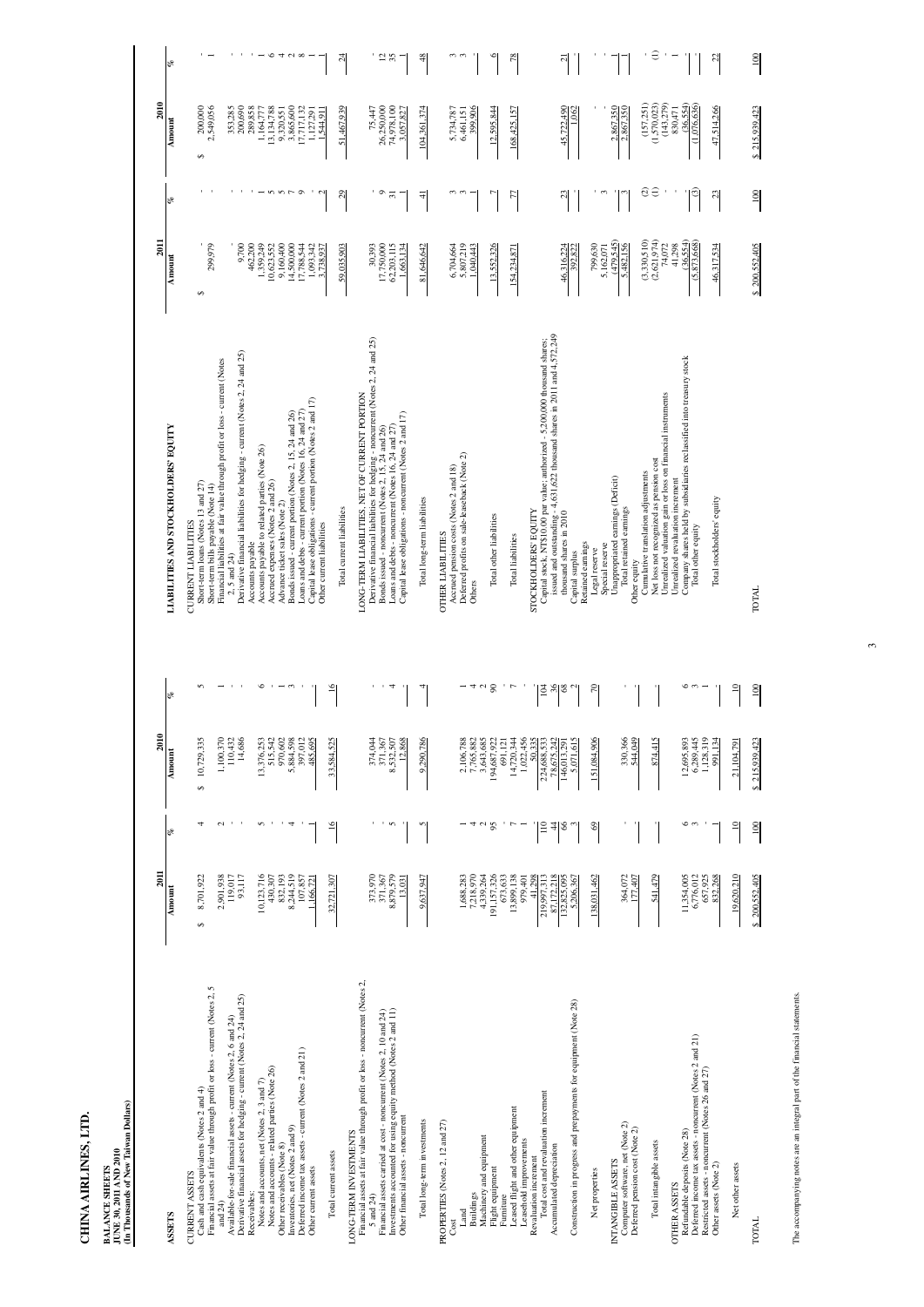# CHINA AIRLINES, LTD.

**BALANCE SHEETS**
**JUNE 30, 2011 AND 2010**
**(In Thousands of New Taiwan Dollars)**

| ASSETS | 2011 Amount | % | 2010 Amount | % |
|---|---|---|---|---|
| CURRENT ASSETS | | | | |
| Cash and cash equivalents (Notes 2 and 4) | $ 8,701,922 | 4 | $ 10,729,335 | 5 |
| Financial assets at fair value through profit or loss - current (Notes 2, 5 and 24) | 2,901,938 | 2 | 1,100,370 | 1 |
| Available-for-sale financial assets - current (Notes 2, 6 and 24) | 119,017 | - | 110,432 | - |
| Derivative financial assets for hedging - current (Notes 2, 24 and 25) | 93,117 | - | 14,686 | - |
| Receivables: | | | | |
| Notes and accounts, net (Notes 2, 3 and 7) | 10,123,716 | 5 | 13,376,253 | 6 |
| Notes and accounts - related parties (Note 26) | 430,307 | - | 515,542 | - |
| Other receivables (Note 8) | 832,193 | - | 970,602 | - |
| Inventories, net (Notes 2 and 9) | 8,274,519 | 4 | 5,884,558 | 3 |
| Deferred income tax assets - current (Notes 2 and 21) | 107,857 | - | 397,012 | - |
| Other current assets | 1,166,721 | 1 | 485,695 | 1 |
| Total current assets | 32,721,307 | 16 | 33,584,525 | 16 |
| LONG-TERM INVESTMENTS | | | | |
| Financial assets at fair value through profit or loss - noncurrent (Notes 2, 5 and 24) | 373,970 | - | 374,044 | - |
| Financial assets carried at cost - noncurrent (Notes 2, 10 and 24) | 371,367 | - | 371,367 | - |
| Investments accounted for using equity method (Notes 2 and 11) | 8,879,579 | 5 | 8,532,507 | 4 |
| Other financial assets - noncurrent | 13,031 | - | 12,868 | - |
| Total long-term investments | 9,637,947 | 5 | 9,290,786 | 4 |
| PROPERTIES (Notes 2, 12 and 27) | | | | |
| Cost | | | | |
| Land | 1,688,283 | 1 | 2,106,788 | 1 |
| Buildings | 7,218,970 | 4 | 7,765,882 | 4 |
| Machinery and equipment | 4,339,264 | 2 | 3,643,685 | 2 |
| Flight equipment | 191,157,326 | 95 | 194,687,922 | 90 |
| Furniture | 673,633 | - | 691,121 | - |
| Leased flight and other equipment | 13,899,138 | 7 | 14,720,344 | 7 |
| Leasehold improvements | 979,401 | - | 1,022,456 | - |
| Revaluation increment | 41,298 | - | 50,335 | - |
| Total cost and revaluation increment | 219,997,313 | 110 | 224,688,533 | 104 |
| Accumulated depreciation | 87,172,218 | 44 | 78,675,242 | 36 |
| | 132,825,095 | 66 | 146,013,291 | 68 |
| Construction in progress and prepayments for equipment (Note 28) | 5,206,367 | 3 | 5,071,615 | 2 |
| Net properties | 138,031,462 | 69 | 151,084,906 | 70 |
| INTANGIBLE ASSETS | | | | |
| Computer software, net (Note 2) | 364,072 | - | 330,366 | - |
| Deferred pension cost (Note 2) | 177,407 | - | 544,049 | - |
| Total intangible assets | 541,479 | - | 874,415 | - |
| OTHER ASSETS | | | | |
| Refundable deposits (Note 28) | 11,354,005 | 6 | 12,695,893 | 6 |
| Deferred income tax assets - noncurrent (Notes 2 and 21) | 6,776,012 | 3 | 6,289,445 | 3 |
| Restricted assets - noncurrent (Notes 26 and 27) | 657,925 | - | 1,128,319 | - |
| Other assets (Note 2) | 832,268 | 1 | 991,134 | 1 |
| Net other assets | 19,620,210 | 10 | 21,104,791 | 10 |
| TOTAL | $ 200,552,405 | 100 | $ 215,939,423 | 100 |

| LIABILITIES AND STOCKHOLDERS' EQUITY | 2011 Amount | % | 2010 Amount | % |
|---|---|---|---|---|
| CURRENT LIABILITIES | | | | |
| Short-term loans (Notes 13 and 27) | $ - | - | $ 200,000 | - |
| Short-term bills payable (Note 14) | 299,979 | - | 2,549,056 | 1 |
| Financial liabilities at fair value through profit or loss - current (Notes 2, 5 and 24) | - | - | 353,285 | - |
| Derivative financial liabilities for hedging - current (Notes 2, 24 and 25) | 9,700 | - | 200,690 | - |
| Accounts payable | 462,200 | - | 289,858 | - |
| Accounts payable to related parties (Note 26) | 1,359,249 | 1 | 1,164,777 | 1 |
| Accrued expenses (Notes 2 and 26) | 10,623,552 | 5 | 13,134,788 | 6 |
| Advance ticket sales (Note 2) | 9,160,400 | 5 | 9,320,551 | 4 |
| Bonds issued - current portion (Notes 2, 15, 24 and 26) | 14,500,000 | 7 | 3,865,600 | 2 |
| Loans and debts - current portion (Notes 16, 24 and 27) | 17,788,544 | 9 | 17,717,132 | 8 |
| Capital lease obligations - current portion (Notes 2 and 17) | 1,093,342 | - | 1,127,291 | 1 |
| Other current liabilities | 3,738,937 | 2 | 1,544,911 | 1 |
| Total current liabilities | 59,035,903 | 29 | 51,467,939 | 24 |
| LONG-TERM LIABILITIES, NET OF CURRENT PORTION | | | | |
| Derivative financial liabilities for hedging - noncurrent (Notes 2, 24 and 25) | 30,393 | - | 75,447 | - |
| Bonds issued - noncurrent (Notes 2, 15, 24 and 26) | 17,750,000 | 9 | 26,250,000 | 12 |
| Loans and debts - noncurrent (Notes 16, 24 and 27) | 62,203,115 | 31 | 74,978,100 | 35 |
| Capital lease obligations - noncurrent (Notes 2 and 17) | 1,663,134 | 1 | 3,057,827 | 1 |
| Total long-term liabilities | 81,646,642 | 41 | 104,361,374 | 48 |
| OTHER LIABILITIES | | | | |
| Accrued pension costs (Notes 2 and 18) | 6,704,664 | 3 | 5,734,787 | 3 |
| Deferred profits on sale-leaseback (Note 2) | 5,807,219 | 3 | 6,461,151 | 3 |
| Others | 1,040,443 | 1 | 399,906 | - |
| Total other liabilities | 13,552,326 | 7 | 12,595,844 | 6 |
| Total liabilities | 154,234,871 | 77 | 168,425,157 | 78 |
| STOCKHOLDERS' EQUITY | | | | |
| Capital stock, NT$10.00 par value; authorized - 5,200,000 thousand shares; issued and outstanding - 4,631,622 thousand shares in 2011 and 4,572,249 thousand shares in 2010 | 46,316,224 | 23 | 45,722,490 | 21 |
| Capital surplus | 392,822 | - | 1,062 | - |
| Retained earnings | | | | |
| Legal reserve | 799,630 | - | - | - |
| Special reserve | 5,162,071 | 3 | - | - |
| Unappropriated earnings (Deficit) | (479,545) | - | 2,867,350 | 1 |
| Total retained earnings | 5,482,156 | 3 | 2,867,350 | 1 |
| Other equity | | | | |
| Cumulative translation adjustments | (3,330,510) | (2) | (157,251) | - |
| Net loss not recognized as pension cost | (2,621,974) | (1) | (1,570,023) | (1) |
| Unrealized valuation gain or loss on financial instruments | 74,072 | - | (143,279) | - |
| Unrealized revaluation increment | 41,298 | - | 830,471 | - |
| Company shares held by subsidiaries reclassified into treasury stock | (36,554) | - | (36,554) | - |
| Total other equity | (5,873,668) | (3) | (1,076,636) | - |
| Total stockholders' equity | 46,317,534 | 23 | 47,514,266 | 22 |
| TOTAL | $ 200,552,405 | 100 | $ 215,939,423 | 100 |

The accompanying notes are an integral part of the financial statements.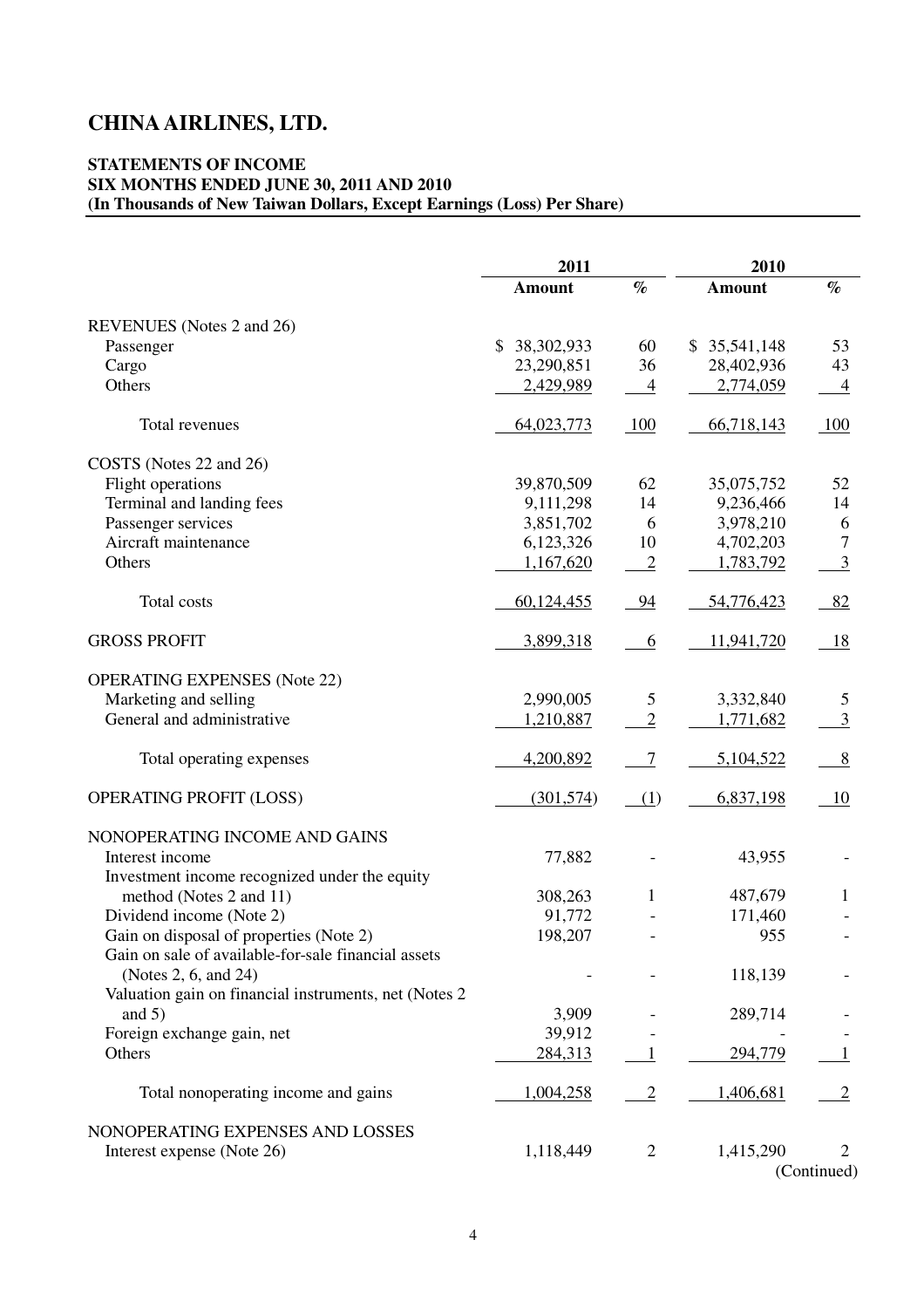# CHINA AIRLINES, LTD.

**STATEMENTS OF INCOME**
**SIX MONTHS ENDED JUNE 30, 2011 AND 2010**
**(In Thousands of New Taiwan Dollars, Except Earnings (Loss) Per Share)**

| | 2011 | | 2010 | |
|---|---|---|---|---|
| | **Amount** | **%** | **Amount** | **%** |
| REVENUES (Notes 2 and 26) | | | | |
| Passenger | $ 38,302,933 | 60 | $ 35,541,148 | 53 |
| Cargo | 23,290,851 | 36 | 28,402,936 | 43 |
| Others | 2,429,989 | 4 | 2,774,059 | 4 |
| Total revenues | 64,023,773 | 100 | 66,718,143 | 100 |
| COSTS (Notes 22 and 26) | | | | |
| Flight operations | 39,870,509 | 62 | 35,075,752 | 52 |
| Terminal and landing fees | 9,111,298 | 14 | 9,236,466 | 14 |
| Passenger services | 3,851,702 | 6 | 3,978,210 | 6 |
| Aircraft maintenance | 6,123,326 | 10 | 4,702,203 | 7 |
| Others | 1,167,620 | 2 | 1,783,792 | 3 |
| Total costs | 60,124,455 | 94 | 54,776,423 | 82 |
| GROSS PROFIT | 3,899,318 | 6 | 11,941,720 | 18 |
| OPERATING EXPENSES (Note 22) | | | | |
| Marketing and selling | 2,990,005 | 5 | 3,332,840 | 5 |
| General and administrative | 1,210,887 | 2 | 1,771,682 | 3 |
| Total operating expenses | 4,200,892 | 7 | 5,104,522 | 8 |
| OPERATING PROFIT (LOSS) | (301,574) | (1) | 6,837,198 | 10 |
| NONOPERATING INCOME AND GAINS | | | | |
| Interest income | 77,882 | - | 43,955 | - |
| Investment income recognized under the equity method (Notes 2 and 11) | 308,263 | 1 | 487,679 | 1 |
| Dividend income (Note 2) | 91,772 | - | 171,460 | - |
| Gain on disposal of properties (Note 2) | 198,207 | - | 955 | - |
| Gain on sale of available-for-sale financial assets (Notes 2, 6, and 24) | - | - | 118,139 | - |
| Valuation gain on financial instruments, net (Notes 2 and 5) | 3,909 | - | 289,714 | - |
| Foreign exchange gain, net | 39,912 | - | - | - |
| Others | 284,313 | 1 | 294,779 | 1 |
| Total nonoperating income and gains | 1,004,258 | 2 | 1,406,681 | 2 |
| NONOPERATING EXPENSES AND LOSSES | | | | |
| Interest expense (Note 26) | 1,118,449 | 2 | 1,415,290 | 2 |

(Continued)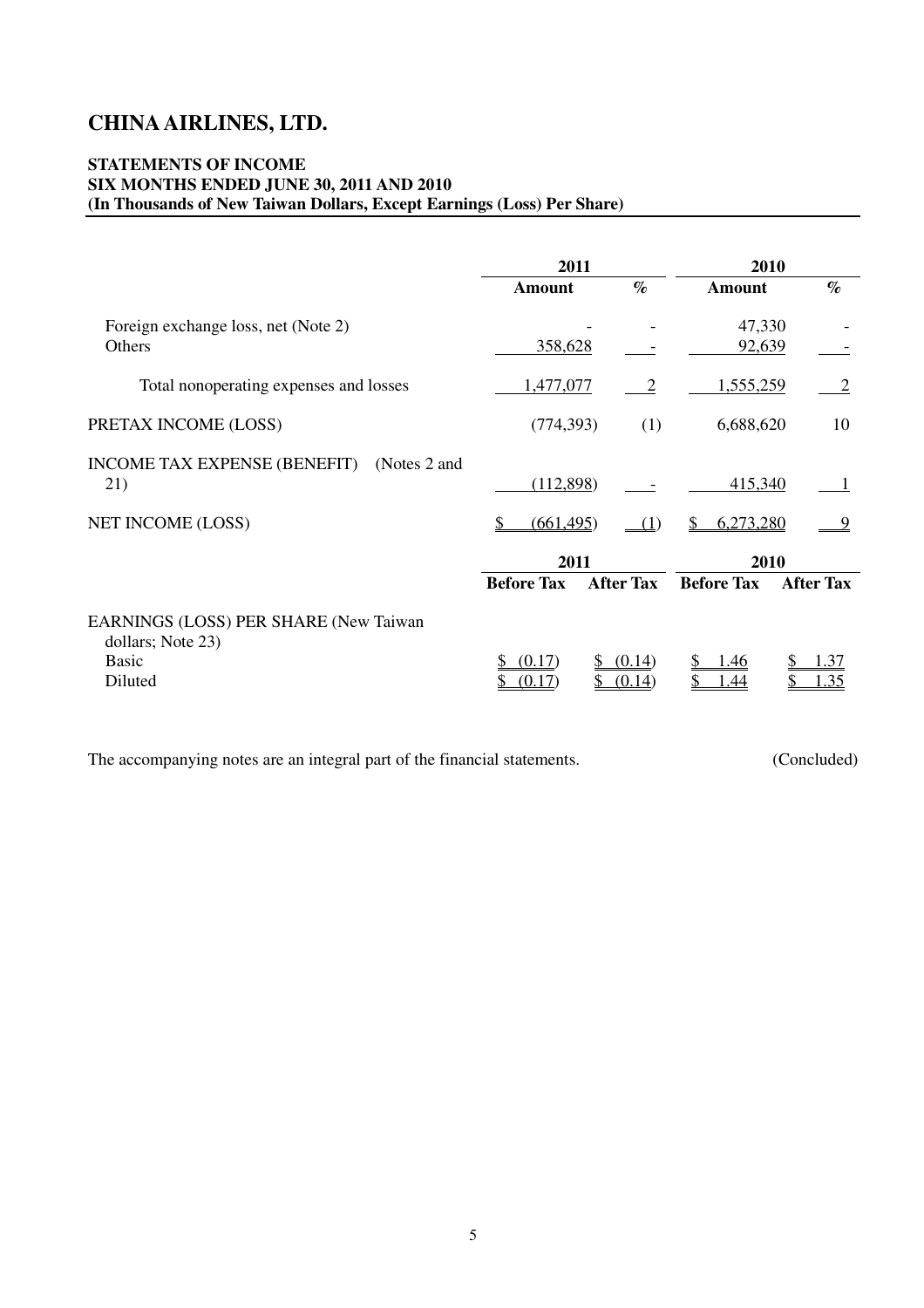# CHINA AIRLINES, LTD.

**STATEMENTS OF INCOME**
**SIX MONTHS ENDED JUNE 30, 2011 AND 2010**
**(In Thousands of New Taiwan Dollars, Except Earnings (Loss) Per Share)**

| | 2011 | | 2010 | |
|---|---|---|---|---|
| | **Amount** | **%** | **Amount** | **%** |
| Foreign exchange loss, net (Note 2) | - | - | 47,330 | - |
| Others | 358,628 | - | 92,639 | - |
| Total nonoperating expenses and losses | 1,477,077 | 2 | 1,555,259 | 2 |
| PRETAX INCOME (LOSS) | (774,393) | (1) | 6,688,620 | 10 |
| INCOME TAX EXPENSE (BENEFIT) (Notes 2 and 21) | (112,898) | - | 415,340 | 1 |
| NET INCOME (LOSS) | $ (661,495) | (1) | $ 6,273,280 | 9 |

| | 2011 | | 2010 | |
|---|---|---|---|---|
| | **Before Tax** | **After Tax** | **Before Tax** | **After Tax** |
| EARNINGS (LOSS) PER SHARE (New Taiwan dollars; Note 23) | | | | |
| Basic | $ (0.17) | $ (0.14) | $ 1.46 | $ 1.37 |
| Diluted | $ (0.17) | $ (0.14) | $ 1.44 | $ 1.35 |

The accompanying notes are an integral part of the financial statements. (Concluded)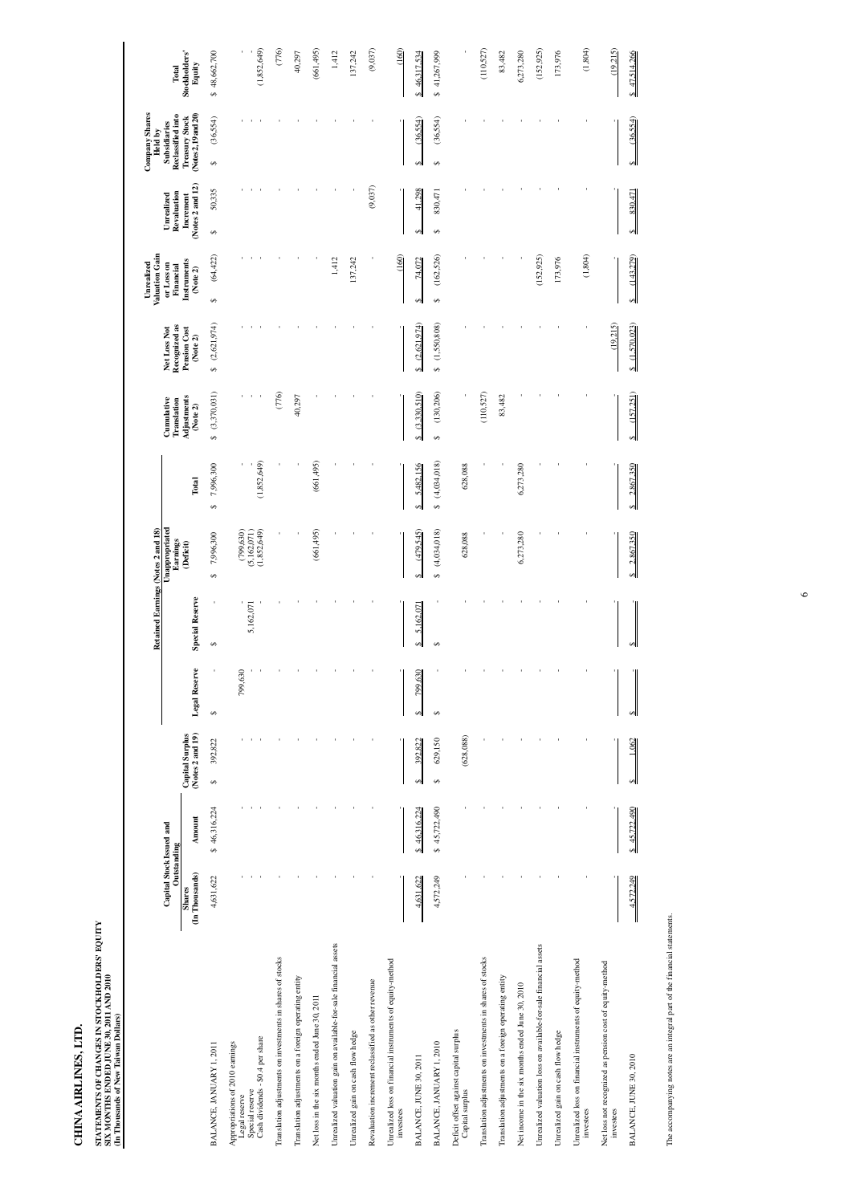# CHINA AIRLINES, LTD.

**STATEMENTS OF CHANGES IN STOCKHOLDERS' EQUITY**
**SIX MONTHS ENDED JUNE 30, 2011 AND 2010**
**(In Thousands of New Taiwan Dollars)**

| | Capital Stock Issued and Outstanding | | | Retained Earnings (Notes 2 and 18) | | | | | | | | | |
|---|---|---|---|---|---|---|---|---|---|---|---|---|---|
| | Shares (In Thousands) | Amount | Capital Surplus (Notes 2 and 19) | Legal Reserve | Special Reserve | Unappropriated Earnings (Deficit) | Total | Cumulative Translation Adjustments (Note 2) | Net Loss Not Recognized as Pension Cost (Note 2) | Unrealized Valuation Gain or Loss on Financial Instruments (Note 2) | Unrealized Revaluation Increment (Notes 2 and 12) | Company Shares Held by Subsidiaries Reclassified into Treasury Stock (Notes 2, 19 and 20) | Total Stockholders' Equity |
| BALANCE, JANUARY 1, 2011 | 4,631,622 | $ 46,316,224 | $ 392,822 | $ - | $ - | $ 7,996,300 | $ 7,996,300 | $ (3,370,031) | $ (2,621,974) | $ (64,422) | $ 50,335 | $ (36,554) | $ 48,662,700 |
| Appropriations of 2010 earnings | | | | | | | | | | | | | |
| Legal reserve | - | - | - | 799,630 | - | (799,630) | - | - | - | - | - | - | - |
| Special reserve | - | - | - | - | 5,162,071 | (5,162,071) | - | - | - | - | - | - | - |
| Cash dividends - $0.4 per share | - | - | - | - | - | (1,852,649) | (1,852,649) | - | - | - | - | - | (1,852,649) |
| Translation adjustments on investments in shares of stocks | - | - | - | - | - | - | - | (776) | - | - | - | - | (776) |
| Translation adjustments on a foreign operating entity | - | - | - | - | - | - | - | 40,297 | - | - | - | - | 40,297 |
| Net loss in the six months ended June 30, 2011 | - | - | - | - | - | (661,495) | (661,495) | - | - | - | - | - | (661,495) |
| Unrealized valuation gain on available-for-sale financial assets | - | - | - | - | - | - | - | - | - | 1,412 | - | - | 1,412 |
| Unrealized gain on cash flow hedge | - | - | - | - | - | - | - | - | - | 137,242 | - | - | 137,242 |
| Revaluation increment reclassified as other revenue | - | - | - | - | - | - | - | - | - | - | (9,037) | - | (9,037) |
| Unrealized loss on financial instruments of equity-method investees | - | - | - | - | - | - | - | - | - | (160) | - | - | (160) |
| BALANCE, JUNE 30, 2011 | 4,631,622 | $ 46,316,224 | $ 392,822 | $ 799,630 | $ 5,162,071 | $ (479,545) | $ 5,482,156 | $ (3,330,510) | $ (2,621,974) | $ 74,072 | $ 41,298 | $ (36,554) | $ 46,317,534 |
| BALANCE, JANUARY 1, 2010 | 4,572,249 | $ 45,722,490 | $ 629,150 | $ - | $ - | $ (4,034,018) | $ (4,034,018) | $ (130,206) | $ (1,550,808) | $ (162,526) | $ 830,471 | $ (36,554) | $ 41,267,999 |
| Deficit offset against capital surplus | | | | | | | | | | | | | |
| Capital surplus | - | - | (628,088) | - | - | 628,088 | 628,088 | - | - | - | - | - | - |
| Translation adjustments on investments in shares of stocks | - | - | - | - | - | - | - | (110,527) | - | - | - | - | (110,527) |
| Translation adjustments on a foreign operating entity | - | - | - | - | - | - | - | 83,482 | - | - | - | - | 83,482 |
| Net income in the six months ended June 30, 2010 | - | - | - | - | - | 6,273,280 | 6,273,280 | - | - | - | - | - | 6,273,280 |
| Unrealized valuation loss on available-for-sale financial assets | - | - | - | - | - | - | - | - | - | (152,925) | - | - | (152,925) |
| Unrealized gain on cash flow hedge | - | - | - | - | - | - | - | - | - | 173,976 | - | - | 173,976 |
| Unrealized loss on financial instruments of equity-method investees | - | - | - | - | - | - | - | - | - | (1,804) | - | - | (1,804) |
| Net loss not recognized as pension cost of equity-method investees | - | - | - | - | - | - | - | - | (19,215) | - | - | - | (19,215) |
| BALANCE, JUNE 30, 2010 | 4,572,249 | $ 45,722,490 | $ 1,062 | $ - | $ - | $ 2,867,350 | $ 2,867,350 | $ (157,251) | $ (1,570,023) | $ (143,279) | $ 830,471 | $ (36,554) | $ 47,514,266 |

The accompanying notes are an integral part of the financial statements.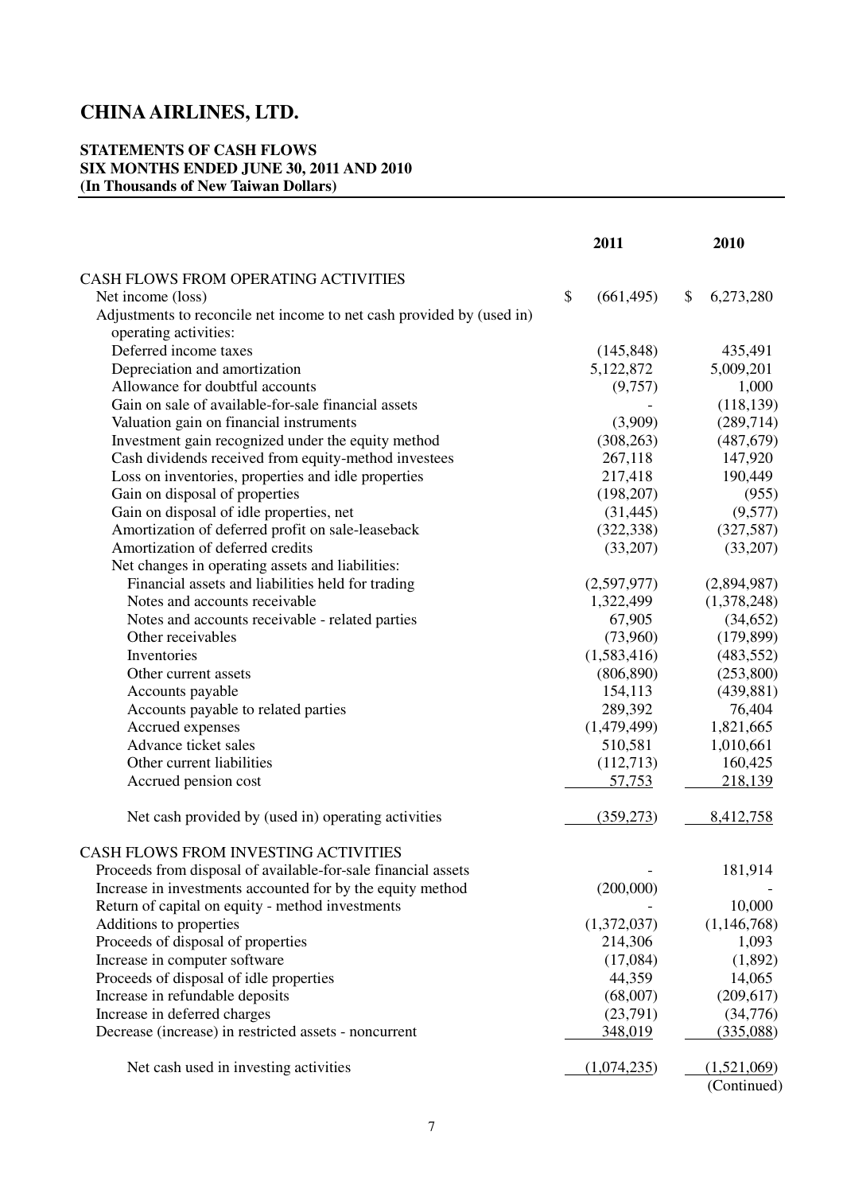# CHINA AIRLINES, LTD.

**STATEMENTS OF CASH FLOWS**
**SIX MONTHS ENDED JUNE 30, 2011 AND 2010**
**(In Thousands of New Taiwan Dollars)**

| | 2011 | 2010 |
|---|---|---|
| CASH FLOWS FROM OPERATING ACTIVITIES | | |
| Net income (loss) | $ (661,495) | $ 6,273,280 |
| Adjustments to reconcile net income to net cash provided by (used in) operating activities: | | |
| Deferred income taxes | (145,848) | 435,491 |
| Depreciation and amortization | 5,122,872 | 5,009,201 |
| Allowance for doubtful accounts | (9,757) | 1,000 |
| Gain on sale of available-for-sale financial assets | - | (118,139) |
| Valuation gain on financial instruments | (3,909) | (289,714) |
| Investment gain recognized under the equity method | (308,263) | (487,679) |
| Cash dividends received from equity-method investees | 267,118 | 147,920 |
| Loss on inventories, properties and idle properties | 217,418 | 190,449 |
| Gain on disposal of properties | (198,207) | (955) |
| Gain on disposal of idle properties, net | (31,445) | (9,577) |
| Amortization of deferred profit on sale-leaseback | (322,338) | (327,587) |
| Amortization of deferred credits | (33,207) | (33,207) |
| Net changes in operating assets and liabilities: | | |
| Financial assets and liabilities held for trading | (2,597,977) | (2,894,987) |
| Notes and accounts receivable | 1,322,499 | (1,378,248) |
| Notes and accounts receivable - related parties | 67,905 | (34,652) |
| Other receivables | (73,960) | (179,899) |
| Inventories | (1,583,416) | (483,552) |
| Other current assets | (806,890) | (253,800) |
| Accounts payable | 154,113 | (439,881) |
| Accounts payable to related parties | 289,392 | 76,404 |
| Accrued expenses | (1,479,499) | 1,821,665 |
| Advance ticket sales | 510,581 | 1,010,661 |
| Other current liabilities | (112,713) | 160,425 |
| Accrued pension cost | 57,753 | 218,139 |
| Net cash provided by (used in) operating activities | (359,273) | 8,412,758 |
| CASH FLOWS FROM INVESTING ACTIVITIES | | |
| Proceeds from disposal of available-for-sale financial assets | - | 181,914 |
| Increase in investments accounted for by the equity method | (200,000) | - |
| Return of capital on equity - method investments | - | 10,000 |
| Additions to properties | (1,372,037) | (1,146,768) |
| Proceeds of disposal of properties | 214,306 | 1,093 |
| Increase in computer software | (17,084) | (1,892) |
| Proceeds of disposal of idle properties | 44,359 | 14,065 |
| Increase in refundable deposits | (68,007) | (209,617) |
| Increase in deferred charges | (23,791) | (34,776) |
| Decrease (increase) in restricted assets - noncurrent | 348,019 | (335,088) |
| Net cash used in investing activities | (1,074,235) | (1,521,069) |

(Continued)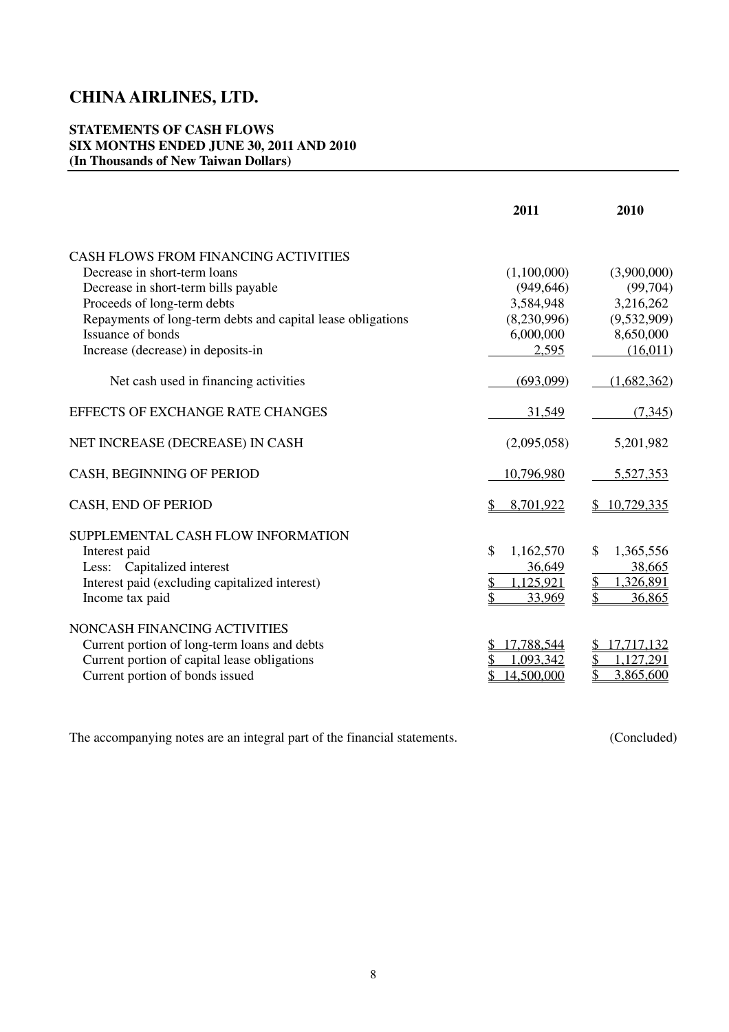# CHINA AIRLINES, LTD.

**STATEMENTS OF CASH FLOWS**
**SIX MONTHS ENDED JUNE 30, 2011 AND 2010**
**(In Thousands of New Taiwan Dollars)**

| | 2011 | 2010 |
|---|---|---|
| CASH FLOWS FROM FINANCING ACTIVITIES | | |
| Decrease in short-term loans | (1,100,000) | (3,900,000) |
| Decrease in short-term bills payable | (949,646) | (99,704) |
| Proceeds of long-term debts | 3,584,948 | 3,216,262 |
| Repayments of long-term debts and capital lease obligations | (8,230,996) | (9,532,909) |
| Issuance of bonds | 6,000,000 | 8,650,000 |
| Increase (decrease) in deposits-in | 2,595 | (16,011) |
| Net cash used in financing activities | (693,099) | (1,682,362) |
| EFFECTS OF EXCHANGE RATE CHANGES | 31,549 | (7,345) |
| NET INCREASE (DECREASE) IN CASH | (2,095,058) | 5,201,982 |
| CASH, BEGINNING OF PERIOD | 10,796,980 | 5,527,353 |
| CASH, END OF PERIOD | $ 8,701,922 | $ 10,729,335 |
| SUPPLEMENTAL CASH FLOW INFORMATION | | |
| Interest paid | $ 1,162,570 | $ 1,365,556 |
| Less: Capitalized interest | 36,649 | 38,665 |
| Interest paid (excluding capitalized interest) | $ 1,125,921 | $ 1,326,891 |
| Income tax paid | $ 33,969 | $ 36,865 |
| NONCASH FINANCING ACTIVITIES | | |
| Current portion of long-term loans and debts | $ 17,788,544 | $ 17,717,132 |
| Current portion of capital lease obligations | $ 1,093,342 | $ 1,127,291 |
| Current portion of bonds issued | $ 14,500,000 | $ 3,865,600 |

The accompanying notes are an integral part of the financial statements. (Concluded)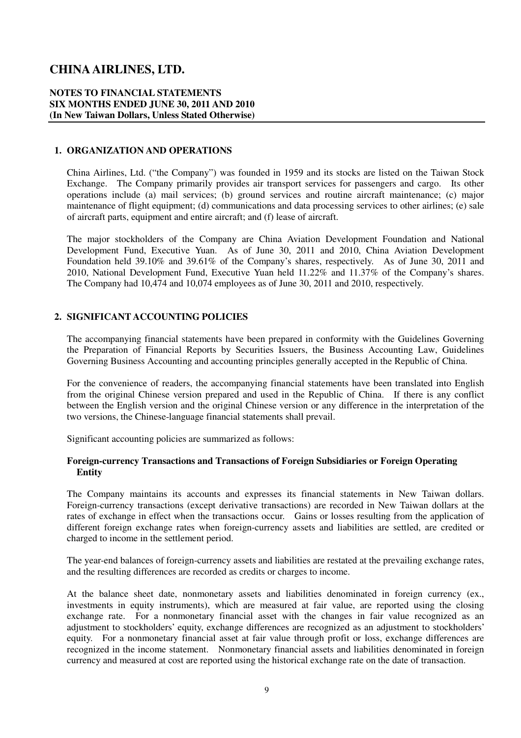# CHINA AIRLINES, LTD.

**NOTES TO FINANCIAL STATEMENTS**
**SIX MONTHS ENDED JUNE 30, 2011 AND 2010**
**(In New Taiwan Dollars, Unless Stated Otherwise)**

## 1. ORGANIZATION AND OPERATIONS

China Airlines, Ltd. ("the Company") was founded in 1959 and its stocks are listed on the Taiwan Stock Exchange. The Company primarily provides air transport services for passengers and cargo. Its other operations include (a) mail services; (b) ground services and routine aircraft maintenance; (c) major maintenance of flight equipment; (d) communications and data processing services to other airlines; (e) sale of aircraft parts, equipment and entire aircraft; and (f) lease of aircraft.

The major stockholders of the Company are China Aviation Development Foundation and National Development Fund, Executive Yuan. As of June 30, 2011 and 2010, China Aviation Development Foundation held 39.10% and 39.61% of the Company's shares, respectively. As of June 30, 2011 and 2010, National Development Fund, Executive Yuan held 11.22% and 11.37% of the Company's shares. The Company had 10,474 and 10,074 employees as of June 30, 2011 and 2010, respectively.

## 2. SIGNIFICANT ACCOUNTING POLICIES

The accompanying financial statements have been prepared in conformity with the Guidelines Governing the Preparation of Financial Reports by Securities Issuers, the Business Accounting Law, Guidelines Governing Business Accounting and accounting principles generally accepted in the Republic of China.

For the convenience of readers, the accompanying financial statements have been translated into English from the original Chinese version prepared and used in the Republic of China. If there is any conflict between the English version and the original Chinese version or any difference in the interpretation of the two versions, the Chinese-language financial statements shall prevail.

Significant accounting policies are summarized as follows:

### Foreign-currency Transactions and Transactions of Foreign Subsidiaries or Foreign Operating Entity

The Company maintains its accounts and expresses its financial statements in New Taiwan dollars. Foreign-currency transactions (except derivative transactions) are recorded in New Taiwan dollars at the rates of exchange in effect when the transactions occur. Gains or losses resulting from the application of different foreign exchange rates when foreign-currency assets and liabilities are settled, are credited or charged to income in the settlement period.

The year-end balances of foreign-currency assets and liabilities are restated at the prevailing exchange rates, and the resulting differences are recorded as credits or charges to income.

At the balance sheet date, nonmonetary assets and liabilities denominated in foreign currency (ex., investments in equity instruments), which are measured at fair value, are reported using the closing exchange rate. For a nonmonetary financial asset with the changes in fair value recognized as an adjustment to stockholders' equity, exchange differences are recognized as an adjustment to stockholders' equity. For a nonmonetary financial asset at fair value through profit or loss, exchange differences are recognized in the income statement. Nonmonetary financial assets and liabilities denominated in foreign currency and measured at cost are reported using the historical exchange rate on the date of transaction.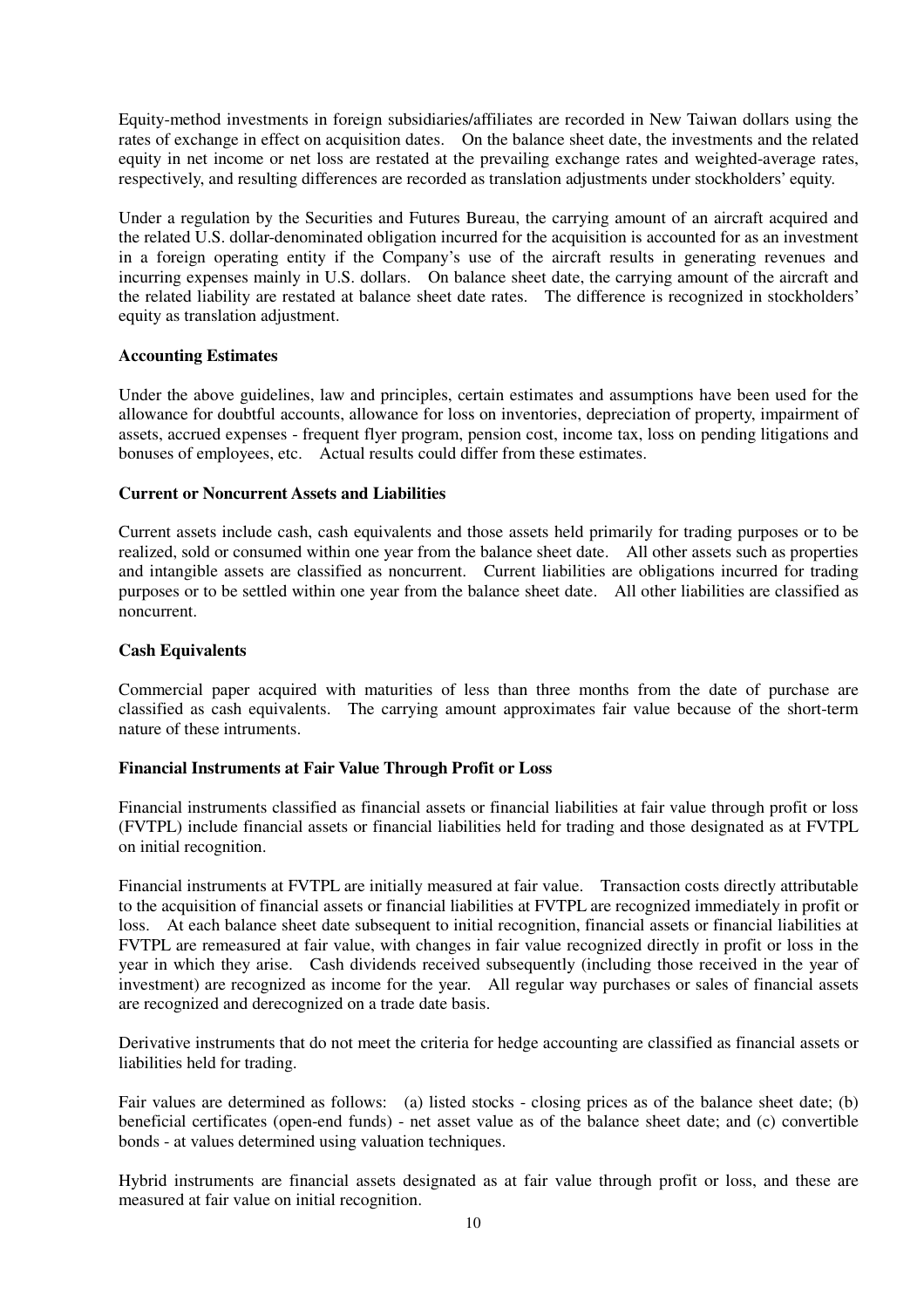Equity-method investments in foreign subsidiaries/affiliates are recorded in New Taiwan dollars using the rates of exchange in effect on acquisition dates. On the balance sheet date, the investments and the related equity in net income or net loss are restated at the prevailing exchange rates and weighted-average rates, respectively, and resulting differences are recorded as translation adjustments under stockholders' equity.

Under a regulation by the Securities and Futures Bureau, the carrying amount of an aircraft acquired and the related U.S. dollar-denominated obligation incurred for the acquisition is accounted for as an investment in a foreign operating entity if the Company's use of the aircraft results in generating revenues and incurring expenses mainly in U.S. dollars. On balance sheet date, the carrying amount of the aircraft and the related liability are restated at balance sheet date rates. The difference is recognized in stockholders' equity as translation adjustment.

**Accounting Estimates**

Under the above guidelines, law and principles, certain estimates and assumptions have been used for the allowance for doubtful accounts, allowance for loss on inventories, depreciation of property, impairment of assets, accrued expenses - frequent flyer program, pension cost, income tax, loss on pending litigations and bonuses of employees, etc. Actual results could differ from these estimates.

**Current or Noncurrent Assets and Liabilities**

Current assets include cash, cash equivalents and those assets held primarily for trading purposes or to be realized, sold or consumed within one year from the balance sheet date. All other assets such as properties and intangible assets are classified as noncurrent. Current liabilities are obligations incurred for trading purposes or to be settled within one year from the balance sheet date. All other liabilities are classified as noncurrent.

**Cash Equivalents**

Commercial paper acquired with maturities of less than three months from the date of purchase are classified as cash equivalents. The carrying amount approximates fair value because of the short-term nature of these intruments.

**Financial Instruments at Fair Value Through Profit or Loss**

Financial instruments classified as financial assets or financial liabilities at fair value through profit or loss (FVTPL) include financial assets or financial liabilities held for trading and those designated as at FVTPL on initial recognition.

Financial instruments at FVTPL are initially measured at fair value. Transaction costs directly attributable to the acquisition of financial assets or financial liabilities at FVTPL are recognized immediately in profit or loss. At each balance sheet date subsequent to initial recognition, financial assets or financial liabilities at FVTPL are remeasured at fair value, with changes in fair value recognized directly in profit or loss in the year in which they arise. Cash dividends received subsequently (including those received in the year of investment) are recognized as income for the year. All regular way purchases or sales of financial assets are recognized and derecognized on a trade date basis.

Derivative instruments that do not meet the criteria for hedge accounting are classified as financial assets or liabilities held for trading.

Fair values are determined as follows: (a) listed stocks - closing prices as of the balance sheet date; (b) beneficial certificates (open-end funds) - net asset value as of the balance sheet date; and (c) convertible bonds - at values determined using valuation techniques.

Hybrid instruments are financial assets designated as at fair value through profit or loss, and these are measured at fair value on initial recognition.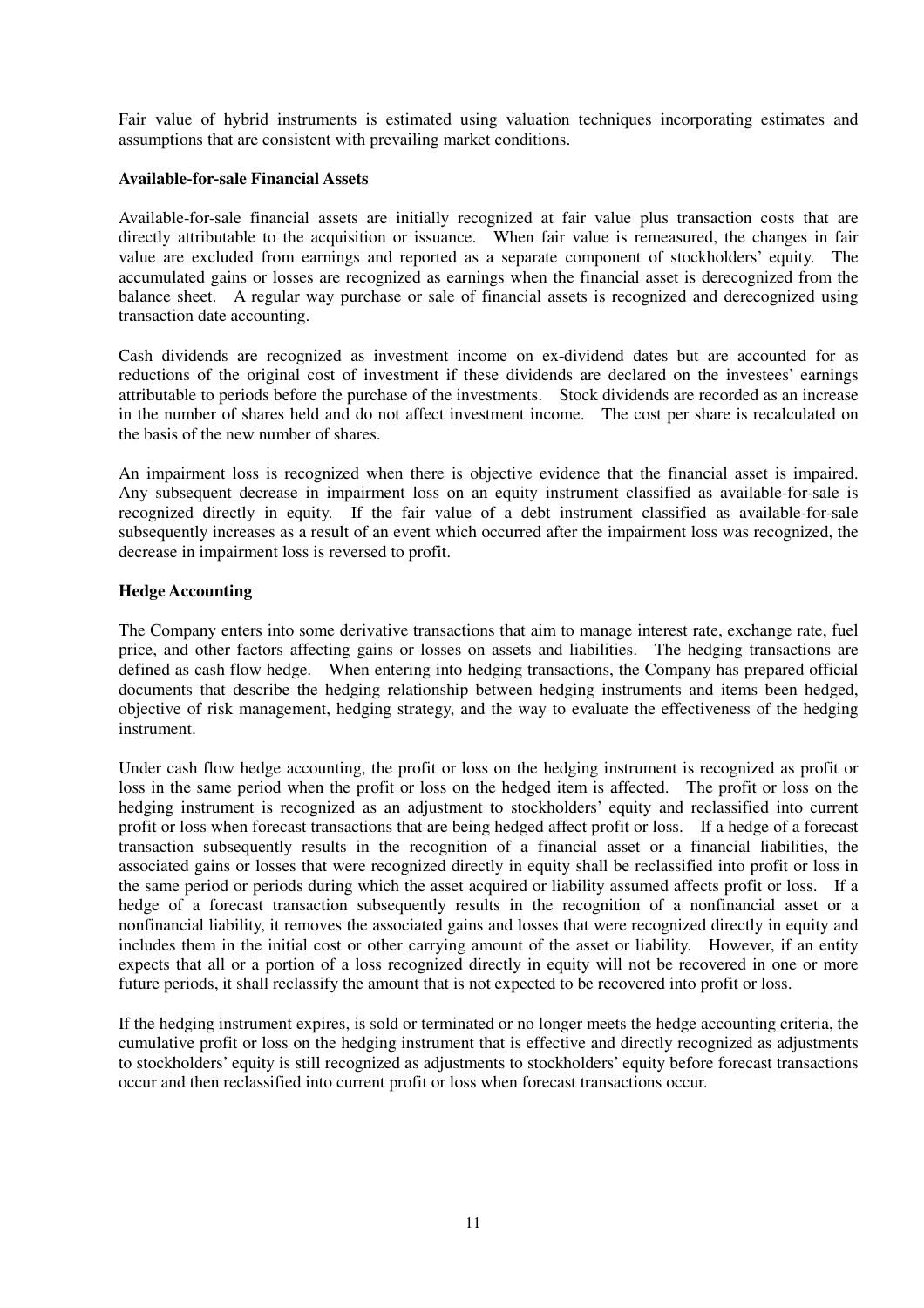Fair value of hybrid instruments is estimated using valuation techniques incorporating estimates and assumptions that are consistent with prevailing market conditions.

**Available-for-sale Financial Assets**

Available-for-sale financial assets are initially recognized at fair value plus transaction costs that are directly attributable to the acquisition or issuance. When fair value is remeasured, the changes in fair value are excluded from earnings and reported as a separate component of stockholders' equity. The accumulated gains or losses are recognized as earnings when the financial asset is derecognized from the balance sheet. A regular way purchase or sale of financial assets is recognized and derecognized using transaction date accounting.

Cash dividends are recognized as investment income on ex-dividend dates but are accounted for as reductions of the original cost of investment if these dividends are declared on the investees' earnings attributable to periods before the purchase of the investments. Stock dividends are recorded as an increase in the number of shares held and do not affect investment income. The cost per share is recalculated on the basis of the new number of shares.

An impairment loss is recognized when there is objective evidence that the financial asset is impaired. Any subsequent decrease in impairment loss on an equity instrument classified as available-for-sale is recognized directly in equity. If the fair value of a debt instrument classified as available-for-sale subsequently increases as a result of an event which occurred after the impairment loss was recognized, the decrease in impairment loss is reversed to profit.

**Hedge Accounting**

The Company enters into some derivative transactions that aim to manage interest rate, exchange rate, fuel price, and other factors affecting gains or losses on assets and liabilities. The hedging transactions are defined as cash flow hedge. When entering into hedging transactions, the Company has prepared official documents that describe the hedging relationship between hedging instruments and items been hedged, objective of risk management, hedging strategy, and the way to evaluate the effectiveness of the hedging instrument.

Under cash flow hedge accounting, the profit or loss on the hedging instrument is recognized as profit or loss in the same period when the profit or loss on the hedged item is affected. The profit or loss on the hedging instrument is recognized as an adjustment to stockholders' equity and reclassified into current profit or loss when forecast transactions that are being hedged affect profit or loss. If a hedge of a forecast transaction subsequently results in the recognition of a financial asset or a financial liabilities, the associated gains or losses that were recognized directly in equity shall be reclassified into profit or loss in the same period or periods during which the asset acquired or liability assumed affects profit or loss. If a hedge of a forecast transaction subsequently results in the recognition of a nonfinancial asset or a nonfinancial liability, it removes the associated gains and losses that were recognized directly in equity and includes them in the initial cost or other carrying amount of the asset or liability. However, if an entity expects that all or a portion of a loss recognized directly in equity will not be recovered in one or more future periods, it shall reclassify the amount that is not expected to be recovered into profit or loss.

If the hedging instrument expires, is sold or terminated or no longer meets the hedge accounting criteria, the cumulative profit or loss on the hedging instrument that is effective and directly recognized as adjustments to stockholders' equity is still recognized as adjustments to stockholders' equity before forecast transactions occur and then reclassified into current profit or loss when forecast transactions occur.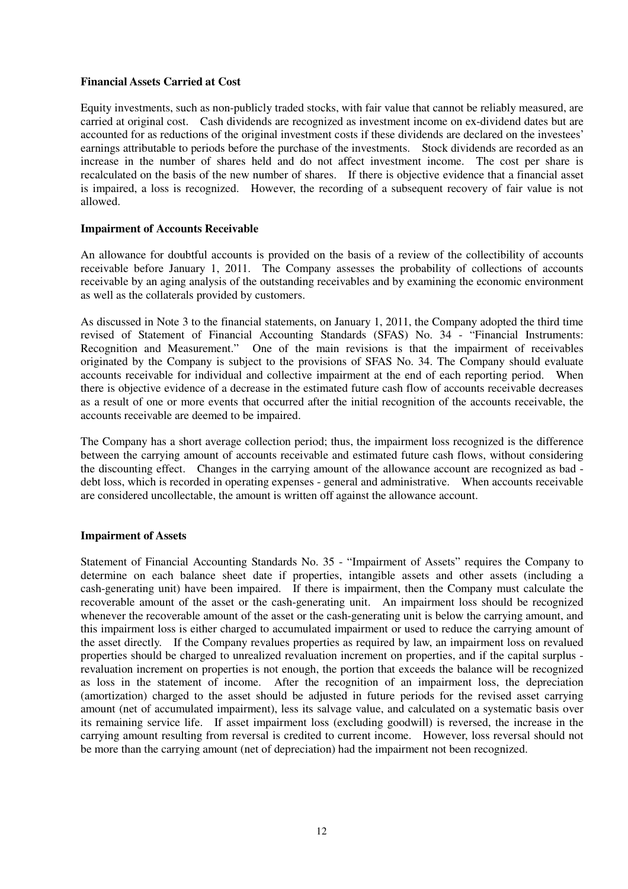**Financial Assets Carried at Cost**

Equity investments, such as non-publicly traded stocks, with fair value that cannot be reliably measured, are carried at original cost. Cash dividends are recognized as investment income on ex-dividend dates but are accounted for as reductions of the original investment costs if these dividends are declared on the investees' earnings attributable to periods before the purchase of the investments. Stock dividends are recorded as an increase in the number of shares held and do not affect investment income. The cost per share is recalculated on the basis of the new number of shares. If there is objective evidence that a financial asset is impaired, a loss is recognized. However, the recording of a subsequent recovery of fair value is not allowed.

**Impairment of Accounts Receivable**

An allowance for doubtful accounts is provided on the basis of a review of the collectibility of accounts receivable before January 1, 2011. The Company assesses the probability of collections of accounts receivable by an aging analysis of the outstanding receivables and by examining the economic environment as well as the collaterals provided by customers.

As discussed in Note 3 to the financial statements, on January 1, 2011, the Company adopted the third time revised of Statement of Financial Accounting Standards (SFAS) No. 34 - "Financial Instruments: Recognition and Measurement." One of the main revisions is that the impairment of receivables originated by the Company is subject to the provisions of SFAS No. 34. The Company should evaluate accounts receivable for individual and collective impairment at the end of each reporting period. When there is objective evidence of a decrease in the estimated future cash flow of accounts receivable decreases as a result of one or more events that occurred after the initial recognition of the accounts receivable, the accounts receivable are deemed to be impaired.

The Company has a short average collection period; thus, the impairment loss recognized is the difference between the carrying amount of accounts receivable and estimated future cash flows, without considering the discounting effect. Changes in the carrying amount of the allowance account are recognized as bad - debt loss, which is recorded in operating expenses - general and administrative. When accounts receivable are considered uncollectable, the amount is written off against the allowance account.

**Impairment of Assets**

Statement of Financial Accounting Standards No. 35 - "Impairment of Assets" requires the Company to determine on each balance sheet date if properties, intangible assets and other assets (including a cash-generating unit) have been impaired. If there is impairment, then the Company must calculate the recoverable amount of the asset or the cash-generating unit. An impairment loss should be recognized whenever the recoverable amount of the asset or the cash-generating unit is below the carrying amount, and this impairment loss is either charged to accumulated impairment or used to reduce the carrying amount of the asset directly. If the Company revalues properties as required by law, an impairment loss on revalued properties should be charged to unrealized revaluation increment on properties, and if the capital surplus - revaluation increment on properties is not enough, the portion that exceeds the balance will be recognized as loss in the statement of income. After the recognition of an impairment loss, the depreciation (amortization) charged to the asset should be adjusted in future periods for the revised asset carrying amount (net of accumulated impairment), less its salvage value, and calculated on a systematic basis over its remaining service life. If asset impairment loss (excluding goodwill) is reversed, the increase in the carrying amount resulting from reversal is credited to current income. However, loss reversal should not be more than the carrying amount (net of depreciation) had the impairment not been recognized.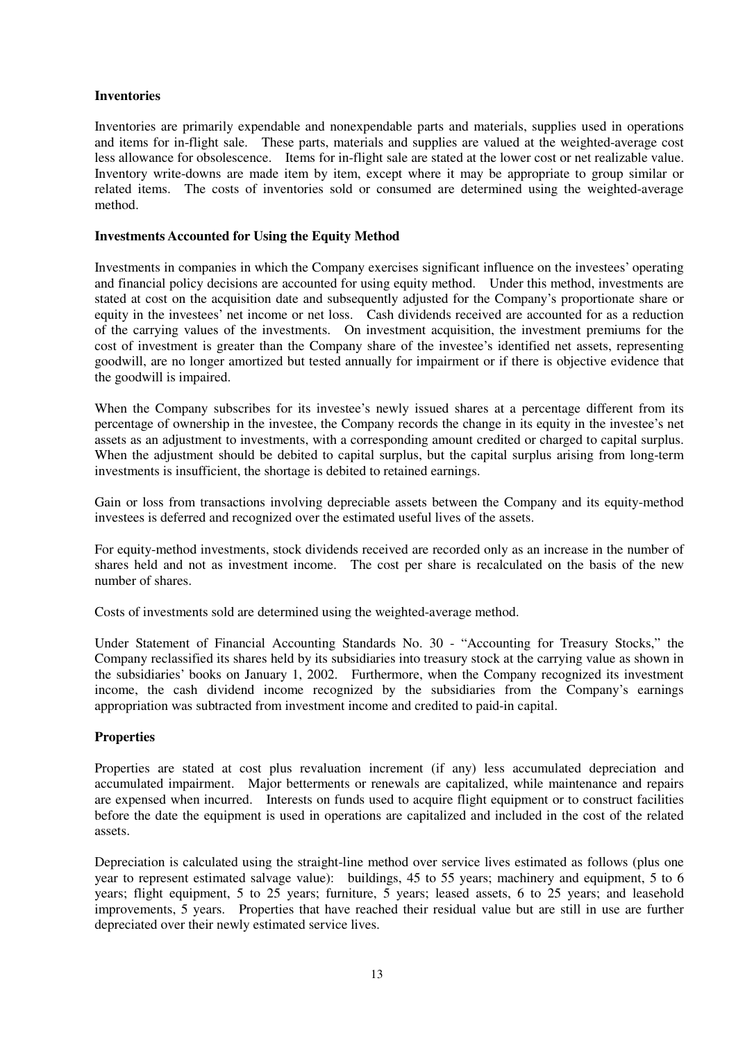**Inventories**

Inventories are primarily expendable and nonexpendable parts and materials, supplies used in operations and items for in-flight sale. These parts, materials and supplies are valued at the weighted-average cost less allowance for obsolescence. Items for in-flight sale are stated at the lower cost or net realizable value. Inventory write-downs are made item by item, except where it may be appropriate to group similar or related items. The costs of inventories sold or consumed are determined using the weighted-average method.

**Investments Accounted for Using the Equity Method**

Investments in companies in which the Company exercises significant influence on the investees' operating and financial policy decisions are accounted for using equity method. Under this method, investments are stated at cost on the acquisition date and subsequently adjusted for the Company's proportionate share or equity in the investees' net income or net loss. Cash dividends received are accounted for as a reduction of the carrying values of the investments. On investment acquisition, the investment premiums for the cost of investment is greater than the Company share of the investee's identified net assets, representing goodwill, are no longer amortized but tested annually for impairment or if there is objective evidence that the goodwill is impaired.

When the Company subscribes for its investee's newly issued shares at a percentage different from its percentage of ownership in the investee, the Company records the change in its equity in the investee's net assets as an adjustment to investments, with a corresponding amount credited or charged to capital surplus. When the adjustment should be debited to capital surplus, but the capital surplus arising from long-term investments is insufficient, the shortage is debited to retained earnings.

Gain or loss from transactions involving depreciable assets between the Company and its equity-method investees is deferred and recognized over the estimated useful lives of the assets.

For equity-method investments, stock dividends received are recorded only as an increase in the number of shares held and not as investment income. The cost per share is recalculated on the basis of the new number of shares.

Costs of investments sold are determined using the weighted-average method.

Under Statement of Financial Accounting Standards No. 30 - "Accounting for Treasury Stocks," the Company reclassified its shares held by its subsidiaries into treasury stock at the carrying value as shown in the subsidiaries' books on January 1, 2002. Furthermore, when the Company recognized its investment income, the cash dividend income recognized by the subsidiaries from the Company's earnings appropriation was subtracted from investment income and credited to paid-in capital.

**Properties**

Properties are stated at cost plus revaluation increment (if any) less accumulated depreciation and accumulated impairment. Major betterments or renewals are capitalized, while maintenance and repairs are expensed when incurred. Interests on funds used to acquire flight equipment or to construct facilities before the date the equipment is used in operations are capitalized and included in the cost of the related assets.

Depreciation is calculated using the straight-line method over service lives estimated as follows (plus one year to represent estimated salvage value): buildings, 45 to 55 years; machinery and equipment, 5 to 6 years; flight equipment, 5 to 25 years; furniture, 5 years; leased assets, 6 to 25 years; and leasehold improvements, 5 years. Properties that have reached their residual value but are still in use are further depreciated over their newly estimated service lives.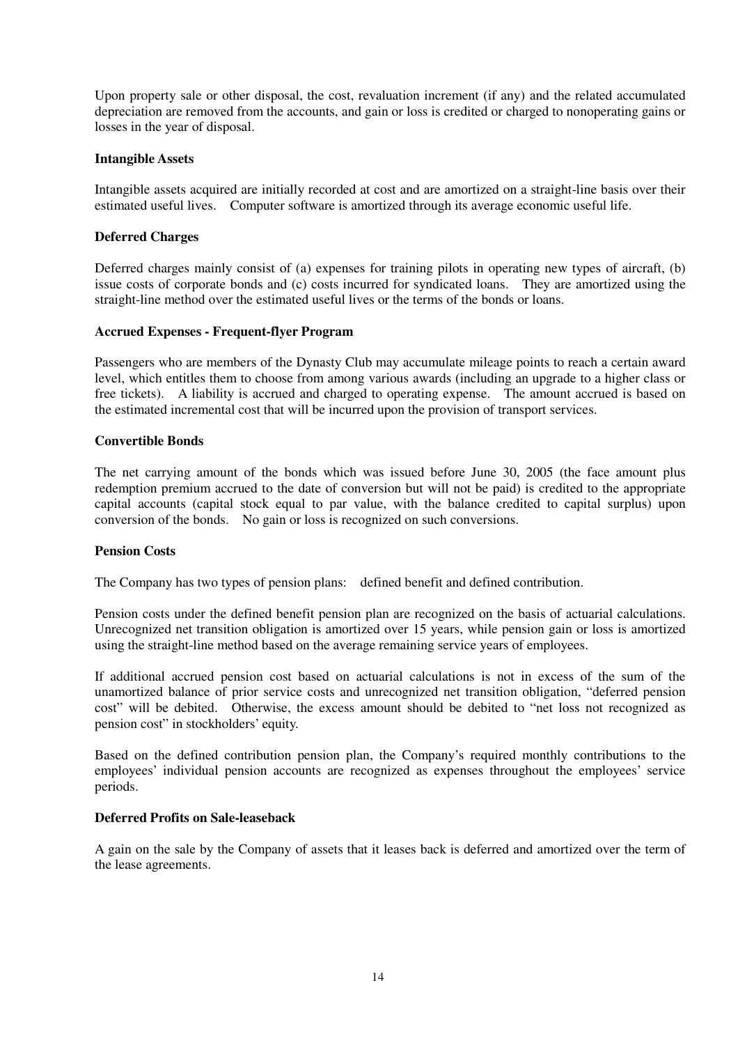Upon property sale or other disposal, the cost, revaluation increment (if any) and the related accumulated depreciation are removed from the accounts, and gain or loss is credited or charged to nonoperating gains or losses in the year of disposal.

**Intangible Assets**

Intangible assets acquired are initially recorded at cost and are amortized on a straight-line basis over their estimated useful lives. Computer software is amortized through its average economic useful life.

**Deferred Charges**

Deferred charges mainly consist of (a) expenses for training pilots in operating new types of aircraft, (b) issue costs of corporate bonds and (c) costs incurred for syndicated loans. They are amortized using the straight-line method over the estimated useful lives or the terms of the bonds or loans.

**Accrued Expenses - Frequent-flyer Program**

Passengers who are members of the Dynasty Club may accumulate mileage points to reach a certain award level, which entitles them to choose from among various awards (including an upgrade to a higher class or free tickets). A liability is accrued and charged to operating expense. The amount accrued is based on the estimated incremental cost that will be incurred upon the provision of transport services.

**Convertible Bonds**

The net carrying amount of the bonds which was issued before June 30, 2005 (the face amount plus redemption premium accrued to the date of conversion but will not be paid) is credited to the appropriate capital accounts (capital stock equal to par value, with the balance credited to capital surplus) upon conversion of the bonds. No gain or loss is recognized on such conversions.

**Pension Costs**

The Company has two types of pension plans: defined benefit and defined contribution.

Pension costs under the defined benefit pension plan are recognized on the basis of actuarial calculations. Unrecognized net transition obligation is amortized over 15 years, while pension gain or loss is amortized using the straight-line method based on the average remaining service years of employees.

If additional accrued pension cost based on actuarial calculations is not in excess of the sum of the unamortized balance of prior service costs and unrecognized net transition obligation, "deferred pension cost" will be debited. Otherwise, the excess amount should be debited to "net loss not recognized as pension cost" in stockholders' equity.

Based on the defined contribution pension plan, the Company's required monthly contributions to the employees' individual pension accounts are recognized as expenses throughout the employees' service periods.

**Deferred Profits on Sale-leaseback**

A gain on the sale by the Company of assets that it leases back is deferred and amortized over the term of the lease agreements.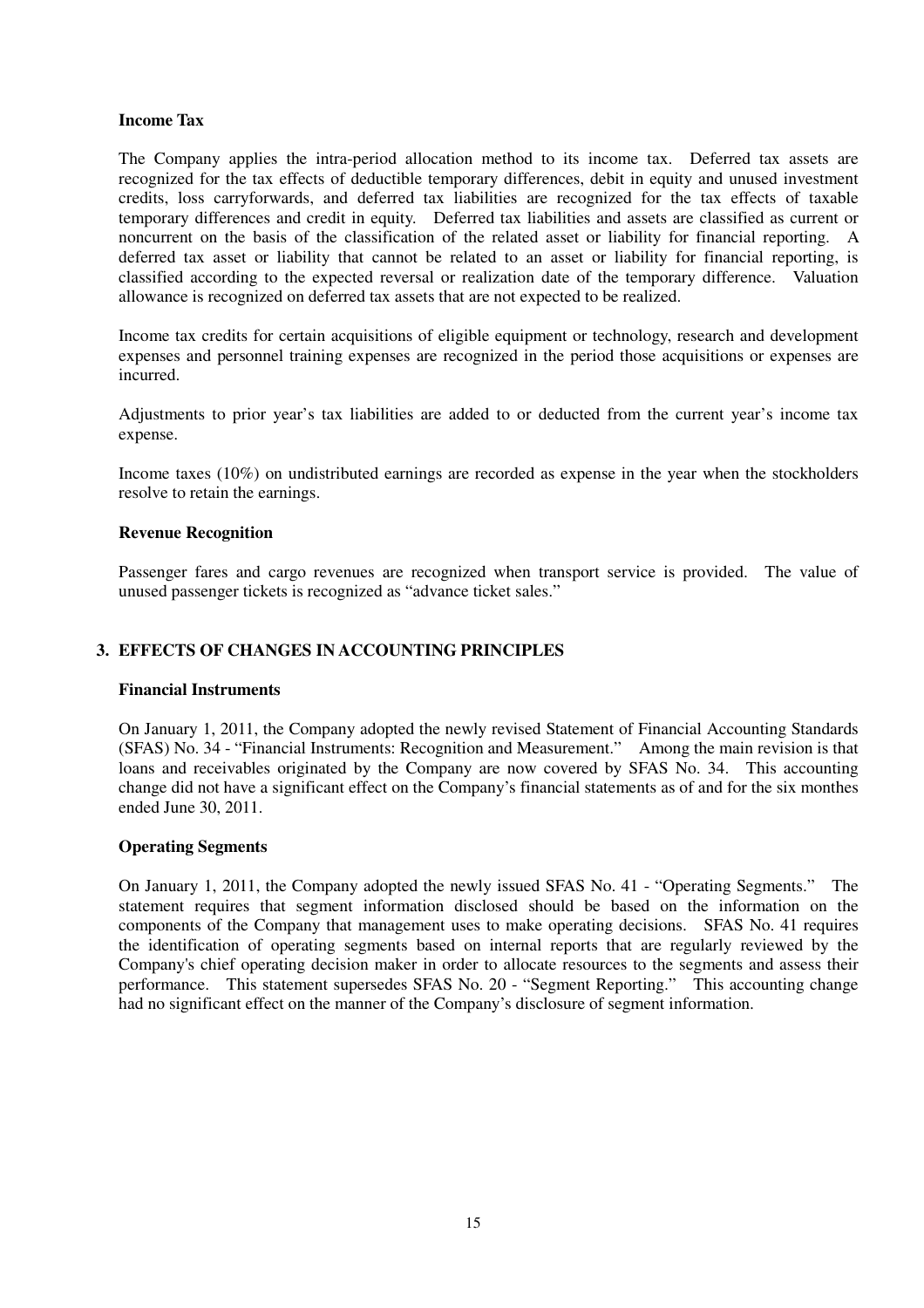**Income Tax**

The Company applies the intra-period allocation method to its income tax. Deferred tax assets are recognized for the tax effects of deductible temporary differences, debit in equity and unused investment credits, loss carryforwards, and deferred tax liabilities are recognized for the tax effects of taxable temporary differences and credit in equity. Deferred tax liabilities and assets are classified as current or noncurrent on the basis of the classification of the related asset or liability for financial reporting. A deferred tax asset or liability that cannot be related to an asset or liability for financial reporting, is classified according to the expected reversal or realization date of the temporary difference. Valuation allowance is recognized on deferred tax assets that are not expected to be realized.

Income tax credits for certain acquisitions of eligible equipment or technology, research and development expenses and personnel training expenses are recognized in the period those acquisitions or expenses are incurred.

Adjustments to prior year's tax liabilities are added to or deducted from the current year's income tax expense.

Income taxes (10%) on undistributed earnings are recorded as expense in the year when the stockholders resolve to retain the earnings.

**Revenue Recognition**

Passenger fares and cargo revenues are recognized when transport service is provided. The value of unused passenger tickets is recognized as "advance ticket sales."

## 3. EFFECTS OF CHANGES IN ACCOUNTING PRINCIPLES

**Financial Instruments**

On January 1, 2011, the Company adopted the newly revised Statement of Financial Accounting Standards (SFAS) No. 34 - "Financial Instruments: Recognition and Measurement." Among the main revision is that loans and receivables originated by the Company are now covered by SFAS No. 34. This accounting change did not have a significant effect on the Company's financial statements as of and for the six monthes ended June 30, 2011.

**Operating Segments**

On January 1, 2011, the Company adopted the newly issued SFAS No. 41 - "Operating Segments." The statement requires that segment information disclosed should be based on the information on the components of the Company that management uses to make operating decisions. SFAS No. 41 requires the identification of operating segments based on internal reports that are regularly reviewed by the Company's chief operating decision maker in order to allocate resources to the segments and assess their performance. This statement supersedes SFAS No. 20 - "Segment Reporting." This accounting change had no significant effect on the manner of the Company's disclosure of segment information.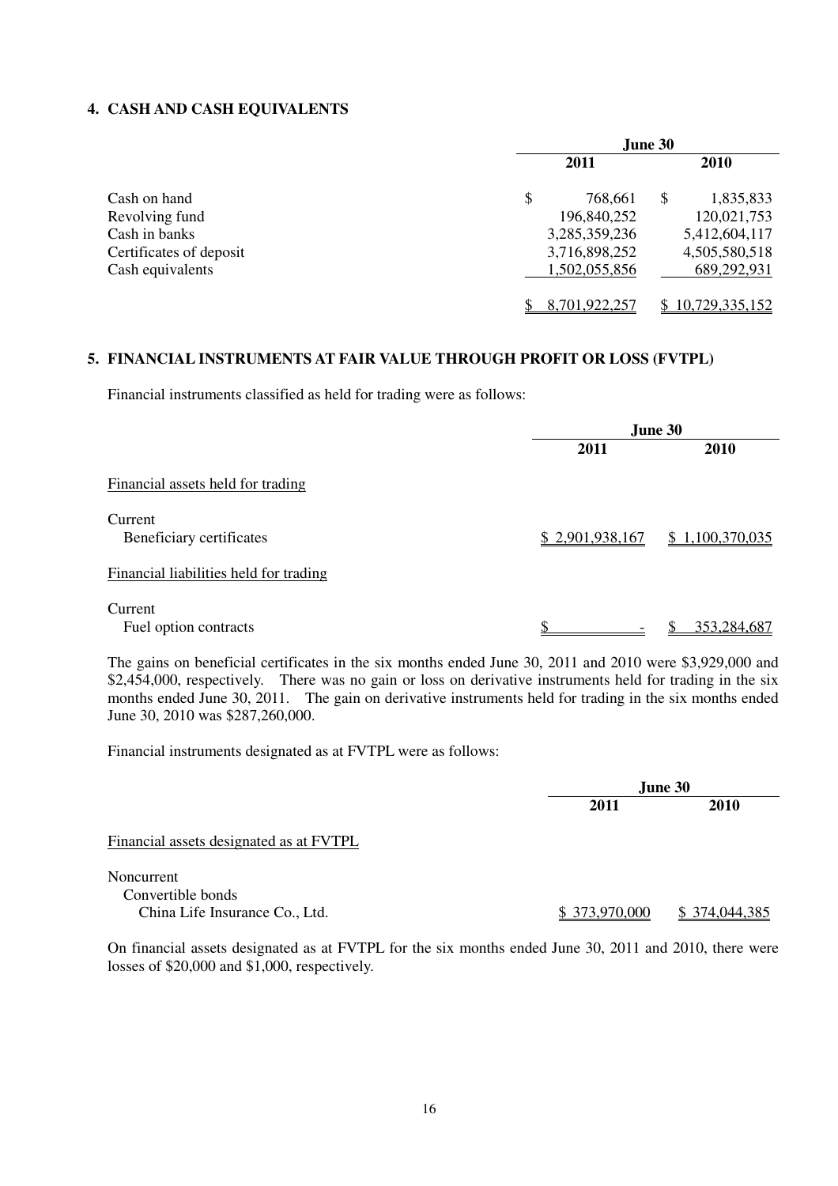## 4. CASH AND CASH EQUIVALENTS

| | June 30 | |
|---|---|---|
| | 2011 | 2010 |
| Cash on hand | $ 768,661 | $ 1,835,833 |
| Revolving fund | 196,840,252 | 120,021,753 |
| Cash in banks | 3,285,359,236 | 5,412,604,117 |
| Certificates of deposit | 3,716,898,252 | 4,505,580,518 |
| Cash equivalents | 1,502,055,856 | 689,292,931 |
| | $ 8,701,922,257 | $ 10,729,335,152 |

## 5. FINANCIAL INSTRUMENTS AT FAIR VALUE THROUGH PROFIT OR LOSS (FVTPL)

Financial instruments classified as held for trading were as follows:

| | June 30 | |
|---|---|---|
| | 2011 | 2010 |
| Financial assets held for trading | | |
| Current | | |
| Beneficiary certificates | $ 2,901,938,167 | $ 1,100,370,035 |
| Financial liabilities held for trading | | |
| Current | | |
| Fuel option contracts | $ - | $ 353,284,687 |

The gains on beneficial certificates in the six months ended June 30, 2011 and 2010 were $3,929,000 and $2,454,000, respectively. There was no gain or loss on derivative instruments held for trading in the six months ended June 30, 2011. The gain on derivative instruments held for trading in the six months ended June 30, 2010 was $287,260,000.

Financial instruments designated as at FVTPL were as follows:

| | June 30 | |
|---|---|---|
| | 2011 | 2010 |
| Financial assets designated as at FVTPL | | |
| Noncurrent | | |
| Convertible bonds | | |
| China Life Insurance Co., Ltd. | $ 373,970,000 | $ 374,044,385 |

On financial assets designated as at FVTPL for the six months ended June 30, 2011 and 2010, there were losses of $20,000 and $1,000, respectively.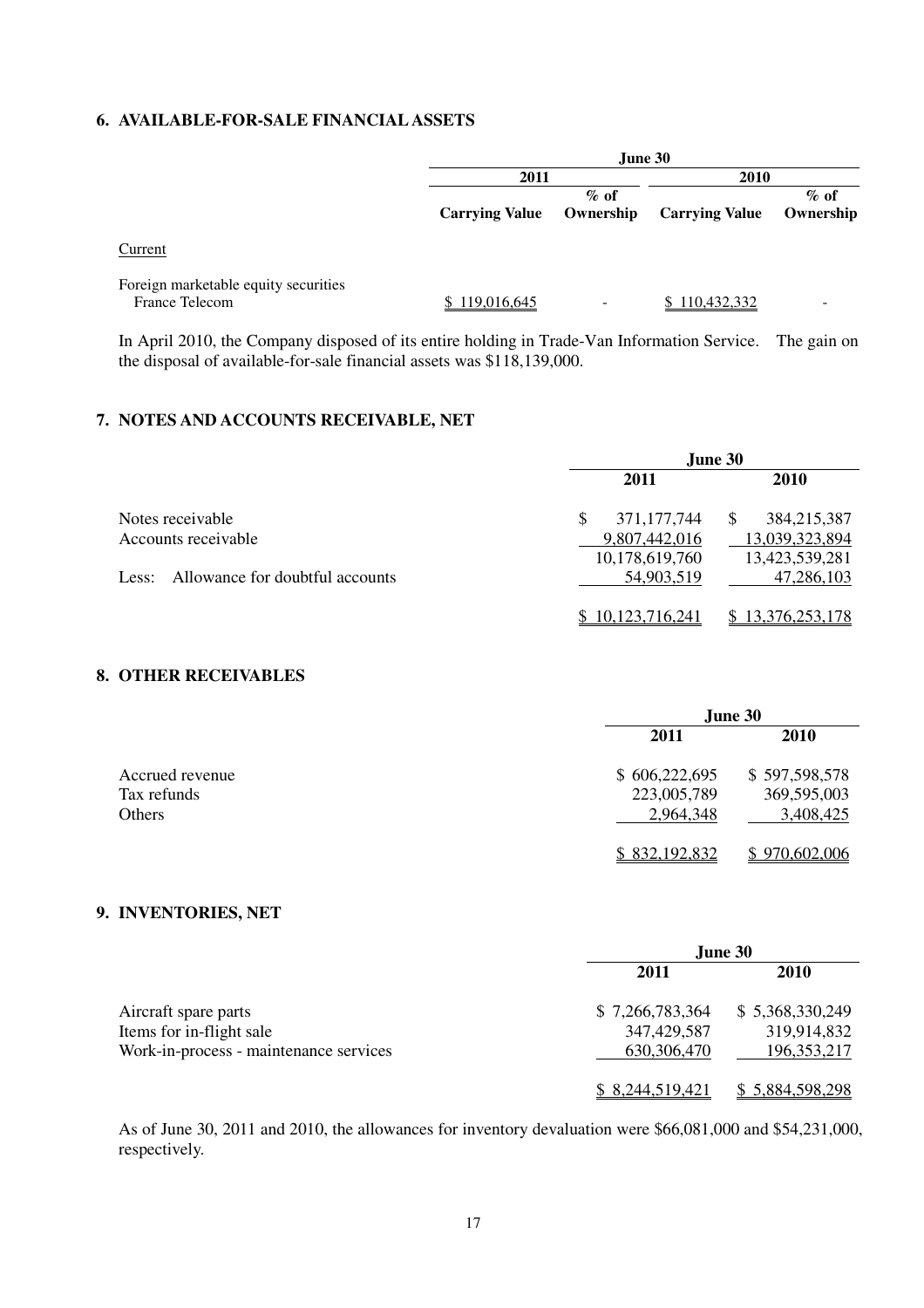## 6. AVAILABLE-FOR-SALE FINANCIAL ASSETS

| | June 30 | | | |
|---|---|---|---|---|
| | 2011 | | 2010 | |
| | Carrying Value | % of Ownership | Carrying Value | % of Ownership |
| Current | | | | |
| Foreign marketable equity securities | | | | |
| France Telecom | $ 119,016,645 | - | $ 110,432,332 | - |

In April 2010, the Company disposed of its entire holding in Trade-Van Information Service. The gain on the disposal of available-for-sale financial assets was $118,139,000.

## 7. NOTES AND ACCOUNTS RECEIVABLE, NET

| | June 30 | |
|---|---|---|
| | 2011 | 2010 |
| Notes receivable | $ 371,177,744 | $ 384,215,387 |
| Accounts receivable | 9,807,442,016 | 13,039,323,894 |
| | 10,178,619,760 | 13,423,539,281 |
| Less: Allowance for doubtful accounts | 54,903,519 | 47,286,103 |
| | $ 10,123,716,241 | $ 13,376,253,178 |

## 8. OTHER RECEIVABLES

| | June 30 | |
|---|---|---|
| | 2011 | 2010 |
| Accrued revenue | $ 606,222,695 | $ 597,598,578 |
| Tax refunds | 223,005,789 | 369,595,003 |
| Others | 2,964,348 | 3,408,425 |
| | $ 832,192,832 | $ 970,602,006 |

## 9. INVENTORIES, NET

| | June 30 | |
|---|---|---|
| | 2011 | 2010 |
| Aircraft spare parts | $ 7,266,783,364 | $ 5,368,330,249 |
| Items for in-flight sale | 347,429,587 | 319,914,832 |
| Work-in-process - maintenance services | 630,306,470 | 196,353,217 |
| | $ 8,244,519,421 | $ 5,884,598,298 |

As of June 30, 2011 and 2010, the allowances for inventory devaluation were $66,081,000 and $54,231,000, respectively.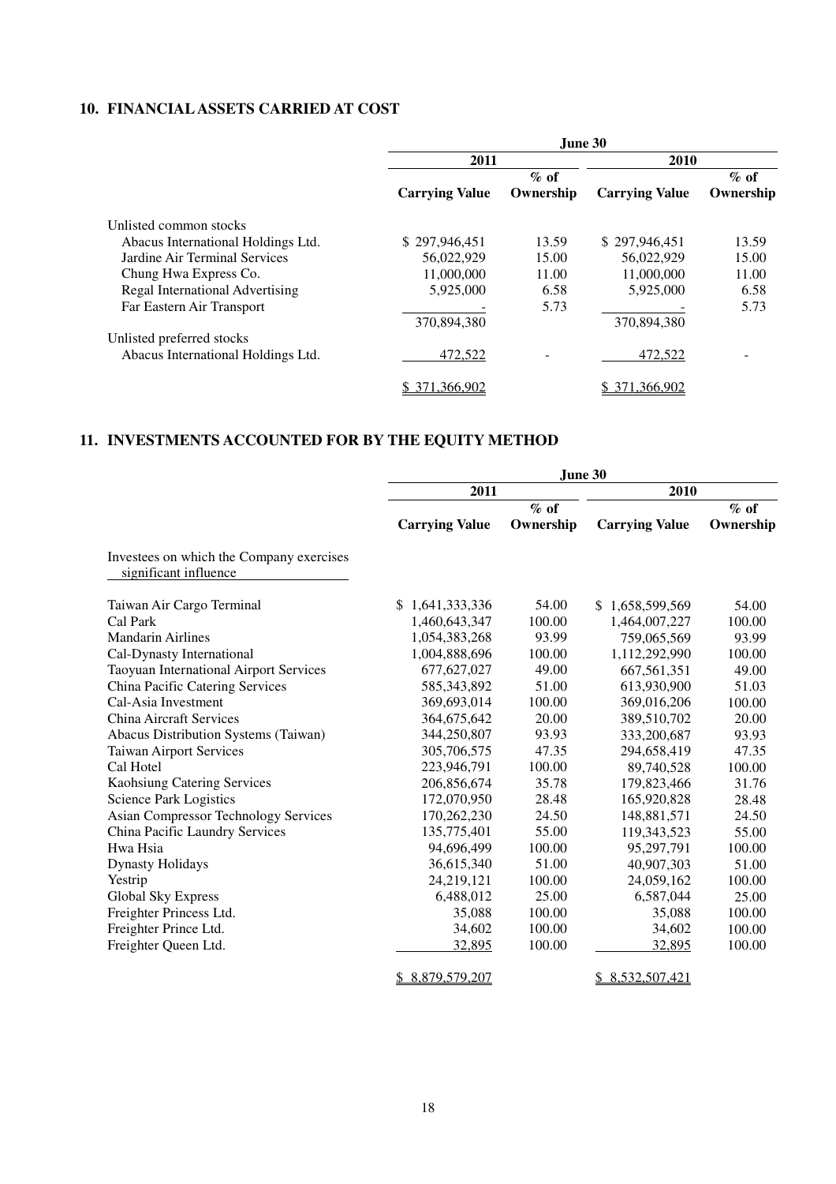## 10. FINANCIAL ASSETS CARRIED AT COST

| | June 30 | | | |
|---|---|---|---|---|
| | 2011 | | 2010 | |
| | Carrying Value | % of Ownership | Carrying Value | % of Ownership |
| Unlisted common stocks | | | | |
| Abacus International Holdings Ltd. | $ 297,946,451 | 13.59 | $ 297,946,451 | 13.59 |
| Jardine Air Terminal Services | 56,022,929 | 15.00 | 56,022,929 | 15.00 |
| Chung Hwa Express Co. | 11,000,000 | 11.00 | 11,000,000 | 11.00 |
| Regal International Advertising | 5,925,000 | 6.58 | 5,925,000 | 6.58 |
| Far Eastern Air Transport | - | 5.73 | - | 5.73 |
| | 370,894,380 | | 370,894,380 | |
| Unlisted preferred stocks | | | | |
| Abacus International Holdings Ltd. | 472,522 | - | 472,522 | - |
| | $ 371,366,902 | | $ 371,366,902 | |

## 11. INVESTMENTS ACCOUNTED FOR BY THE EQUITY METHOD

| | June 30 | | | |
|---|---|---|---|---|
| | 2011 | | 2010 | |
| | Carrying Value | % of Ownership | Carrying Value | % of Ownership |
| Investees on which the Company exercises significant influence | | | | |
| Taiwan Air Cargo Terminal | $ 1,641,333,336 | 54.00 | $ 1,658,599,569 | 54.00 |
| Cal Park | 1,460,643,347 | 100.00 | 1,464,007,227 | 100.00 |
| Mandarin Airlines | 1,054,383,268 | 93.99 | 759,065,569 | 93.99 |
| Cal-Dynasty International | 1,004,888,696 | 100.00 | 1,112,292,990 | 100.00 |
| Taoyuan International Airport Services | 677,627,027 | 49.00 | 667,561,351 | 49.00 |
| China Pacific Catering Services | 585,343,892 | 51.00 | 613,930,900 | 51.03 |
| Cal-Asia Investment | 369,693,014 | 100.00 | 369,016,206 | 100.00 |
| China Aircraft Services | 364,675,642 | 20.00 | 389,510,702 | 20.00 |
| Abacus Distribution Systems (Taiwan) | 344,250,807 | 93.93 | 333,200,687 | 93.93 |
| Taiwan Airport Services | 305,706,575 | 47.35 | 294,658,419 | 47.35 |
| Cal Hotel | 223,946,791 | 100.00 | 89,740,528 | 100.00 |
| Kaohsiung Catering Services | 206,856,674 | 35.78 | 179,823,466 | 31.76 |
| Science Park Logistics | 172,070,950 | 28.48 | 165,920,828 | 28.48 |
| Asian Compressor Technology Services | 170,262,230 | 24.50 | 148,881,571 | 24.50 |
| China Pacific Laundry Services | 135,775,401 | 55.00 | 119,343,523 | 55.00 |
| Hwa Hsia | 94,696,499 | 100.00 | 95,297,791 | 100.00 |
| Dynasty Holidays | 36,615,340 | 51.00 | 40,907,303 | 51.00 |
| Yestrip | 24,219,121 | 100.00 | 24,059,162 | 100.00 |
| Global Sky Express | 6,488,012 | 25.00 | 6,587,044 | 25.00 |
| Freighter Princess Ltd. | 35,088 | 100.00 | 35,088 | 100.00 |
| Freighter Prince Ltd. | 34,602 | 100.00 | 34,602 | 100.00 |
| Freighter Queen Ltd. | 32,895 | 100.00 | 32,895 | 100.00 |
| | $ 8,879,579,207 | | $ 8,532,507,421 | |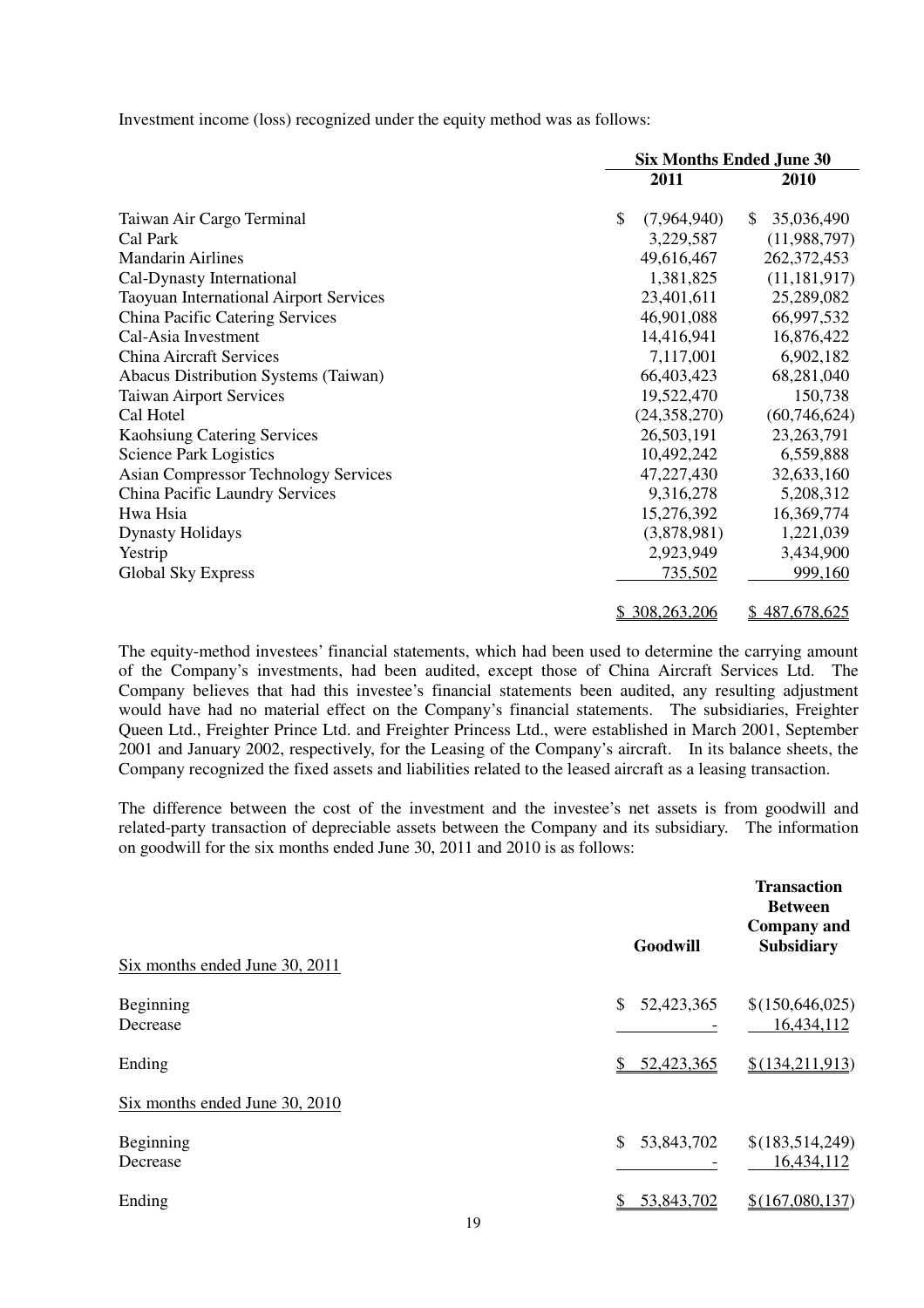Investment income (loss) recognized under the equity method was as follows:

| | Six Months Ended June 30 | |
|---|---|---|
| | 2011 | 2010 |
| Taiwan Air Cargo Terminal | $ (7,964,940) | $ 35,036,490 |
| Cal Park | 3,229,587 | (11,988,797) |
| Mandarin Airlines | 49,616,467 | 262,372,453 |
| Cal-Dynasty International | 1,381,825 | (11,181,917) |
| Taoyuan International Airport Services | 23,401,611 | 25,289,082 |
| China Pacific Catering Services | 46,901,088 | 66,997,532 |
| Cal-Asia Investment | 14,416,941 | 16,876,422 |
| China Aircraft Services | 7,117,001 | 6,902,182 |
| Abacus Distribution Systems (Taiwan) | 66,403,423 | 68,281,040 |
| Taiwan Airport Services | 19,522,470 | 150,738 |
| Cal Hotel | (24,358,270) | (60,746,624) |
| Kaohsiung Catering Services | 26,503,191 | 23,263,791 |
| Science Park Logistics | 10,492,242 | 6,559,888 |
| Asian Compressor Technology Services | 47,227,430 | 32,633,160 |
| China Pacific Laundry Services | 9,316,278 | 5,208,312 |
| Hwa Hsia | 15,276,392 | 16,369,774 |
| Dynasty Holidays | (3,878,981) | 1,221,039 |
| Yestrip | 2,923,949 | 3,434,900 |
| Global Sky Express | 735,502 | 999,160 |
| | $ 308,263,206 | $ 487,678,625 |

The equity-method investees' financial statements, which had been used to determine the carrying amount of the Company's investments, had been audited, except those of China Aircraft Services Ltd. The Company believes that had this investee's financial statements been audited, any resulting adjustment would have had no material effect on the Company's financial statements. The subsidiaries, Freighter Queen Ltd., Freighter Prince Ltd. and Freighter Princess Ltd., were established in March 2001, September 2001 and January 2002, respectively, for the Leasing of the Company's aircraft. In its balance sheets, the Company recognized the fixed assets and liabilities related to the leased aircraft as a leasing transaction.

The difference between the cost of the investment and the investee's net assets is from goodwill and related-party transaction of depreciable assets between the Company and its subsidiary. The information on goodwill for the six months ended June 30, 2011 and 2010 is as follows:

| | Goodwill | Transaction Between Company and Subsidiary |
|---|---|---|
| Six months ended June 30, 2011 | | |
| Beginning | $ 52,423,365 | $(150,646,025) |
| Decrease | - | 16,434,112 |
| Ending | $ 52,423,365 | $(134,211,913) |
| Six months ended June 30, 2010 | | |
| Beginning | $ 53,843,702 | $(183,514,249) |
| Decrease | - | 16,434,112 |
| Ending | $ 53,843,702 | $(167,080,137) |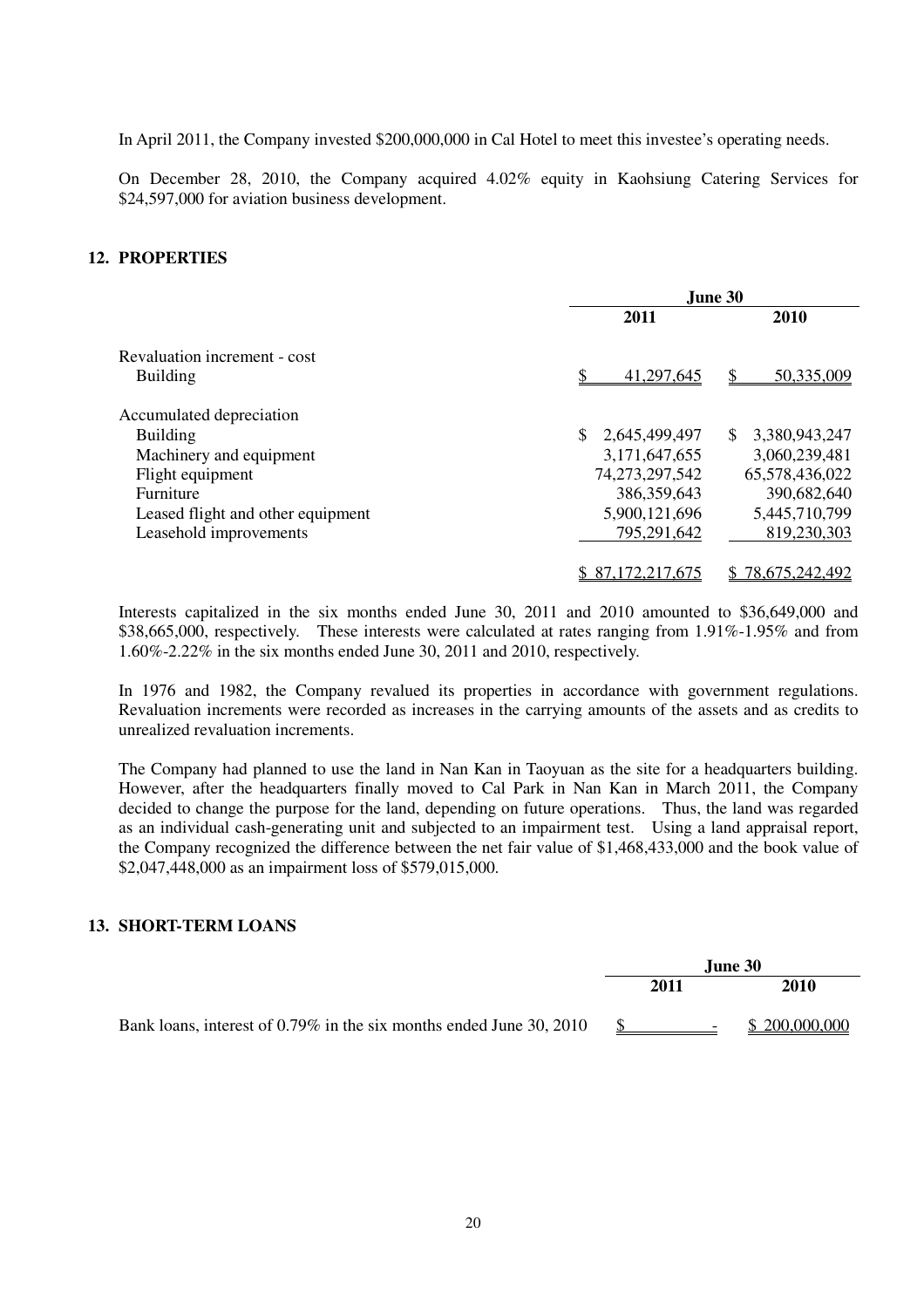In April 2011, the Company invested $200,000,000 in Cal Hotel to meet this investee's operating needs.

On December 28, 2010, the Company acquired 4.02% equity in Kaohsiung Catering Services for $24,597,000 for aviation business development.

## 12. PROPERTIES

| | June 30 | |
|---|---|---|
| | **2011** | **2010** |
| Revaluation increment - cost | | |
| Building | $ 41,297,645 | $ 50,335,009 |
| Accumulated depreciation | | |
| Building | $ 2,645,499,497 | $ 3,380,943,247 |
| Machinery and equipment | 3,171,647,655 | 3,060,239,481 |
| Flight equipment | 74,273,297,542 | 65,578,436,022 |
| Furniture | 386,359,643 | 390,682,640 |
| Leased flight and other equipment | 5,900,121,696 | 5,445,710,799 |
| Leasehold improvements | 795,291,642 | 819,230,303 |
| | $ 87,172,217,675 | $ 78,675,242,492 |

Interests capitalized in the six months ended June 30, 2011 and 2010 amounted to $36,649,000 and $38,665,000, respectively. These interests were calculated at rates ranging from 1.91%-1.95% and from 1.60%-2.22% in the six months ended June 30, 2011 and 2010, respectively.

In 1976 and 1982, the Company revalued its properties in accordance with government regulations. Revaluation increments were recorded as increases in the carrying amounts of the assets and as credits to unrealized revaluation increments.

The Company had planned to use the land in Nan Kan in Taoyuan as the site for a headquarters building. However, after the headquarters finally moved to Cal Park in Nan Kan in March 2011, the Company decided to change the purpose for the land, depending on future operations. Thus, the land was regarded as an individual cash-generating unit and subjected to an impairment test. Using a land appraisal report, the Company recognized the difference between the net fair value of $1,468,433,000 and the book value of $2,047,448,000 as an impairment loss of $579,015,000.

## 13. SHORT-TERM LOANS

| | June 30 | |
|---|---|---|
| | **2011** | **2010** |
| Bank loans, interest of 0.79% in the six months ended June 30, 2010 | $ - | $ 200,000,000 |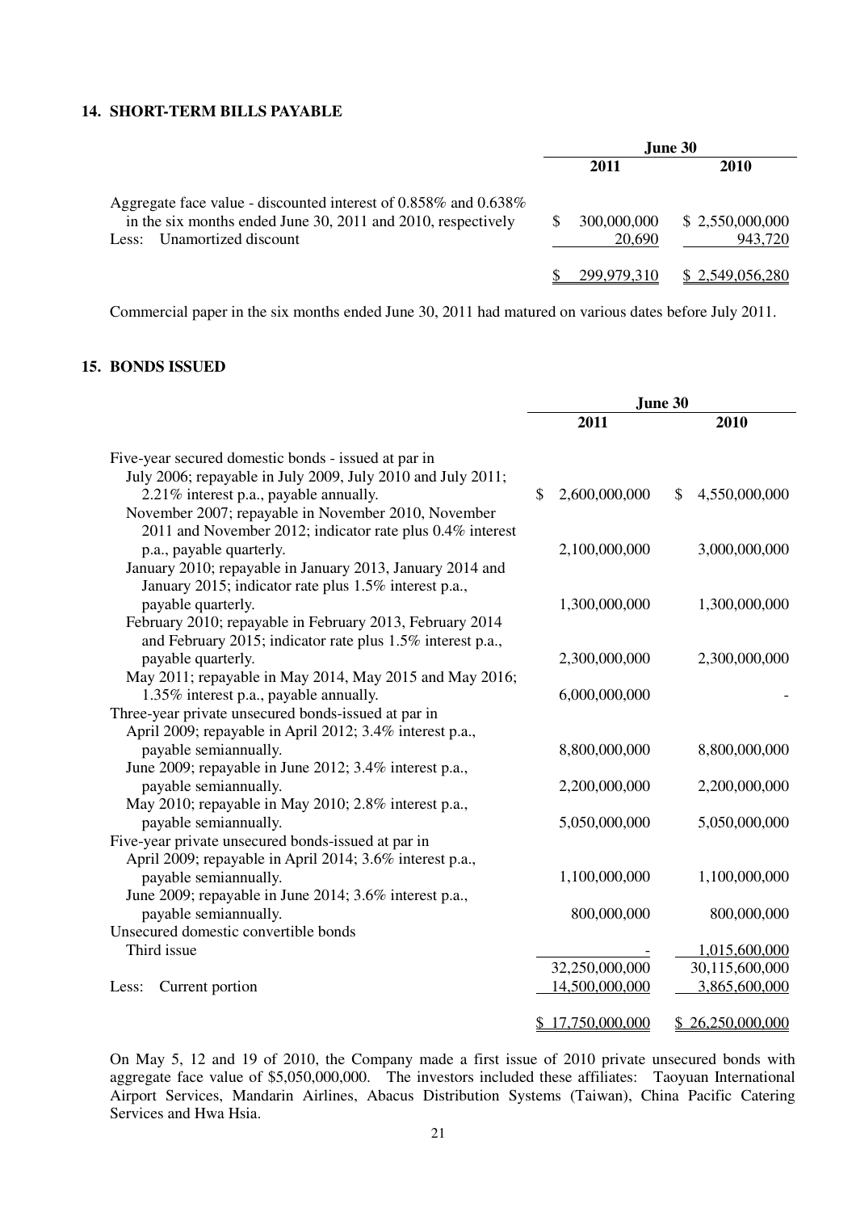## 14. SHORT-TERM BILLS PAYABLE

| | June 30 | |
|---|---|---|
| | 2011 | 2010 |
| Aggregate face value - discounted interest of 0.858% and 0.638% in the six months ended June 30, 2011 and 2010, respectively | $ 300,000,000 | $ 2,550,000,000 |
| Less: Unamortized discount | 20,690 | 943,720 |
| | $ 299,979,310 | $ 2,549,056,280 |

Commercial paper in the six months ended June 30, 2011 had matured on various dates before July 2011.

## 15. BONDS ISSUED

| | June 30 | |
|---|---|---|
| | 2011 | 2010 |
| Five-year secured domestic bonds - issued at par in | | |
| July 2006; repayable in July 2009, July 2010 and July 2011; 2.21% interest p.a., payable annually. | $ 2,600,000,000 | $ 4,550,000,000 |
| November 2007; repayable in November 2010, November 2011 and November 2012; indicator rate plus 0.4% interest p.a., payable quarterly. | 2,100,000,000 | 3,000,000,000 |
| January 2010; repayable in January 2013, January 2014 and January 2015; indicator rate plus 1.5% interest p.a., payable quarterly. | 1,300,000,000 | 1,300,000,000 |
| February 2010; repayable in February 2013, February 2014 and February 2015; indicator rate plus 1.5% interest p.a., payable quarterly. | 2,300,000,000 | 2,300,000,000 |
| May 2011; repayable in May 2014, May 2015 and May 2016; 1.35% interest p.a., payable annually. | 6,000,000,000 | - |
| Three-year private unsecured bonds-issued at par in | | |
| April 2009; repayable in April 2012; 3.4% interest p.a., payable semiannually. | 8,800,000,000 | 8,800,000,000 |
| June 2009; repayable in June 2012; 3.4% interest p.a., payable semiannually. | 2,200,000,000 | 2,200,000,000 |
| May 2010; repayable in May 2010; 2.8% interest p.a., payable semiannually. | 5,050,000,000 | 5,050,000,000 |
| Five-year private unsecured bonds-issued at par in | | |
| April 2009; repayable in April 2014; 3.6% interest p.a., payable semiannually. | 1,100,000,000 | 1,100,000,000 |
| June 2009; repayable in June 2014; 3.6% interest p.a., payable semiannually. | 800,000,000 | 800,000,000 |
| Unsecured domestic convertible bonds | | |
| Third issue | - | 1,015,600,000 |
| | 32,250,000,000 | 30,115,600,000 |
| Less: Current portion | 14,500,000,000 | 3,865,600,000 |
| | $ 17,750,000,000 | $ 26,250,000,000 |

On May 5, 12 and 19 of 2010, the Company made a first issue of 2010 private unsecured bonds with aggregate face value of $5,050,000,000. The investors included these affiliates: Taoyuan International Airport Services, Mandarin Airlines, Abacus Distribution Systems (Taiwan), China Pacific Catering Services and Hwa Hsia.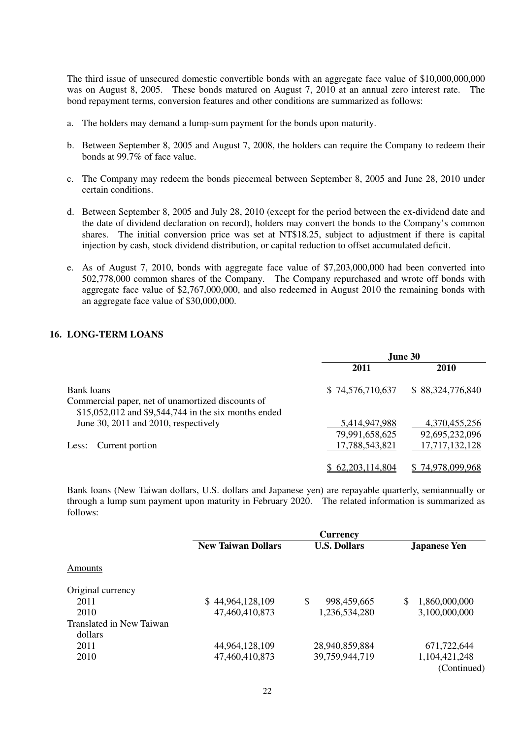The third issue of unsecured domestic convertible bonds with an aggregate face value of $10,000,000,000 was on August 8, 2005. These bonds matured on August 7, 2010 at an annual zero interest rate. The bond repayment terms, conversion features and other conditions are summarized as follows:

a. The holders may demand a lump-sum payment for the bonds upon maturity.

b. Between September 8, 2005 and August 7, 2008, the holders can require the Company to redeem their bonds at 99.7% of face value.

c. The Company may redeem the bonds piecemeal between September 8, 2005 and June 28, 2010 under certain conditions.

d. Between September 8, 2005 and July 28, 2010 (except for the period between the ex-dividend date and the date of dividend declaration on record), holders may convert the bonds to the Company's common shares. The initial conversion price was set at NT$18.25, subject to adjustment if there is capital injection by cash, stock dividend distribution, or capital reduction to offset accumulated deficit.

e. As of August 7, 2010, bonds with aggregate face value of $7,203,000,000 had been converted into 502,778,000 common shares of the Company. The Company repurchased and wrote off bonds with aggregate face value of $2,767,000,000, and also redeemed in August 2010 the remaining bonds with an aggregate face value of $30,000,000.

## 16. LONG-TERM LOANS

| | June 30 | |
|---|---|---|
| | 2011 | 2010 |
| Bank loans | $ 74,576,710,637 | $ 88,324,776,840 |
| Commercial paper, net of unamortized discounts of $15,052,012 and $9,544,744 in the six months ended June 30, 2011 and 2010, respectively | 5,414,947,988 | 4,370,455,256 |
| | 79,991,658,625 | 92,695,232,096 |
| Less: Current portion | 17,788,543,821 | 17,717,132,128 |
| | $ 62,203,114,804 | $ 74,978,099,968 |

Bank loans (New Taiwan dollars, U.S. dollars and Japanese yen) are repayable quarterly, semiannually or through a lump sum payment upon maturity in February 2020. The related information is summarized as follows:

| | Currency | | |
|---|---|---|---|
| | New Taiwan Dollars | U.S. Dollars | Japanese Yen |
| Amounts | | | |
| Original currency | | | |
| 2011 | $ 44,964,128,109 | $ 998,459,665 | $ 1,860,000,000 |
| 2010 | 47,460,410,873 | 1,236,534,280 | 3,100,000,000 |
| Translated in New Taiwan dollars | | | |
| 2011 | 44,964,128,109 | 28,940,859,884 | 671,722,644 |
| 2010 | 47,460,410,873 | 39,759,944,719 | 1,104,421,248 |

(Continued)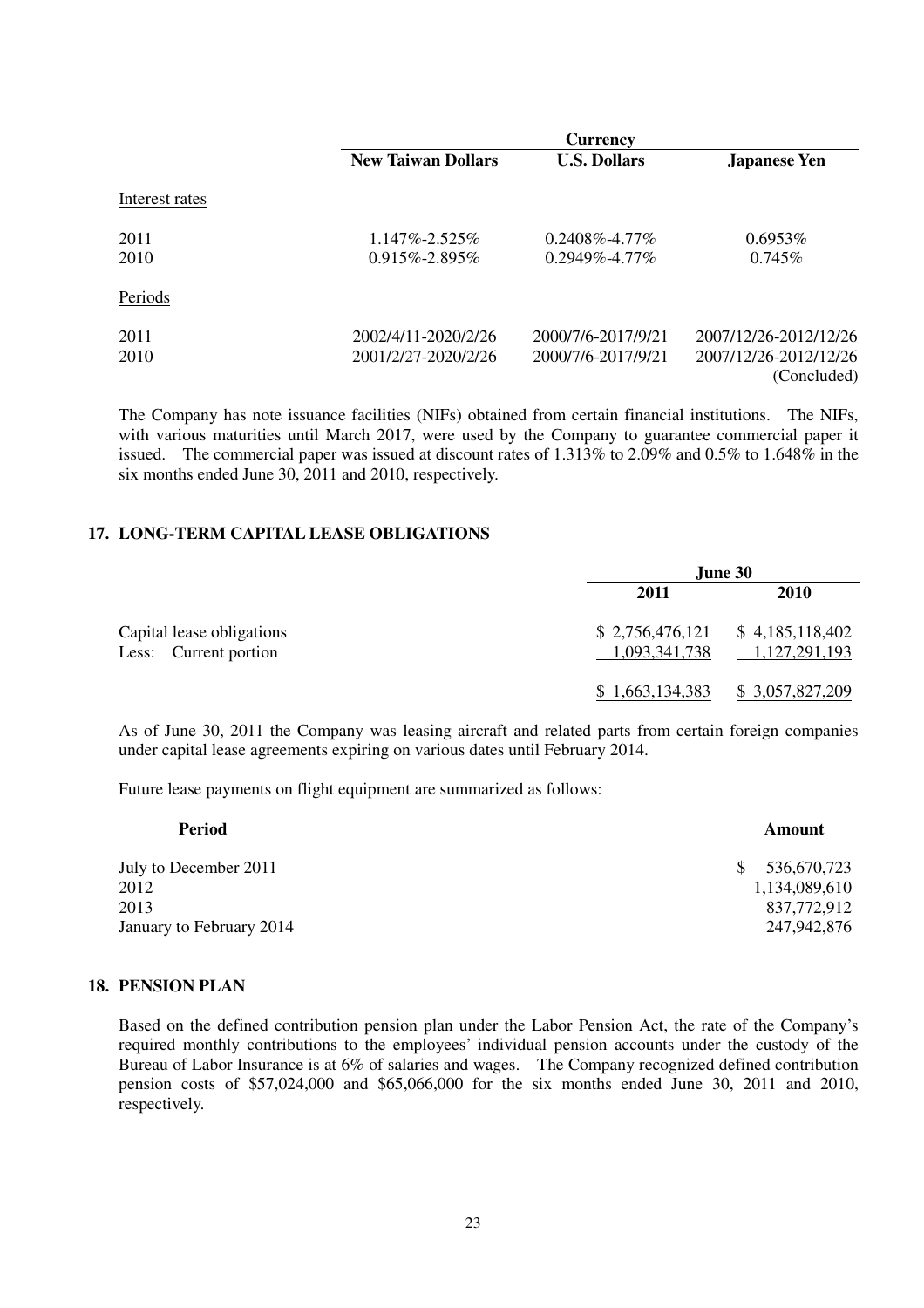| | Currency | | |
|---|---|---|---|
| | **New Taiwan Dollars** | **U.S. Dollars** | **Japanese Yen** |
| Interest rates | | | |
| 2011 | 1.147%-2.525% | 0.2408%-4.77% | 0.6953% |
| 2010 | 0.915%-2.895% | 0.2949%-4.77% | 0.745% |
| Periods | | | |
| 2011 | 2002/4/11-2020/2/26 | 2000/7/6-2017/9/21 | 2007/12/26-2012/12/26 |
| 2010 | 2001/2/27-2020/2/26 | 2000/7/6-2017/9/21 | 2007/12/26-2012/12/26 |

(Concluded)

The Company has note issuance facilities (NIFs) obtained from certain financial institutions. The NIFs, with various maturities until March 2017, were used by the Company to guarantee commercial paper it issued. The commercial paper was issued at discount rates of 1.313% to 2.09% and 0.5% to 1.648% in the six months ended June 30, 2011 and 2010, respectively.

## 17. LONG-TERM CAPITAL LEASE OBLIGATIONS

| | June 30 | |
|---|---|---|
| | **2011** | **2010** |
| Capital lease obligations | $ 2,756,476,121 | $ 4,185,118,402 |
| Less: Current portion | 1,093,341,738 | 1,127,291,193 |
| | $ 1,663,134,383 | $ 3,057,827,209 |

As of June 30, 2011 the Company was leasing aircraft and related parts from certain foreign companies under capital lease agreements expiring on various dates until February 2014.

Future lease payments on flight equipment are summarized as follows:

| Period | Amount |
|---|---|
| July to December 2011 | $ 536,670,723 |
| 2012 | 1,134,089,610 |
| 2013 | 837,772,912 |
| January to February 2014 | 247,942,876 |

## 18. PENSION PLAN

Based on the defined contribution pension plan under the Labor Pension Act, the rate of the Company's required monthly contributions to the employees' individual pension accounts under the custody of the Bureau of Labor Insurance is at 6% of salaries and wages. The Company recognized defined contribution pension costs of $57,024,000 and $65,066,000 for the six months ended June 30, 2011 and 2010, respectively.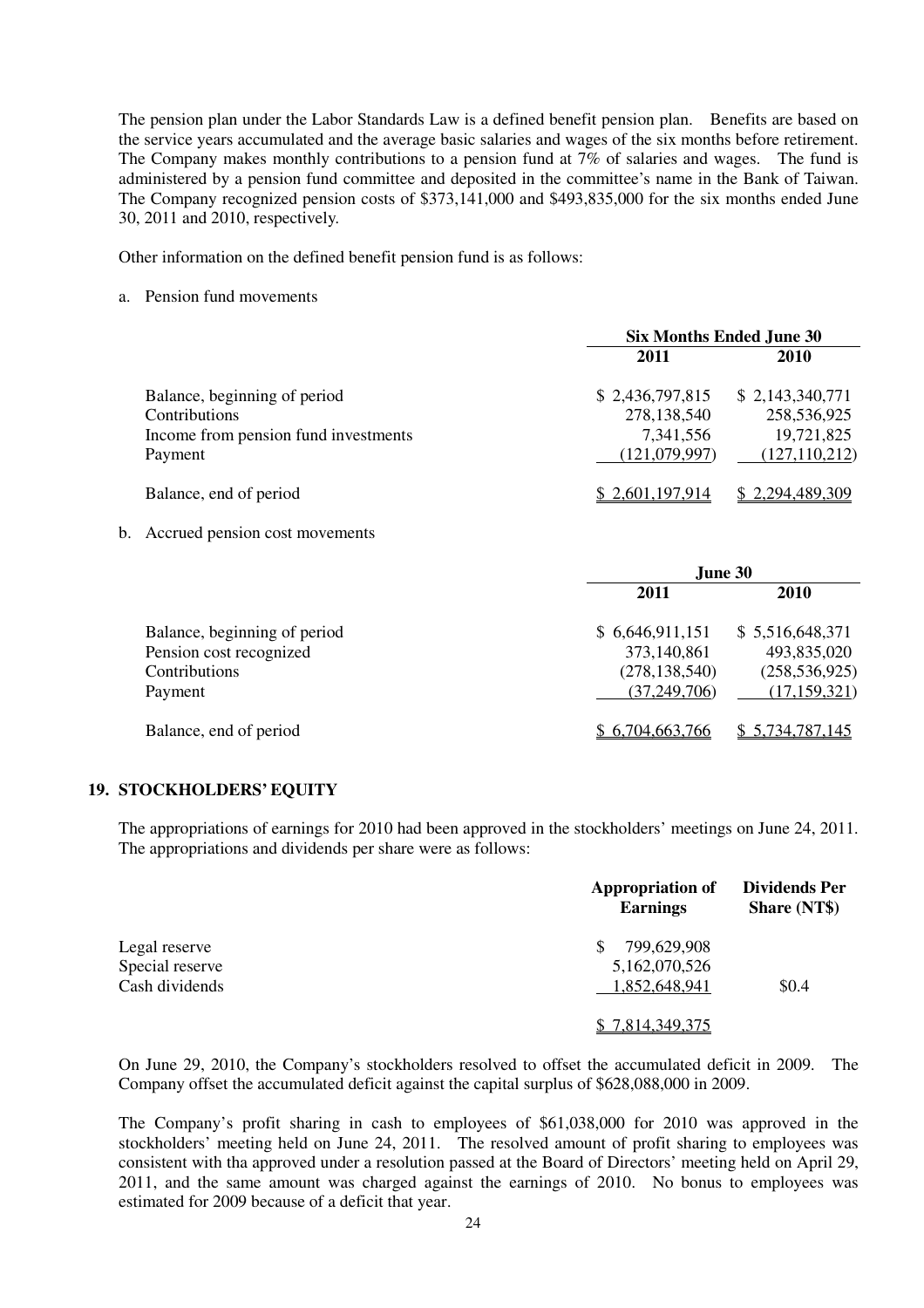The pension plan under the Labor Standards Law is a defined benefit pension plan. Benefits are based on the service years accumulated and the average basic salaries and wages of the six months before retirement. The Company makes monthly contributions to a pension fund at 7% of salaries and wages. The fund is administered by a pension fund committee and deposited in the committee's name in the Bank of Taiwan. The Company recognized pension costs of $373,141,000 and $493,835,000 for the six months ended June 30, 2011 and 2010, respectively.

Other information on the defined benefit pension fund is as follows:

a. Pension fund movements

| | Six Months Ended June 30 | |
|---|---|---|
| | 2011 | 2010 |
| Balance, beginning of period | $ 2,436,797,815 | $ 2,143,340,771 |
| Contributions | 278,138,540 | 258,536,925 |
| Income from pension fund investments | 7,341,556 | 19,721,825 |
| Payment | (121,079,997) | (127,110,212) |
| Balance, end of period | $ 2,601,197,914 | $ 2,294,489,309 |

b. Accrued pension cost movements

| | June 30 | |
|---|---|---|
| | 2011 | 2010 |
| Balance, beginning of period | $ 6,646,911,151 | $ 5,516,648,371 |
| Pension cost recognized | 373,140,861 | 493,835,020 |
| Contributions | (278,138,540) | (258,536,925) |
| Payment | (37,249,706) | (17,159,321) |
| Balance, end of period | $ 6,704,663,766 | $ 5,734,787,145 |

## 19. STOCKHOLDERS' EQUITY

The appropriations of earnings for 2010 had been approved in the stockholders' meetings on June 24, 2011. The appropriations and dividends per share were as follows:

| | Appropriation of Earnings | Dividends Per Share (NT$) |
|---|---|---|
| Legal reserve | $ 799,629,908 | |
| Special reserve | 5,162,070,526 | |
| Cash dividends | 1,852,648,941 | $0.4 |
| | $ 7,814,349,375 | |

On June 29, 2010, the Company's stockholders resolved to offset the accumulated deficit in 2009. The Company offset the accumulated deficit against the capital surplus of $628,088,000 in 2009.

The Company's profit sharing in cash to employees of $61,038,000 for 2010 was approved in the stockholders' meeting held on June 24, 2011. The resolved amount of profit sharing to employees was consistent with tha approved under a resolution passed at the Board of Directors' meeting held on April 29, 2011, and the same amount was charged against the earnings of 2010. No bonus to employees was estimated for 2009 because of a deficit that year.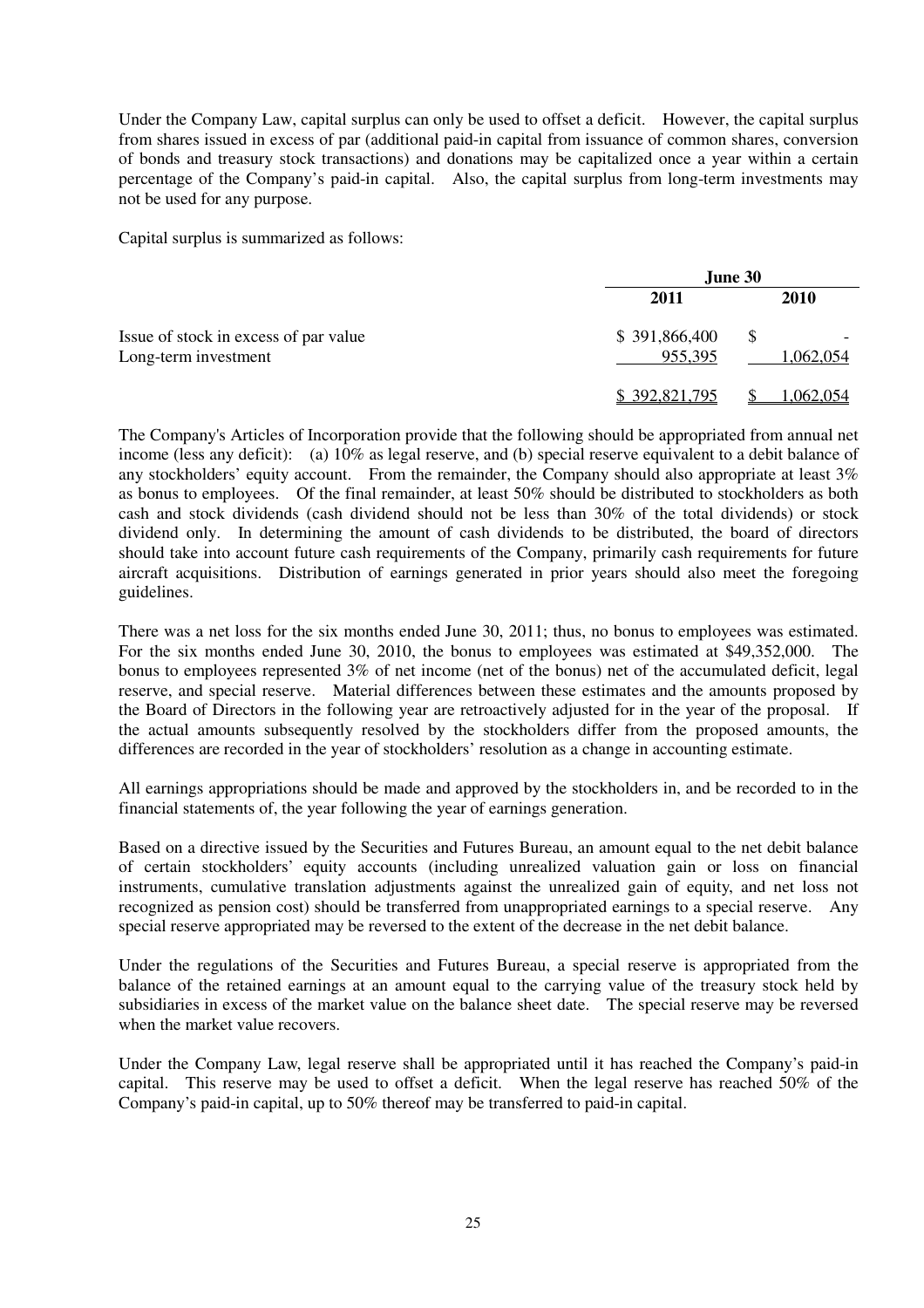Under the Company Law, capital surplus can only be used to offset a deficit. However, the capital surplus from shares issued in excess of par (additional paid-in capital from issuance of common shares, conversion of bonds and treasury stock transactions) and donations may be capitalized once a year within a certain percentage of the Company's paid-in capital. Also, the capital surplus from long-term investments may not be used for any purpose.

Capital surplus is summarized as follows:

| | June 30 | |
|---|---|---|
| | 2011 | 2010 |
| Issue of stock in excess of par value | $ 391,866,400 | $ - |
| Long-term investment | 955,395 | 1,062,054 |
| | $ 392,821,795 | $ 1,062,054 |

The Company's Articles of Incorporation provide that the following should be appropriated from annual net income (less any deficit): (a) 10% as legal reserve, and (b) special reserve equivalent to a debit balance of any stockholders' equity account. From the remainder, the Company should also appropriate at least 3% as bonus to employees. Of the final remainder, at least 50% should be distributed to stockholders as both cash and stock dividends (cash dividend should not be less than 30% of the total dividends) or stock dividend only. In determining the amount of cash dividends to be distributed, the board of directors should take into account future cash requirements of the Company, primarily cash requirements for future aircraft acquisitions. Distribution of earnings generated in prior years should also meet the foregoing guidelines.

There was a net loss for the six months ended June 30, 2011; thus, no bonus to employees was estimated. For the six months ended June 30, 2010, the bonus to employees was estimated at $49,352,000. The bonus to employees represented 3% of net income (net of the bonus) net of the accumulated deficit, legal reserve, and special reserve. Material differences between these estimates and the amounts proposed by the Board of Directors in the following year are retroactively adjusted for in the year of the proposal. If the actual amounts subsequently resolved by the stockholders differ from the proposed amounts, the differences are recorded in the year of stockholders' resolution as a change in accounting estimate.

All earnings appropriations should be made and approved by the stockholders in, and be recorded to in the financial statements of, the year following the year of earnings generation.

Based on a directive issued by the Securities and Futures Bureau, an amount equal to the net debit balance of certain stockholders' equity accounts (including unrealized valuation gain or loss on financial instruments, cumulative translation adjustments against the unrealized gain of equity, and net loss not recognized as pension cost) should be transferred from unappropriated earnings to a special reserve. Any special reserve appropriated may be reversed to the extent of the decrease in the net debit balance.

Under the regulations of the Securities and Futures Bureau, a special reserve is appropriated from the balance of the retained earnings at an amount equal to the carrying value of the treasury stock held by subsidiaries in excess of the market value on the balance sheet date. The special reserve may be reversed when the market value recovers.

Under the Company Law, legal reserve shall be appropriated until it has reached the Company's paid-in capital. This reserve may be used to offset a deficit. When the legal reserve has reached 50% of the Company's paid-in capital, up to 50% thereof may be transferred to paid-in capital.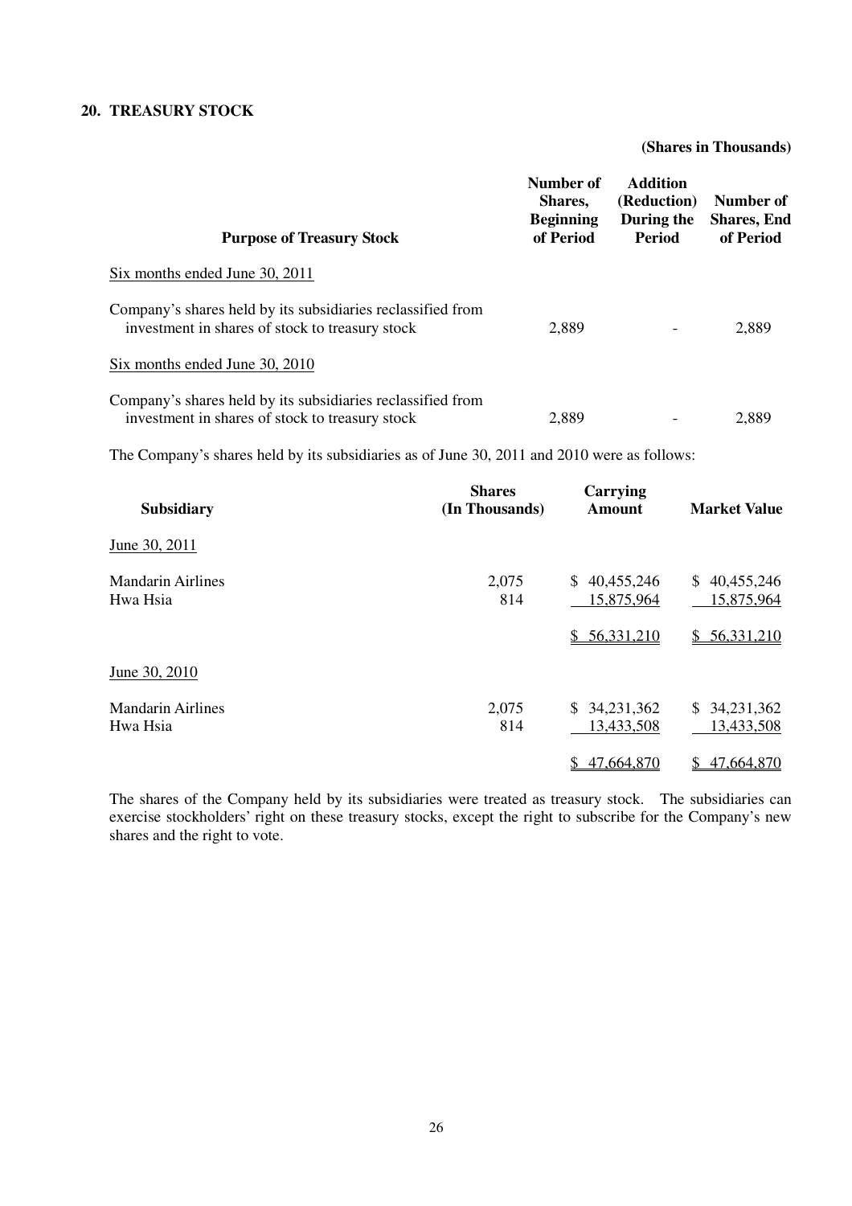## 20. TREASURY STOCK

**(Shares in Thousands)**

| Purpose of Treasury Stock | Number of Shares, Beginning of Period | Addition (Reduction) During the Period | Number of Shares, End of Period |
|---|---|---|---|
| Six months ended June 30, 2011 | | | |
| Company's shares held by its subsidiaries reclassified from investment in shares of stock to treasury stock | 2,889 | - | 2,889 |
| Six months ended June 30, 2010 | | | |
| Company's shares held by its subsidiaries reclassified from investment in shares of stock to treasury stock | 2,889 | - | 2,889 |

The Company's shares held by its subsidiaries as of June 30, 2011 and 2010 were as follows:

| Subsidiary | Shares (In Thousands) | Carrying Amount | Market Value |
|---|---|---|---|
| June 30, 2011 | | | |
| Mandarin Airlines | 2,075 | $ 40,455,246 | $ 40,455,246 |
| Hwa Hsia | 814 | 15,875,964 | 15,875,964 |
| | | $ 56,331,210 | $ 56,331,210 |
| June 30, 2010 | | | |
| Mandarin Airlines | 2,075 | $ 34,231,362 | $ 34,231,362 |
| Hwa Hsia | 814 | 13,433,508 | 13,433,508 |
| | | $ 47,664,870 | $ 47,664,870 |

The shares of the Company held by its subsidiaries were treated as treasury stock. The subsidiaries can exercise stockholders' right on these treasury stocks, except the right to subscribe for the Company's new shares and the right to vote.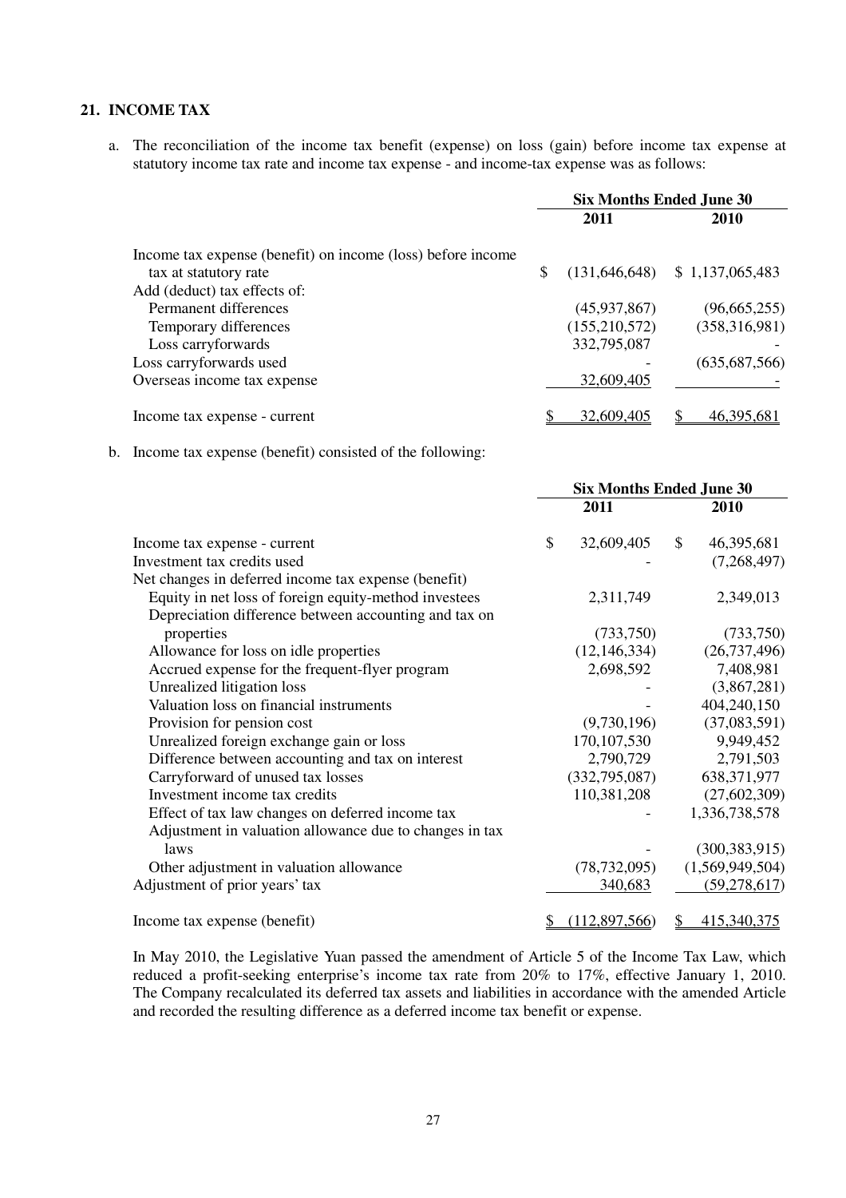## 21. INCOME TAX

a. The reconciliation of the income tax benefit (expense) on loss (gain) before income tax expense at statutory income tax rate and income tax expense - and income-tax expense was as follows:

| | Six Months Ended June 30 | |
|---|---|---|
| | 2011 | 2010 |
| Income tax expense (benefit) on income (loss) before income tax at statutory rate | $ (131,646,648) | $ 1,137,065,483 |
| Add (deduct) tax effects of: | | |
| Permanent differences | (45,937,867) | (96,665,255) |
| Temporary differences | (155,210,572) | (358,316,981) |
| Loss carryforwards | 332,795,087 | - |
| Loss carryforwards used | - | (635,687,566) |
| Overseas income tax expense | 32,609,405 | - |
| Income tax expense - current | $ 32,609,405 | $ 46,395,681 |

b. Income tax expense (benefit) consisted of the following:

| | Six Months Ended June 30 | |
|---|---|---|
| | 2011 | 2010 |
| Income tax expense - current | $ 32,609,405 | $ 46,395,681 |
| Investment tax credits used | - | (7,268,497) |
| Net changes in deferred income tax expense (benefit) | | |
| Equity in net loss of foreign equity-method investees | 2,311,749 | 2,349,013 |
| Depreciation difference between accounting and tax on properties | (733,750) | (733,750) |
| Allowance for loss on idle properties | (12,146,334) | (26,737,496) |
| Accrued expense for the frequent-flyer program | 2,698,592 | 7,408,981 |
| Unrealized litigation loss | - | (3,867,281) |
| Valuation loss on financial instruments | - | 404,240,150 |
| Provision for pension cost | (9,730,196) | (37,083,591) |
| Unrealized foreign exchange gain or loss | 170,107,530 | 9,949,452 |
| Difference between accounting and tax on interest | 2,790,729 | 2,791,503 |
| Carryforward of unused tax losses | (332,795,087) | 638,371,977 |
| Investment income tax credits | 110,381,208 | (27,602,309) |
| Effect of tax law changes on deferred income tax | - | 1,336,738,578 |
| Adjustment in valuation allowance due to changes in tax laws | - | (300,383,915) |
| Other adjustment in valuation allowance | (78,732,095) | (1,569,949,504) |
| Adjustment of prior years' tax | 340,683 | (59,278,617) |
| Income tax expense (benefit) | $ (112,897,566) | $ 415,340,375 |

In May 2010, the Legislative Yuan passed the amendment of Article 5 of the Income Tax Law, which reduced a profit-seeking enterprise's income tax rate from 20% to 17%, effective January 1, 2010. The Company recalculated its deferred tax assets and liabilities in accordance with the amended Article and recorded the resulting difference as a deferred income tax benefit or expense.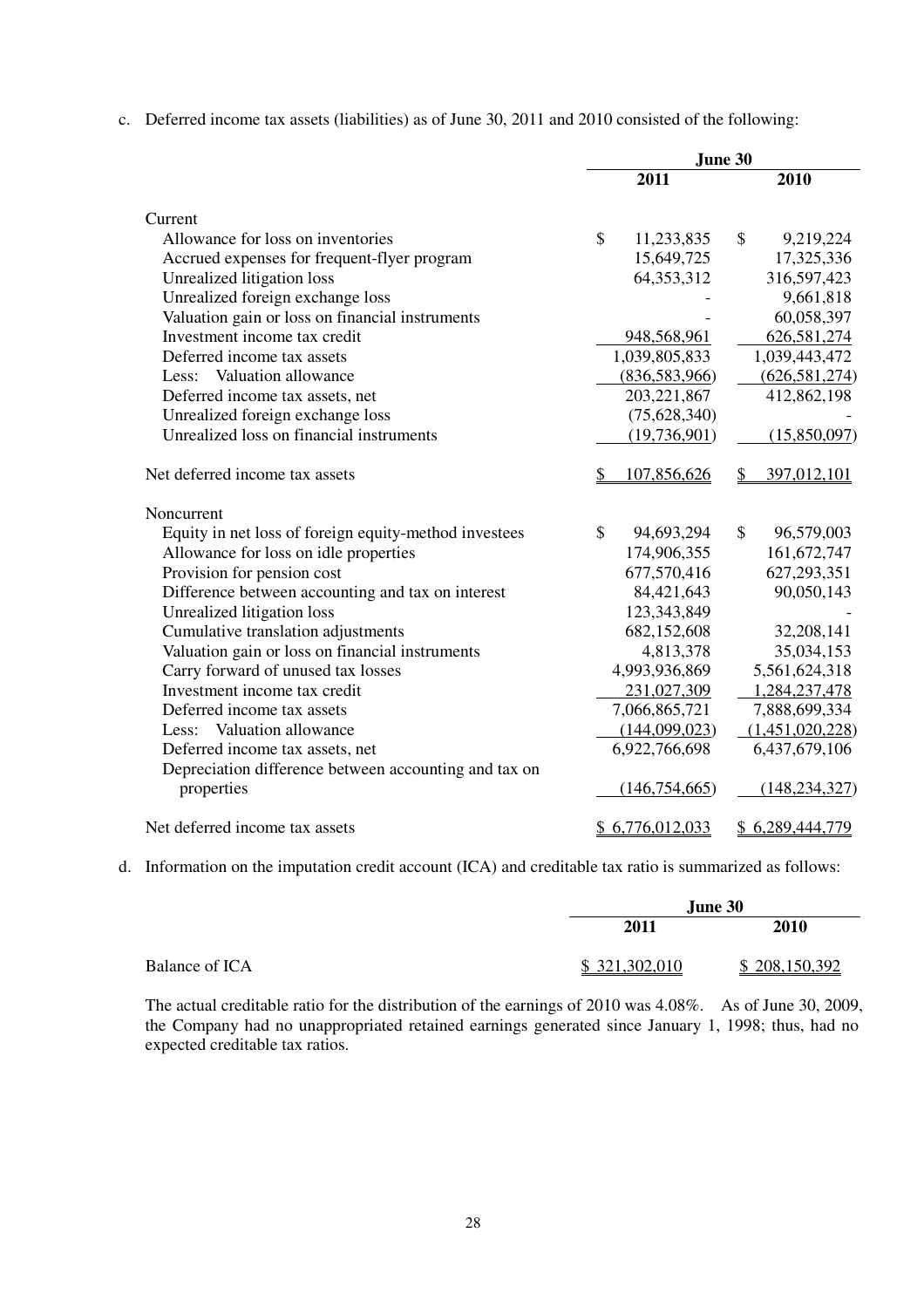c. Deferred income tax assets (liabilities) as of June 30, 2011 and 2010 consisted of the following:

| | June 30 | |
|---|---|---|
| | 2011 | 2010 |
| Current | | |
| Allowance for loss on inventories | $ 11,233,835 | $ 9,219,224 |
| Accrued expenses for frequent-flyer program | 15,649,725 | 17,325,336 |
| Unrealized litigation loss | 64,353,312 | 316,597,423 |
| Unrealized foreign exchange loss | - | 9,661,818 |
| Valuation gain or loss on financial instruments | - | 60,058,397 |
| Investment income tax credit | 948,568,961 | 626,581,274 |
| Deferred income tax assets | 1,039,805,833 | 1,039,443,472 |
| Less: Valuation allowance | (836,583,966) | (626,581,274) |
| Deferred income tax assets, net | 203,221,867 | 412,862,198 |
| Unrealized foreign exchange loss | (75,628,340) | - |
| Unrealized loss on financial instruments | (19,736,901) | (15,850,097) |
| Net deferred income tax assets | $ 107,856,626 | $ 397,012,101 |
| Noncurrent | | |
| Equity in net loss of foreign equity-method investees | $ 94,693,294 | $ 96,579,003 |
| Allowance for loss on idle properties | 174,906,355 | 161,672,747 |
| Provision for pension cost | 677,570,416 | 627,293,351 |
| Difference between accounting and tax on interest | 84,421,643 | 90,050,143 |
| Unrealized litigation loss | 123,343,849 | - |
| Cumulative translation adjustments | 682,152,608 | 32,208,141 |
| Valuation gain or loss on financial instruments | 4,813,378 | 35,034,153 |
| Carry forward of unused tax losses | 4,993,936,869 | 5,561,624,318 |
| Investment income tax credit | 231,027,309 | 1,284,237,478 |
| Deferred income tax assets | 7,066,865,721 | 7,888,699,334 |
| Less: Valuation allowance | (144,099,023) | (1,451,020,228) |
| Deferred income tax assets, net | 6,922,766,698 | 6,437,679,106 |
| Depreciation difference between accounting and tax on properties | (146,754,665) | (148,234,327) |
| Net deferred income tax assets | $ 6,776,012,033 | $ 6,289,444,779 |

d. Information on the imputation credit account (ICA) and creditable tax ratio is summarized as follows:

| | June 30 | |
|---|---|---|
| | 2011 | 2010 |
| Balance of ICA | $ 321,302,010 | $ 208,150,392 |

The actual creditable ratio for the distribution of the earnings of 2010 was 4.08%. As of June 30, 2009, the Company had no unappropriated retained earnings generated since January 1, 1998; thus, had no expected creditable tax ratios.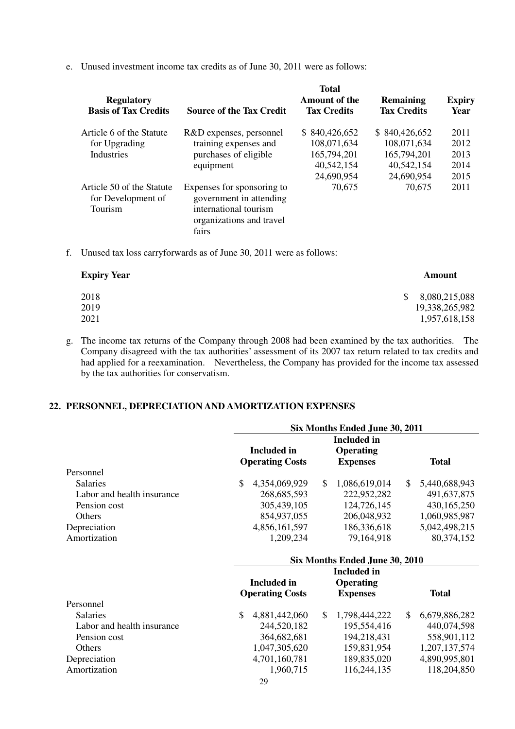e. Unused investment income tax credits as of June 30, 2011 were as follows:

| Regulatory Basis of Tax Credits | Source of the Tax Credit | Total Amount of the Tax Credits | Remaining Tax Credits | Expiry Year |
|---|---|---|---|---|
| Article 6 of the Statute for Upgrading Industries | R&D expenses, personnel training expenses and purchases of eligible equipment | $ 840,426,652 | $ 840,426,652 | 2011 |
| | | 108,071,634 | 108,071,634 | 2012 |
| | | 165,794,201 | 165,794,201 | 2013 |
| | | 40,542,154 | 40,542,154 | 2014 |
| | | 24,690,954 | 24,690,954 | 2015 |
| Article 50 of the Statute for Development of Tourism | Expenses for sponsoring to government in attending international tourism organizations and travel fairs | 70,675 | 70,675 | 2011 |

f. Unused tax loss carryforwards as of June 30, 2011 were as follows:

| Expiry Year | Amount |
|---|---|
| 2018 | $ 8,080,215,088 |
| 2019 | 19,338,265,982 |
| 2021 | 1,957,618,158 |

g. The income tax returns of the Company through 2008 had been examined by the tax authorities. The Company disagreed with the tax authorities' assessment of its 2007 tax return related to tax credits and had applied for a reexamination. Nevertheless, the Company has provided for the income tax assessed by the tax authorities for conservatism.

## 22. PERSONNEL, DEPRECIATION AND AMORTIZATION EXPENSES

| | Six Months Ended June 30, 2011 | | |
|---|---|---|---|
| | Included in Operating Costs | Included in Operating Expenses | Total |
| Personnel | | | |
| Salaries | $ 4,354,069,929 | $ 1,086,619,014 | $ 5,440,688,943 |
| Labor and health insurance | 268,685,593 | 222,952,282 | 491,637,875 |
| Pension cost | 305,439,105 | 124,726,145 | 430,165,250 |
| Others | 854,937,055 | 206,048,932 | 1,060,985,987 |
| Depreciation | 4,856,161,597 | 186,336,618 | 5,042,498,215 |
| Amortization | 1,209,234 | 79,164,918 | 80,374,152 |

| | Six Months Ended June 30, 2010 | | |
|---|---|---|---|
| | Included in Operating Costs | Included in Operating Expenses | Total |
| Personnel | | | |
| Salaries | $ 4,881,442,060 | $ 1,798,444,222 | $ 6,679,886,282 |
| Labor and health insurance | 244,520,182 | 195,554,416 | 440,074,598 |
| Pension cost | 364,682,681 | 194,218,431 | 558,901,112 |
| Others | 1,047,305,620 | 159,831,954 | 1,207,137,574 |
| Depreciation | 4,701,160,781 | 189,835,020 | 4,890,995,801 |
| Amortization | 1,960,715 | 116,244,135 | 118,204,850 |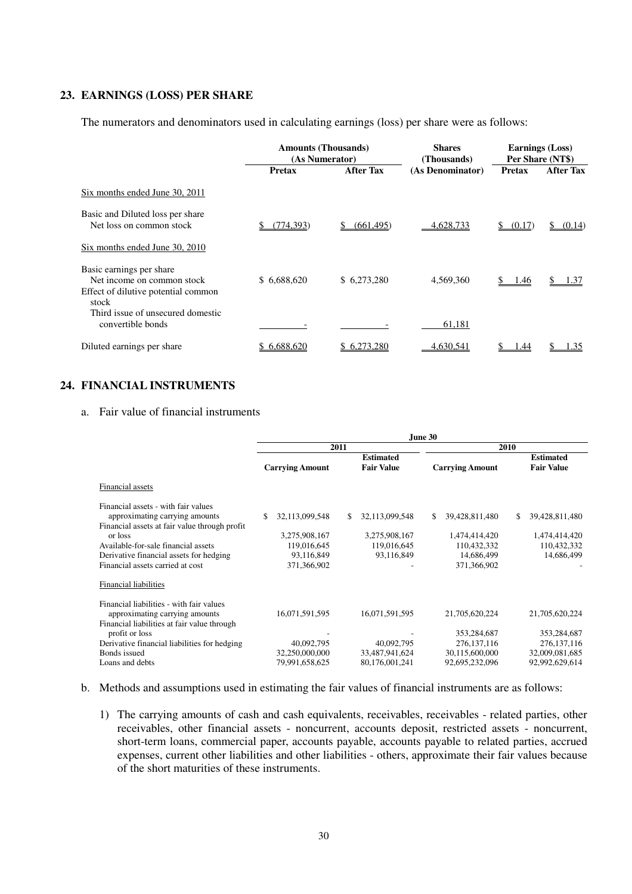## 23. EARNINGS (LOSS) PER SHARE

The numerators and denominators used in calculating earnings (loss) per share were as follows:

| | Amounts (Thousands) (As Numerator) | | Shares (Thousands) | Earnings (Loss) Per Share (NT$) | |
|---|---|---|---|---|---|
| | Pretax | After Tax | (As Denominator) | Pretax | After Tax |
| Six months ended June 30, 2011 | | | | | |
| Basic and Diluted loss per share | | | | | |
| Net loss on common stock | $ (774,393) | $ (661,495) | 4,628,733 | $ (0.17) | $ (0.14) |
| Six months ended June 30, 2010 | | | | | |
| Basic earnings per share | | | | | |
| Net income on common stock | $ 6,688,620 | $ 6,273,280 | 4,569,360 | $ 1.46 | $ 1.37 |
| Effect of dilutive potential common stock | | | | | |
| Third issue of unsecured domestic convertible bonds | - | - | 61,181 | | |
| Diluted earnings per share | $ 6,688,620 | $ 6,273,280 | 4,630,541 | $ 1.44 | $ 1.35 |

## 24. FINANCIAL INSTRUMENTS

a. Fair value of financial instruments

| | June 30 | | | |
|---|---|---|---|---|
| | 2011 | | 2010 | |
| | Carrying Amount | Estimated Fair Value | Carrying Amount | Estimated Fair Value |
| Financial assets | | | | |
| Financial assets - with fair values approximating carrying amounts | $ 32,113,099,548 | $ 32,113,099,548 | $ 39,428,811,480 | $ 39,428,811,480 |
| Financial assets at fair value through profit or loss | 3,275,908,167 | 3,275,908,167 | 1,474,414,420 | 1,474,414,420 |
| Available-for-sale financial assets | 119,016,645 | 119,016,645 | 110,432,332 | 110,432,332 |
| Derivative financial assets for hedging | 93,116,849 | 93,116,849 | 14,686,499 | 14,686,499 |
| Financial assets carried at cost | 371,366,902 | - | 371,366,902 | - |
| Financial liabilities | | | | |
| Financial liabilities - with fair values approximating carrying amounts | 16,071,591,595 | 16,071,591,595 | 21,705,620,224 | 21,705,620,224 |
| Financial liabilities at fair value through profit or loss | - | - | 353,284,687 | 353,284,687 |
| Derivative financial liabilities for hedging | 40,092,795 | 40,092,795 | 276,137,116 | 276,137,116 |
| Bonds issued | 32,250,000,000 | 33,487,941,624 | 30,115,600,000 | 32,009,081,685 |
| Loans and debts | 79,991,658,625 | 80,176,001,241 | 92,695,232,096 | 92,992,629,614 |

b. Methods and assumptions used in estimating the fair values of financial instruments are as follows:

1) The carrying amounts of cash and cash equivalents, receivables, receivables - related parties, other receivables, other financial assets - noncurrent, accounts deposit, restricted assets - noncurrent, short-term loans, commercial paper, accounts payable, accounts payable to related parties, accrued expenses, current other liabilities and other liabilities - others, approximate their fair values because of the short maturities of these instruments.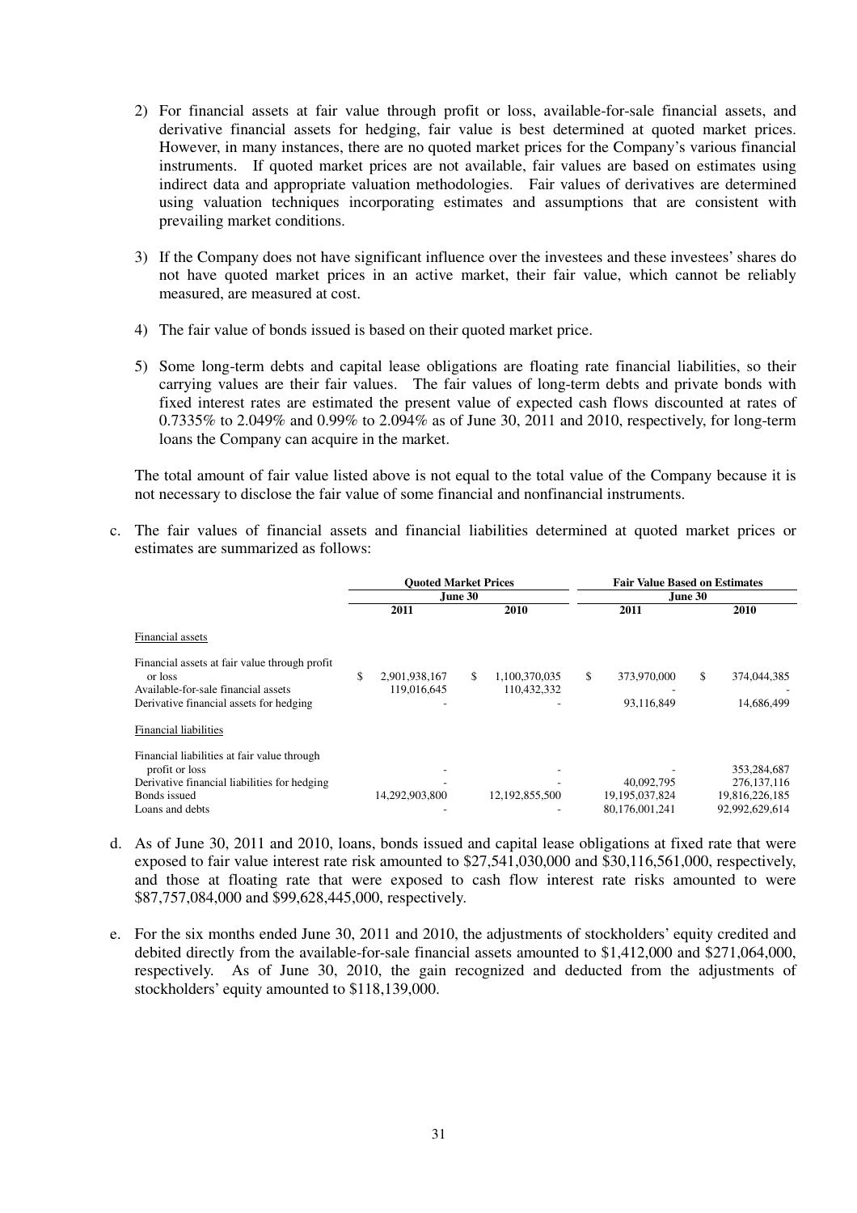2) For financial assets at fair value through profit or loss, available-for-sale financial assets, and derivative financial assets for hedging, fair value is best determined at quoted market prices. However, in many instances, there are no quoted market prices for the Company's various financial instruments. If quoted market prices are not available, fair values are based on estimates using indirect data and appropriate valuation methodologies. Fair values of derivatives are determined using valuation techniques incorporating estimates and assumptions that are consistent with prevailing market conditions.

3) If the Company does not have significant influence over the investees and these investees' shares do not have quoted market prices in an active market, their fair value, which cannot be reliably measured, are measured at cost.

4) The fair value of bonds issued is based on their quoted market price.

5) Some long-term debts and capital lease obligations are floating rate financial liabilities, so their carrying values are their fair values. The fair values of long-term debts and private bonds with fixed interest rates are estimated the present value of expected cash flows discounted at rates of 0.7335% to 2.049% and 0.99% to 2.094% as of June 30, 2011 and 2010, respectively, for long-term loans the Company can acquire in the market.

The total amount of fair value listed above is not equal to the total value of the Company because it is not necessary to disclose the fair value of some financial and nonfinancial instruments.

c. The fair values of financial assets and financial liabilities determined at quoted market prices or estimates are summarized as follows:

| | Quoted Market Prices | | Fair Value Based on Estimates | |
|---|---|---|---|---|
| | June 30 | | June 30 | |
| | 2011 | 2010 | 2011 | 2010 |
| Financial assets | | | | |
| Financial assets at fair value through profit or loss | $ 2,901,938,167 | $ 1,100,370,035 | $ 373,970,000 | $ 374,044,385 |
| Available-for-sale financial assets | 119,016,645 | 110,432,332 | - | - |
| Derivative financial assets for hedging | - | - | 93,116,849 | 14,686,499 |
| Financial liabilities | | | | |
| Financial liabilities at fair value through profit or loss | - | - | - | 353,284,687 |
| Derivative financial liabilities for hedging | - | - | 40,092,795 | 276,137,116 |
| Bonds issued | 14,292,903,800 | 12,192,855,500 | 19,195,037,824 | 19,816,226,185 |
| Loans and debts | - | - | 80,176,001,241 | 92,992,629,614 |

d. As of June 30, 2011 and 2010, loans, bonds issued and capital lease obligations at fixed rate that were exposed to fair value interest rate risk amounted to $27,541,030,000 and $30,116,561,000, respectively, and those at floating rate that were exposed to cash flow interest rate risks amounted to were $87,757,084,000 and $99,628,445,000, respectively.

e. For the six months ended June 30, 2011 and 2010, the adjustments of stockholders' equity credited and debited directly from the available-for-sale financial assets amounted to $1,412,000 and $271,064,000, respectively. As of June 30, 2010, the gain recognized and deducted from the adjustments of stockholders' equity amounted to $118,139,000.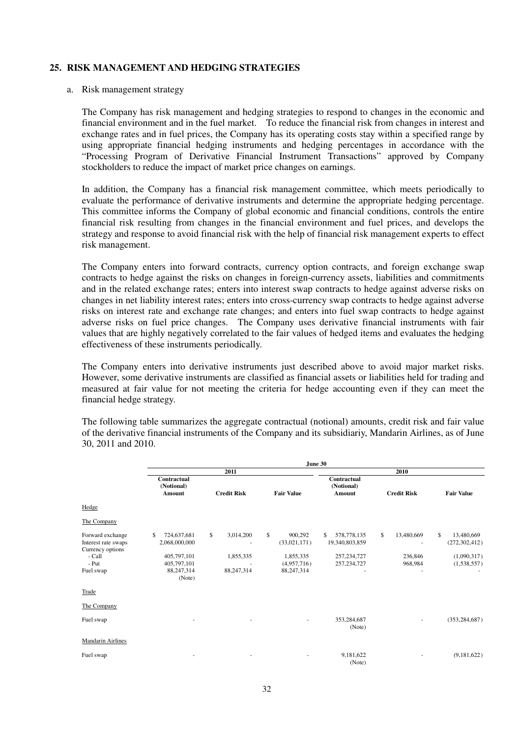## 25. RISK MANAGEMENT AND HEDGING STRATEGIES

a. Risk management strategy

The Company has risk management and hedging strategies to respond to changes in the economic and financial environment and in the fuel market. To reduce the financial risk from changes in interest and exchange rates and in fuel prices, the Company has its operating costs stay within a specified range by using appropriate financial hedging instruments and hedging percentages in accordance with the "Processing Program of Derivative Financial Instrument Transactions" approved by Company stockholders to reduce the impact of market price changes on earnings.

In addition, the Company has a financial risk management committee, which meets periodically to evaluate the performance of derivative instruments and determine the appropriate hedging percentage. This committee informs the Company of global economic and financial conditions, controls the entire financial risk resulting from changes in the financial environment and fuel prices, and develops the strategy and response to avoid financial risk with the help of financial risk management experts to effect risk management.

The Company enters into forward contracts, currency option contracts, and foreign exchange swap contracts to hedge against the risks on changes in foreign-currency assets, liabilities and commitments and in the related exchange rates; enters into interest swap contracts to hedge against adverse risks on changes in net liability interest rates; enters into cross-currency swap contracts to hedge against adverse risks on interest rate and exchange rate changes; and enters into fuel swap contracts to hedge against adverse risks on fuel price changes. The Company uses derivative financial instruments with fair values that are highly negatively correlated to the fair values of hedged items and evaluates the hedging effectiveness of these instruments periodically.

The Company enters into derivative instruments just described above to avoid major market risks. However, some derivative instruments are classified as financial assets or liabilities held for trading and measured at fair value for not meeting the criteria for hedge accounting even if they can meet the financial hedge strategy.

The following table summarizes the aggregate contractual (notional) amounts, credit risk and fair value of the derivative financial instruments of the Company and its subsidiariy, Mandarin Airlines, as of June 30, 2011 and 2010.

| | June 30 | | | | | |
|---|---|---|---|---|---|---|
| | 2011 | | | 2010 | | |
| | Contractual (Notional) Amount | Credit Risk | Fair Value | Contractual (Notional) Amount | Credit Risk | Fair Value |
| Hedge | | | | | | |
| The Company | | | | | | |
| Forward exchange | $ 724,637,681 | $ 3,014,200 | $ 900,292 | $ 578,778,135 | $ 13,480,669 | $ 13,480,669 |
| Interest rate swaps | 2,068,000,000 | - | (33,021,171) | 19,340,803,859 | - | (272,302,412) |
| Currency options | | | | | | |
| - Call | 405,797,101 | 1,855,335 | 1,855,335 | 257,234,727 | 236,846 | (1,090,317) |
| - Put | 405,797,101 | - | (4,957,716) | 257,234,727 | 968,984 | (1,538,557) |
| Fuel swap | 88,247,314 (Note) | 88,247,314 | 88,247,314 | - | - | - |
| Trade | | | | | | |
| The Company | | | | | | |
| Fuel swap | - | - | - | 353,284,687 (Note) | - | (353,284,687) |
| Mandarin Airlines | | | | | | |
| Fuel swap | - | - | - | 9,181,622 (Note) | - | (9,181,622) |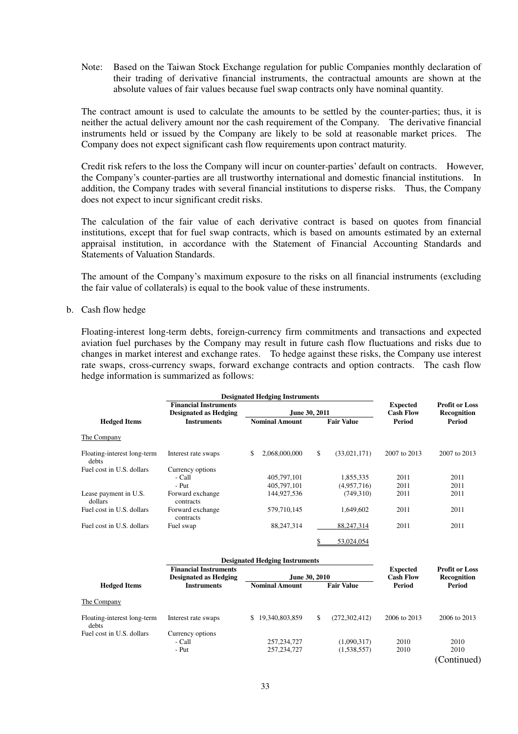Note: Based on the Taiwan Stock Exchange regulation for public Companies monthly declaration of their trading of derivative financial instruments, the contractual amounts are shown at the absolute values of fair values because fuel swap contracts only have nominal quantity.

The contract amount is used to calculate the amounts to be settled by the counter-parties; thus, it is neither the actual delivery amount nor the cash requirement of the Company. The derivative financial instruments held or issued by the Company are likely to be sold at reasonable market prices. The Company does not expect significant cash flow requirements upon contract maturity.

Credit risk refers to the loss the Company will incur on counter-parties' default on contracts. However, the Company's counter-parties are all trustworthy international and domestic financial institutions. In addition, the Company trades with several financial institutions to disperse risks. Thus, the Company does not expect to incur significant credit risks.

The calculation of the fair value of each derivative contract is based on quotes from financial institutions, except that for fuel swap contracts, which is based on amounts estimated by an external appraisal institution, in accordance with the Statement of Financial Accounting Standards and Statements of Valuation Standards.

The amount of the Company's maximum exposure to the risks on all financial instruments (excluding the fair value of collaterals) is equal to the book value of these instruments.

b. Cash flow hedge

Floating-interest long-term debts, foreign-currency firm commitments and transactions and expected aviation fuel purchases by the Company may result in future cash flow fluctuations and risks due to changes in market interest and exchange rates. To hedge against these risks, the Company use interest rate swaps, cross-currency swaps, forward exchange contracts and option contracts. The cash flow hedge information is summarized as follows:

| | Designated Hedging Instruments | | | | |
|---|---|---|---|---|---|
| | Financial Instruments Designated as Hedging | June 30, 2011 | | Expected Cash Flow | Profit or Loss Recognition |
| Hedged Items | Instruments | Nominal Amount | Fair Value | Period | Period |
| The Company | | | | | |
| Floating-interest long-term debts | Interest rate swaps | $ 2,068,000,000 | $ (33,021,171) | 2007 to 2013 | 2007 to 2013 |
| Fuel cost in U.S. dollars | Currency options | | | | |
| | - Call | 405,797,101 | 1,855,335 | 2011 | 2011 |
| | - Put | 405,797,101 | (4,957,716) | 2011 | 2011 |
| Lease payment in U.S. dollars | Forward exchange contracts | 144,927,536 | (749,310) | 2011 | 2011 |
| Fuel cost in U.S. dollars | Forward exchange contracts | 579,710,145 | 1,649,602 | 2011 | 2011 |
| Fuel cost in U.S. dollars | Fuel swap | 88,247,314 | 88,247,314 | 2011 | 2011 |
| | | | $ 53,024,054 | | |

| | Designated Hedging Instruments | | | | |
|---|---|---|---|---|---|
| | Financial Instruments Designated as Hedging | June 30, 2010 | | Expected Cash Flow | Profit or Loss Recognition |
| Hedged Items | Instruments | Nominal Amount | Fair Value | Period | Period |
| The Company | | | | | |
| Floating-interest long-term debts | Interest rate swaps | $ 19,340,803,859 | $ (272,302,412) | 2006 to 2013 | 2006 to 2013 |
| Fuel cost in U.S. dollars | Currency options | | | | |
| | - Call | 257,234,727 | (1,090,317) | 2010 | 2010 |
| | - Put | 257,234,727 | (1,538,557) | 2010 | 2010 |

(Continued)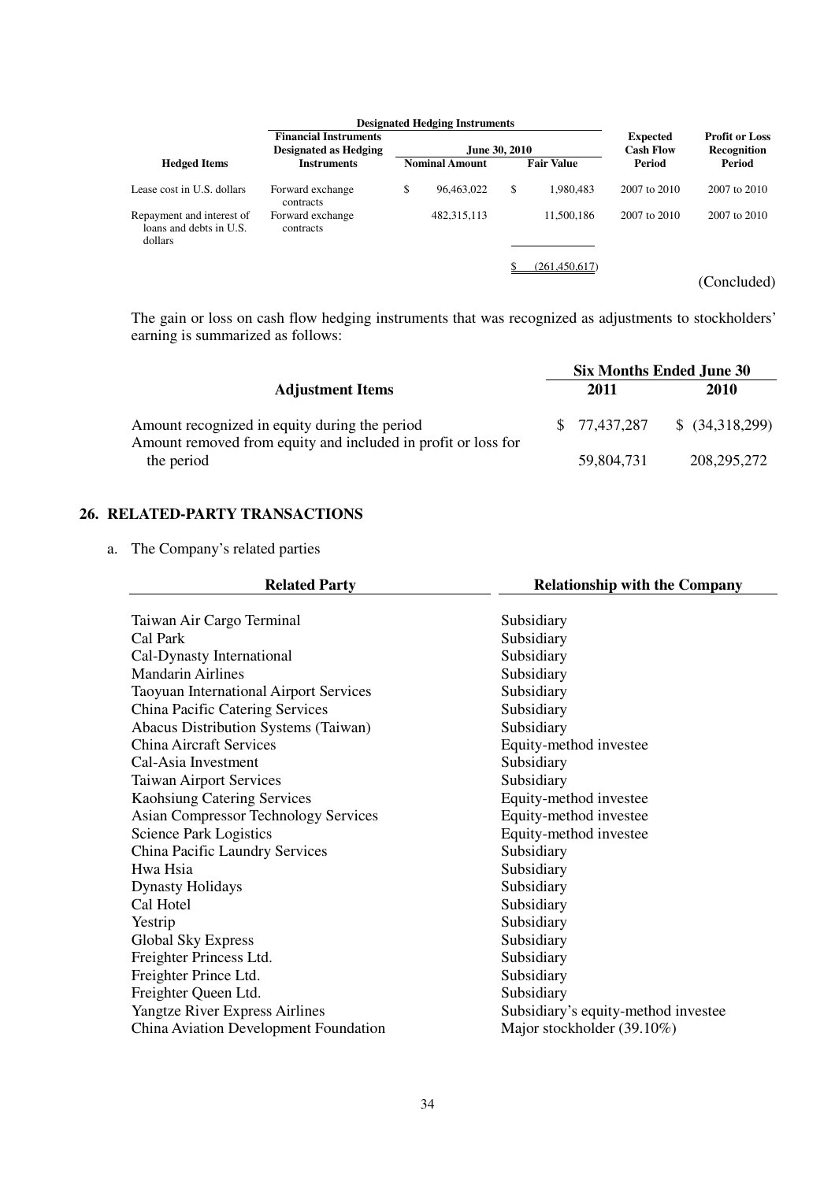| Hedged Items | Designated Hedging Instruments | | | | | Expected Cash Flow Period | Profit or Loss Recognition Period |
|---|---|---|---|---|---|---|---|
| | Financial Instruments Designated as Hedging Instruments | June 30, 2010 | | | | | |
| | | Nominal Amount | | Fair Value | | | |
| Lease cost in U.S. dollars | Forward exchange contracts | $ | 96,463,022 | $ | 1,980,483 | 2007 to 2010 | 2007 to 2010 |
| Repayment and interest of loans and debts in U.S. dollars | Forward exchange contracts | | 482,315,113 | | 11,500,186 | 2007 to 2010 | 2007 to 2010 |
| | | | | $ | (261,450,617) | | |

(Concluded)

The gain or loss on cash flow hedging instruments that was recognized as adjustments to stockholders' earning is summarized as follows:

| Adjustment Items | Six Months Ended June 30 | |
|---|---|---|
| | 2011 | 2010 |
| Amount recognized in equity during the period | $ 77,437,287 | $ (34,318,299) |
| Amount removed from equity and included in profit or loss for the period | 59,804,731 | 208,295,272 |

## 26. RELATED-PARTY TRANSACTIONS

a. The Company's related parties

| Related Party | Relationship with the Company |
|---|---|
| Taiwan Air Cargo Terminal | Subsidiary |
| Cal Park | Subsidiary |
| Cal-Dynasty International | Subsidiary |
| Mandarin Airlines | Subsidiary |
| Taoyuan International Airport Services | Subsidiary |
| China Pacific Catering Services | Subsidiary |
| Abacus Distribution Systems (Taiwan) | Subsidiary |
| China Aircraft Services | Equity-method investee |
| Cal-Asia Investment | Subsidiary |
| Taiwan Airport Services | Subsidiary |
| Kaohsiung Catering Services | Equity-method investee |
| Asian Compressor Technology Services | Equity-method investee |
| Science Park Logistics | Equity-method investee |
| China Pacific Laundry Services | Subsidiary |
| Hwa Hsia | Subsidiary |
| Dynasty Holidays | Subsidiary |
| Cal Hotel | Subsidiary |
| Yestrip | Subsidiary |
| Global Sky Express | Subsidiary |
| Freighter Princess Ltd. | Subsidiary |
| Freighter Prince Ltd. | Subsidiary |
| Freighter Queen Ltd. | Subsidiary |
| Yangtze River Express Airlines | Subsidiary's equity-method investee |
| China Aviation Development Foundation | Major stockholder (39.10%) |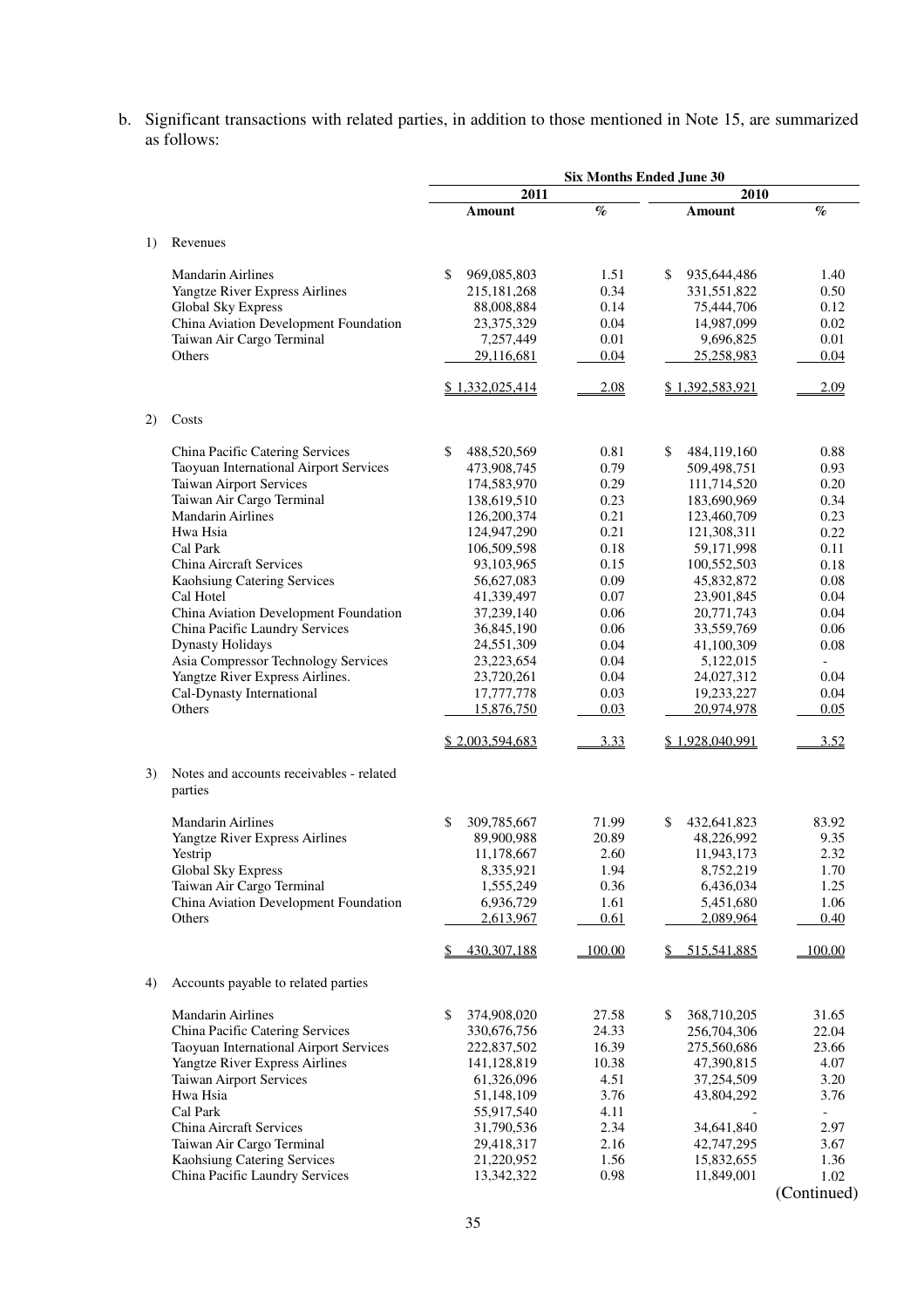b. Significant transactions with related parties, in addition to those mentioned in Note 15, are summarized as follows:

| | Six Months Ended June 30 | | | |
|---|---|---|---|---|
| | 2011 | | 2010 | |
| | Amount | % | Amount | % |
| 1) Revenues | | | | |
| Mandarin Airlines | $ 969,085,803 | 1.51 | $ 935,644,486 | 1.40 |
| Yangtze River Express Airlines | 215,181,268 | 0.34 | 331,551,822 | 0.50 |
| Global Sky Express | 88,008,884 | 0.14 | 75,444,706 | 0.12 |
| China Aviation Development Foundation | 23,375,329 | 0.04 | 14,987,099 | 0.02 |
| Taiwan Air Cargo Terminal | 7,257,449 | 0.01 | 9,696,825 | 0.01 |
| Others | 29,116,681 | 0.04 | 25,258,983 | 0.04 |
| | $ 1,332,025,414 | 2.08 | $ 1,392,583,921 | 2.09 |
| 2) Costs | | | | |
| China Pacific Catering Services | $ 488,520,569 | 0.81 | $ 484,119,160 | 0.88 |
| Taoyuan International Airport Services | 473,908,745 | 0.79 | 509,498,751 | 0.93 |
| Taiwan Airport Services | 174,583,970 | 0.29 | 111,714,520 | 0.20 |
| Taiwan Air Cargo Terminal | 138,619,510 | 0.23 | 183,690,969 | 0.34 |
| Mandarin Airlines | 126,200,374 | 0.21 | 123,460,709 | 0.23 |
| Hwa Hsia | 124,947,290 | 0.21 | 121,308,311 | 0.22 |
| Cal Park | 106,509,598 | 0.18 | 59,171,998 | 0.11 |
| China Aircraft Services | 93,103,965 | 0.15 | 100,552,503 | 0.18 |
| Kaohsiung Catering Services | 56,627,083 | 0.09 | 45,832,872 | 0.08 |
| Cal Hotel | 41,339,497 | 0.07 | 23,901,845 | 0.04 |
| China Aviation Development Foundation | 37,239,140 | 0.06 | 20,771,743 | 0.04 |
| China Pacific Laundry Services | 36,845,190 | 0.06 | 33,559,769 | 0.06 |
| Dynasty Holidays | 24,551,309 | 0.04 | 41,100,309 | 0.08 |
| Asia Compressor Technology Services | 23,223,654 | 0.04 | 5,122,015 | - |
| Yangtze River Express Airlines. | 23,720,261 | 0.04 | 24,027,312 | 0.04 |
| Cal-Dynasty International | 17,777,778 | 0.03 | 19,233,227 | 0.04 |
| Others | 15,876,750 | 0.03 | 20,974,978 | 0.05 |
| | $ 2,003,594,683 | 3.33 | $ 1,928,040,991 | 3.52 |
| 3) Notes and accounts receivables - related parties | | | | |
| Mandarin Airlines | $ 309,785,667 | 71.99 | $ 432,641,823 | 83.92 |
| Yangtze River Express Airlines | 89,900,988 | 20.89 | 48,226,992 | 9.35 |
| Yestrip | 11,178,667 | 2.60 | 11,943,173 | 2.32 |
| Global Sky Express | 8,335,921 | 1.94 | 8,752,219 | 1.70 |
| Taiwan Air Cargo Terminal | 1,555,249 | 0.36 | 6,436,034 | 1.25 |
| China Aviation Development Foundation | 6,936,729 | 1.61 | 5,451,680 | 1.06 |
| Others | 2,613,967 | 0.61 | 2,089,964 | 0.40 |
| | $ 430,307,188 | 100.00 | $ 515,541,885 | 100.00 |
| 4) Accounts payable to related parties | | | | |
| Mandarin Airlines | $ 374,908,020 | 27.58 | $ 368,710,205 | 31.65 |
| China Pacific Catering Services | 330,676,756 | 24.33 | 256,704,306 | 22.04 |
| Taoyuan International Airport Services | 222,837,502 | 16.39 | 275,560,686 | 23.66 |
| Yangtze River Express Airlines | 141,128,819 | 10.38 | 47,390,815 | 4.07 |
| Taiwan Airport Services | 61,326,096 | 4.51 | 37,254,509 | 3.20 |
| Hwa Hsia | 51,148,109 | 3.76 | 43,804,292 | 3.76 |
| Cal Park | 55,917,540 | 4.11 | - | - |
| China Aircraft Services | 31,790,536 | 2.34 | 34,641,840 | 2.97 |
| Taiwan Air Cargo Terminal | 29,418,317 | 2.16 | 42,747,295 | 3.67 |
| Kaohsiung Catering Services | 21,220,952 | 1.56 | 15,832,655 | 1.36 |
| China Pacific Laundry Services | 13,342,322 | 0.98 | 11,849,001 | 1.02 |

(Continued)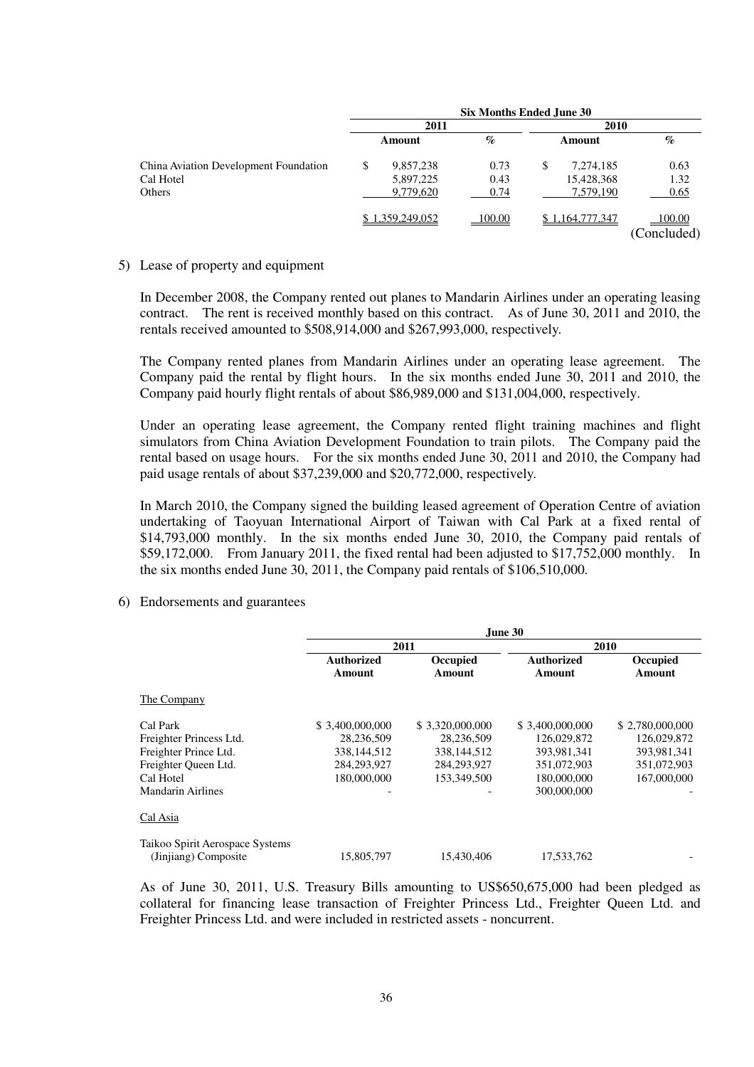| | Six Months Ended June 30 | | | |
|---|---|---|---|---|
| | 2011 | | 2010 | |
| | Amount | % | Amount | % |
| China Aviation Development Foundation | $ 9,857,238 | 0.73 | $ 7,274,185 | 0.63 |
| Cal Hotel | 5,897,225 | 0.43 | 15,428,368 | 1.32 |
| Others | 9,779,620 | 0.74 | 7,579,190 | 0.65 |
| | $ 1,359,249,052 | 100.00 | $ 1,164,777,347 | 100.00 |

(Concluded)

5) Lease of property and equipment

In December 2008, the Company rented out planes to Mandarin Airlines under an operating leasing contract. The rent is received monthly based on this contract. As of June 30, 2011 and 2010, the rentals received amounted to $508,914,000 and $267,993,000, respectively.

The Company rented planes from Mandarin Airlines under an operating lease agreement. The Company paid the rental by flight hours. In the six months ended June 30, 2011 and 2010, the Company paid hourly flight rentals of about $86,989,000 and $131,004,000, respectively.

Under an operating lease agreement, the Company rented flight training machines and flight simulators from China Aviation Development Foundation to train pilots. The Company paid the rental based on usage hours. For the six months ended June 30, 2011 and 2010, the Company had paid usage rentals of about $37,239,000 and $20,772,000, respectively.

In March 2010, the Company signed the building leased agreement of Operation Centre of aviation undertaking of Taoyuan International Airport of Taiwan with Cal Park at a fixed rental of $14,793,000 monthly. In the six months ended June 30, 2010, the Company paid rentals of $59,172,000. From January 2011, the fixed rental had been adjusted to $17,752,000 monthly. In the six months ended June 30, 2011, the Company paid rentals of $106,510,000.

6) Endorsements and guarantees

| | June 30 | | | |
|---|---|---|---|---|
| | 2011 | | 2010 | |
| | Authorized Amount | Occupied Amount | Authorized Amount | Occupied Amount |
| The Company | | | | |
| Cal Park | $ 3,400,000,000 | $ 3,320,000,000 | $ 3,400,000,000 | $ 2,780,000,000 |
| Freighter Princess Ltd. | 28,236,509 | 28,236,509 | 126,029,872 | 126,029,872 |
| Freighter Prince Ltd. | 338,144,512 | 338,144,512 | 393,981,341 | 393,981,341 |
| Freighter Queen Ltd. | 284,293,927 | 284,293,927 | 351,072,903 | 351,072,903 |
| Cal Hotel | 180,000,000 | 153,349,500 | 180,000,000 | 167,000,000 |
| Mandarin Airlines | - | - | 300,000,000 | - |
| Cal Asia | | | | |
| Taikoo Spirit Aerospace Systems (Jinjiang) Composite | 15,805,797 | 15,430,406 | 17,533,762 | - |

As of June 30, 2011, U.S. Treasury Bills amounting to US$650,675,000 had been pledged as collateral for financing lease transaction of Freighter Princess Ltd., Freighter Queen Ltd. and Freighter Princess Ltd. and were included in restricted assets - noncurrent.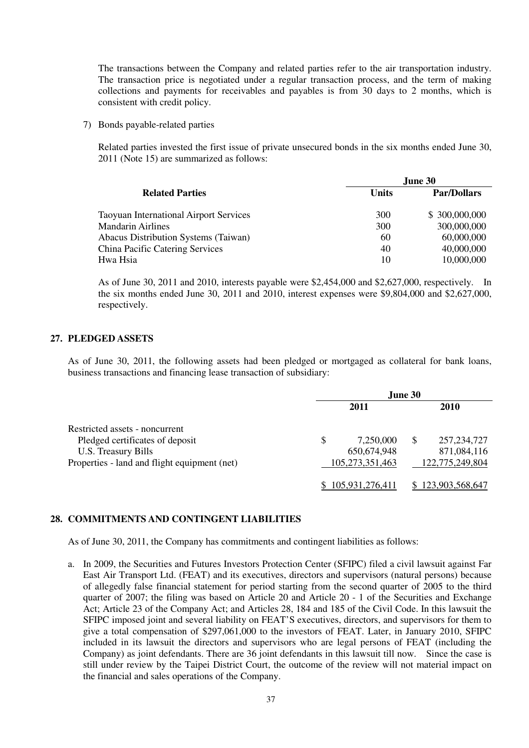The transactions between the Company and related parties refer to the air transportation industry. The transaction price is negotiated under a regular transaction process, and the term of making collections and payments for receivables and payables is from 30 days to 2 months, which is consistent with credit policy.

7) Bonds payable-related parties

Related parties invested the first issue of private unsecured bonds in the six months ended June 30, 2011 (Note 15) are summarized as follows:

| Related Parties | June 30 | |
|---|---|---|
| | **Units** | **Par/Dollars** |
| Taoyuan International Airport Services | 300 | $ 300,000,000 |
| Mandarin Airlines | 300 | 300,000,000 |
| Abacus Distribution Systems (Taiwan) | 60 | 60,000,000 |
| China Pacific Catering Services | 40 | 40,000,000 |
| Hwa Hsia | 10 | 10,000,000 |

As of June 30, 2011 and 2010, interests payable were $2,454,000 and $2,627,000, respectively. In the six months ended June 30, 2011 and 2010, interest expenses were $9,804,000 and $2,627,000, respectively.

## 27. PLEDGED ASSETS

As of June 30, 2011, the following assets had been pledged or mortgaged as collateral for bank loans, business transactions and financing lease transaction of subsidiary:

| | June 30 | |
|---|---|---|
| | **2011** | **2010** |
| Restricted assets - noncurrent | | |
| Pledged certificates of deposit | $ 7,250,000 | $ 257,234,727 |
| U.S. Treasury Bills | 650,674,948 | 871,084,116 |
| Properties - land and flight equipment (net) | 105,273,351,463 | 122,775,249,804 |
| | $ 105,931,276,411 | $ 123,903,568,647 |

## 28. COMMITMENTS AND CONTINGENT LIABILITIES

As of June 30, 2011, the Company has commitments and contingent liabilities as follows:

a. In 2009, the Securities and Futures Investors Protection Center (SFIPC) filed a civil lawsuit against Far East Air Transport Ltd. (FEAT) and its executives, directors and supervisors (natural persons) because of allegedly false financial statement for period starting from the second quarter of 2005 to the third quarter of 2007; the filing was based on Article 20 and Article 20 - 1 of the Securities and Exchange Act; Article 23 of the Company Act; and Articles 28, 184 and 185 of the Civil Code. In this lawsuit the SFIPC imposed joint and several liability on FEAT'S executives, directors, and supervisors for them to give a total compensation of $297,061,000 to the investors of FEAT. Later, in January 2010, SFIPC included in its lawsuit the directors and supervisors who are legal persons of FEAT (including the Company) as joint defendants. There are 36 joint defendants in this lawsuit till now. Since the case is still under review by the Taipei District Court, the outcome of the review will not material impact on the financial and sales operations of the Company.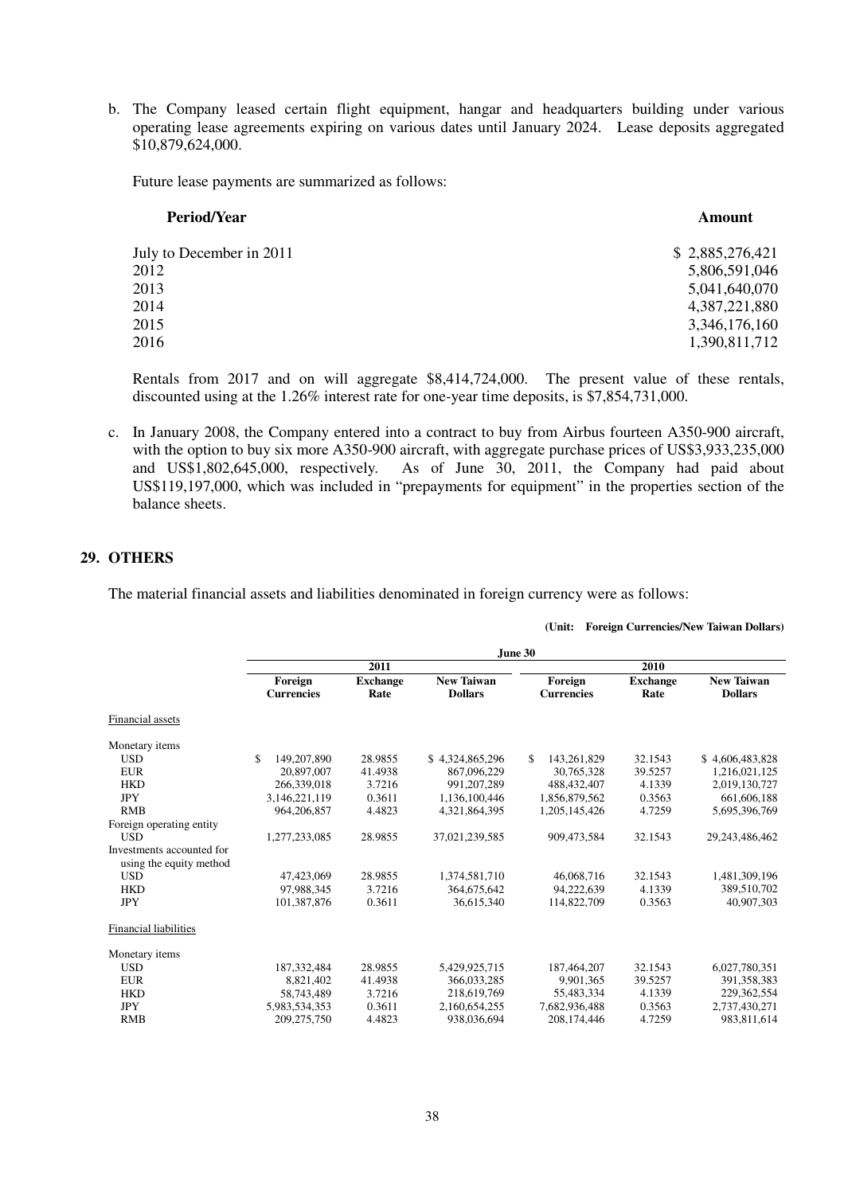b. The Company leased certain flight equipment, hangar and headquarters building under various operating lease agreements expiring on various dates until January 2024. Lease deposits aggregated $10,879,624,000.

   Future lease payments are summarized as follows:

| Period/Year | Amount |
|---|---|
| July to December in 2011 | $ 2,885,276,421 |
| 2012 | 5,806,591,046 |
| 2013 | 5,041,640,070 |
| 2014 | 4,387,221,880 |
| 2015 | 3,346,176,160 |
| 2016 | 1,390,811,712 |

   Rentals from 2017 and on will aggregate $8,414,724,000. The present value of these rentals, discounted using at the 1.26% interest rate for one-year time deposits, is $7,854,731,000.

c. In January 2008, the Company entered into a contract to buy from Airbus fourteen A350-900 aircraft, with the option to buy six more A350-900 aircraft, with aggregate purchase prices of US$3,933,235,000 and US$1,802,645,000, respectively. As of June 30, 2011, the Company had paid about US$119,197,000, which was included in "prepayments for equipment" in the properties section of the balance sheets.

## 29. OTHERS

The material financial assets and liabilities denominated in foreign currency were as follows:

**(Unit: Foreign Currencies/New Taiwan Dollars)**

| | June 30 | | | | | |
|---|---|---|---|---|---|---|
| | 2011 | | | 2010 | | |
| | Foreign Currencies | Exchange Rate | New Taiwan Dollars | Foreign Currencies | Exchange Rate | New Taiwan Dollars |
| Financial assets | | | | | | |
| Monetary items | | | | | | |
| USD | $ 149,207,890 | 28.9855 | $ 4,324,865,296 | $ 143,261,829 | 32.1543 | $ 4,606,483,828 |
| EUR | 20,897,007 | 41.4938 | 867,096,229 | 30,765,328 | 39.5257 | 1,216,021,125 |
| HKD | 266,339,018 | 3.7216 | 991,207,289 | 488,432,407 | 4.1339 | 2,019,130,727 |
| JPY | 3,146,221,119 | 0.3611 | 1,136,100,446 | 1,856,879,562 | 0.3563 | 661,606,188 |
| RMB | 964,206,857 | 4.4823 | 4,321,864,395 | 1,205,145,426 | 4.7259 | 5,695,396,769 |
| Foreign operating entity | | | | | | |
| USD | 1,277,233,085 | 28.9855 | 37,021,239,585 | 909,473,584 | 32.1543 | 29,243,486,462 |
| Investments accounted for using the equity method | | | | | | |
| USD | 47,423,069 | 28.9855 | 1,374,581,710 | 46,068,716 | 32.1543 | 1,481,309,196 |
| HKD | 97,988,345 | 3.7216 | 364,675,642 | 94,222,639 | 4.1339 | 389,510,702 |
| JPY | 101,387,876 | 0.3611 | 36,615,340 | 114,822,709 | 0.3563 | 40,907,303 |
| Financial liabilities | | | | | | |
| Monetary items | | | | | | |
| USD | 187,332,484 | 28.9855 | 5,429,925,715 | 187,464,207 | 32.1543 | 6,027,780,351 |
| EUR | 8,821,402 | 41.4938 | 366,033,285 | 9,901,365 | 39.5257 | 391,358,383 |
| HKD | 58,743,489 | 3.7216 | 218,619,769 | 55,483,334 | 4.1339 | 229,362,554 |
| JPY | 5,983,534,353 | 0.3611 | 2,160,654,255 | 7,682,936,488 | 0.3563 | 2,737,430,271 |
| RMB | 209,275,750 | 4.4823 | 938,036,694 | 208,174,446 | 4.7259 | 983,811,614 |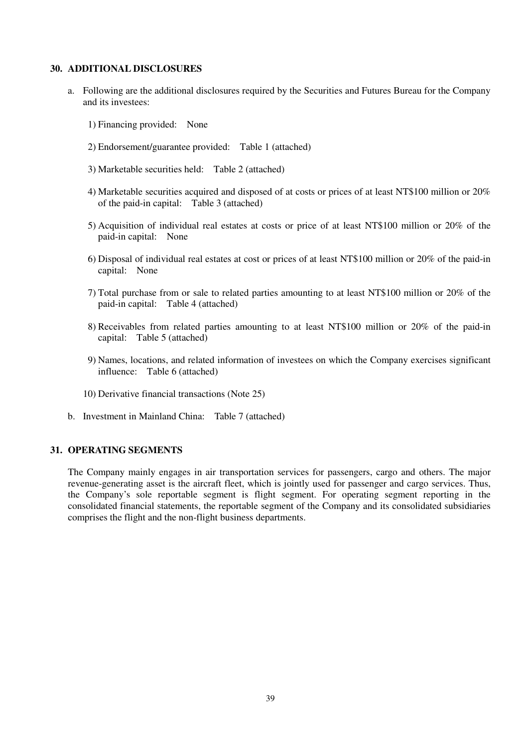## 30. ADDITIONAL DISCLOSURES

a. Following are the additional disclosures required by the Securities and Futures Bureau for the Company and its investees:

1) Financing provided: None

2) Endorsement/guarantee provided: Table 1 (attached)

3) Marketable securities held: Table 2 (attached)

4) Marketable securities acquired and disposed of at costs or prices of at least NT$100 million or 20% of the paid-in capital: Table 3 (attached)

5) Acquisition of individual real estates at costs or price of at least NT$100 million or 20% of the paid-in capital: None

6) Disposal of individual real estates at cost or prices of at least NT$100 million or 20% of the paid-in capital: None

7) Total purchase from or sale to related parties amounting to at least NT$100 million or 20% of the paid-in capital: Table 4 (attached)

8) Receivables from related parties amounting to at least NT$100 million or 20% of the paid-in capital: Table 5 (attached)

9) Names, locations, and related information of investees on which the Company exercises significant influence: Table 6 (attached)

10) Derivative financial transactions (Note 25)

b. Investment in Mainland China: Table 7 (attached)

## 31. OPERATING SEGMENTS

The Company mainly engages in air transportation services for passengers, cargo and others. The major revenue-generating asset is the aircraft fleet, which is jointly used for passenger and cargo services. Thus, the Company's sole reportable segment is flight segment. For operating segment reporting in the consolidated financial statements, the reportable segment of the Company and its consolidated subsidiaries comprises the flight and the non-flight business departments.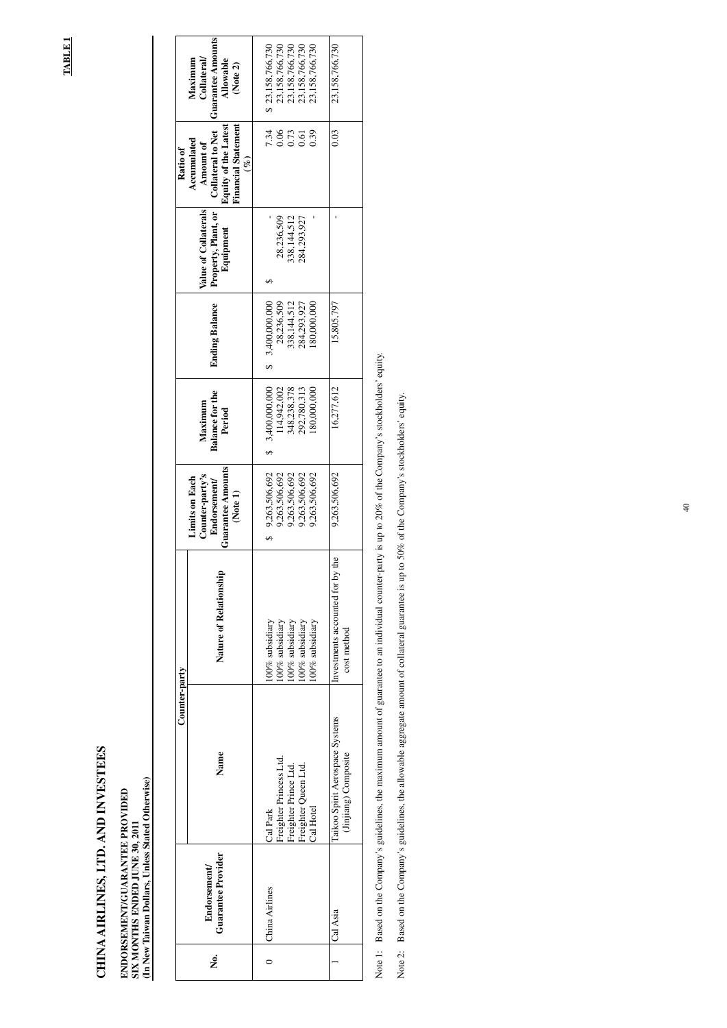**TABLE 1**

# CHINA AIRLINES, LTD. AND INVESTEES

**ENDORSEMENT/GUARANTEE PROVIDED**
**SIX MONTHS ENDED JUNE 30, 2011**
**(In New Taiwan Dollars, Unless Stated Otherwise)**

| No. | Endorsement/ Guarantee Provider | Counter-party | | Limits on Each Counter-party's Endorsement/ Guarantee Amounts (Note 1) | Maximum Balance for the Period | Ending Balance | Value of Collaterals Property, Plant, or Equipment | Ratio of Accumulated Amount of Collateral to Net Equity of the Latest Financial Statement (%) | Maximum Collateral/ Guarantee Amounts Allowable (Note 2) |
|---|---|---|---|---|---|---|---|---|---|
| | | Name | Nature of Relationship | | | | | | |
| 0 | China Airlines | Cal Park | 100% subsidiary | $ 9,263,506,692 | $ 3,400,000,000 | $ 3,400,000,000 | $ - | 7.34 | $ 23,158,766,730 |
| | | Freighter Princess Ltd. | 100% subsidiary | 9,263,506,692 | 114,942,002 | 28,236,509 | 28,236,509 | 0.06 | 23,158,766,730 |
| | | Freighter Prince Ltd. | 100% subsidiary | 9,263,506,692 | 348,238,378 | 338,144,512 | 338,144,512 | 0.73 | 23,158,766,730 |
| | | Freighter Queen Ltd. | 100% subsidiary | 9,263,506,692 | 292,780,313 | 284,293,927 | 284,293,927 | 0.61 | 23,158,766,730 |
| | | Cal Hotel | 100% subsidiary | 9,263,506,692 | 180,000,000 | 180,000,000 | - | 0.39 | 23,158,766,730 |
| 1 | Cal Asia | Taikoo Spirit Aerospace Systems (Jinjiang) Composite | Investments accounted for by the cost method | 9,263,506,692 | 16,277,612 | 15,805,797 | - | 0.03 | 23,158,766,730 |

Note 1: Based on the Company's guidelines, the maximum amount of guarantee to an individual counter-party is up to 20% of the Company's stockholders' equity.

Note 2: Based on the Company's guidelines, the allowable aggregate amount of collateral guarantee is up to 50% of the Company's stockholders' equity.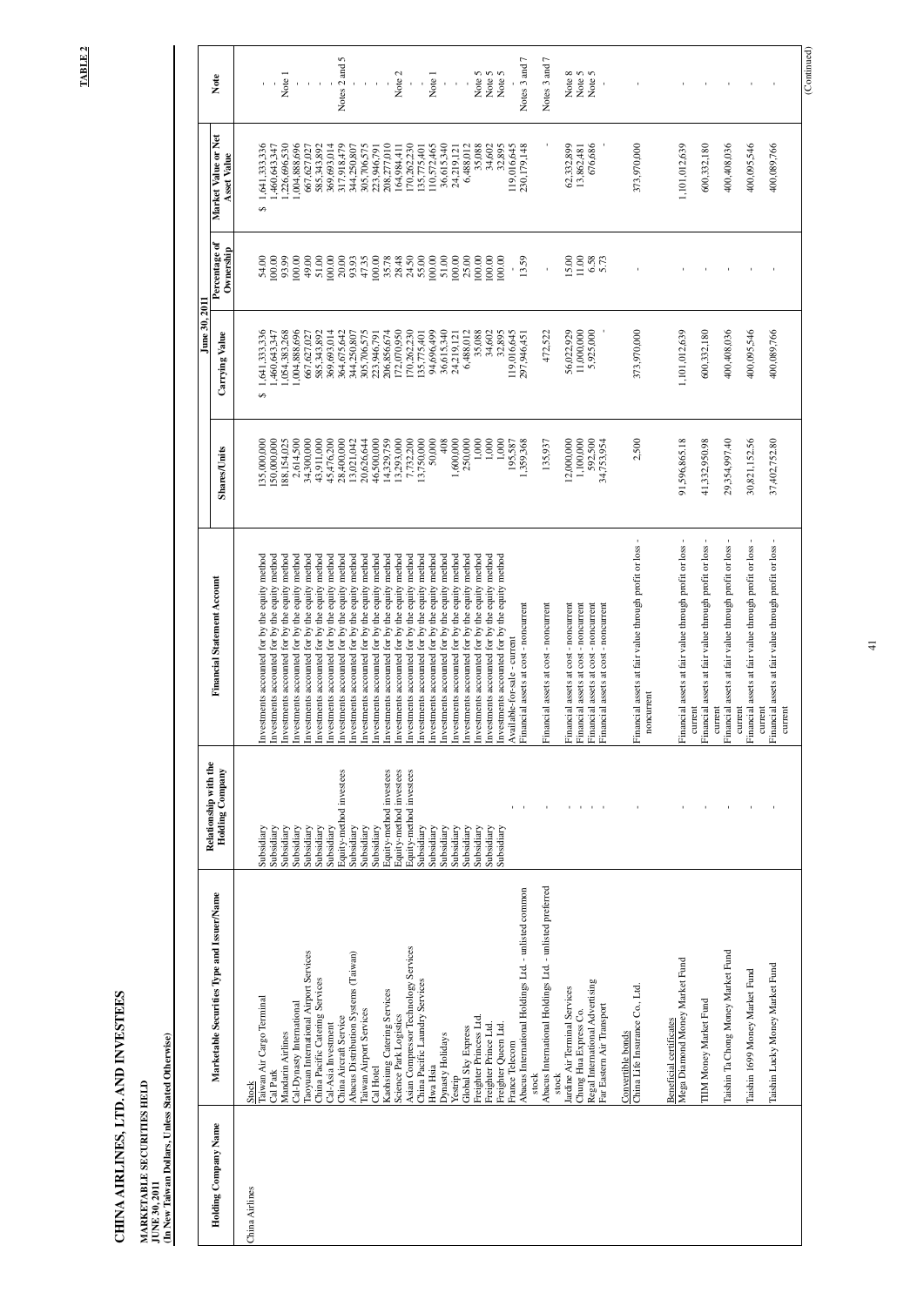**TABLE 2**

# CHINA AIRLINES, LTD. AND INVESTEES

**MARKETABLE SECURITIES HELD**
**JUNE 30, 2011**
**(In New Taiwan Dollars, Unless Stated Otherwise)**

| Holding Company Name | Marketable Securities Type and Issuer/Name | Relationship with the Holding Company | Financial Statement Account | June 30, 2011 | | | | Note |
|---|---|---|---|---|---|---|---|---|
| | | | | Shares/Units | Carrying Value | Percentage of Ownership | Market Value or Net Asset Value | |
| China Airlines | Stock | | | | | | | |
| | Taiwan Air Cargo Terminal | Subsidiary | Investments accounted for by the equity method | 135,000,000 | $ 1,641,333,336 | 54.00 | $ 1,641,333,336 | - |
| | Cal Park | Subsidiary | Investments accounted for by the equity method | 150,000,000 | 1,460,643,347 | 100.00 | 1,460,643,347 | - |
| | Mandarin Airlines | Subsidiary | Investments accounted for by the equity method | 188,154,025 | 1,054,383,268 | 93.99 | 1,226,696,530 | Note 1 |
| | Cal-Dynasty International | Subsidiary | Investments accounted for by the equity method | 2,614,500 | 1,004,888,696 | 100.00 | 1,004,888,696 | - |
| | Taoyuan International Airport Services | Subsidiary | Investments accounted for by the equity method | 34,300,000 | 667,627,027 | 49.00 | 667,627,027 | - |
| | China Pacific Catering Services | Subsidiary | Investments accounted for by the equity method | 43,911,000 | 585,343,892 | 51.00 | 585,343,892 | - |
| | Cal-Asia Investment | Subsidiary | Investments accounted for by the equity method | 45,476,200 | 369,693,014 | 100.00 | 369,693,014 | - |
| | China Aircraft Service | Equity-method investees | Investments accounted for by the equity method | 28,400,000 | 364,675,642 | 20.00 | 317,918,479 | Notes 2 and 5 |
| | Abacus Distribution Systems (Taiwan) | Subsidiary | Investments accounted for by the equity method | 13,021,042 | 344,250,807 | 93.93 | 344,250,807 | - |
| | Taiwan Airport Services | Subsidiary | Investments accounted for by the equity method | 20,626,644 | 305,706,575 | 47.35 | 305,706,575 | - |
| | Cal Hotel | Subsidiary | Investments accounted for by the equity method | 46,500,000 | 223,946,791 | 100.00 | 223,946,791 | - |
| | Kaohsiung Catering Services | Equity-method investees | Investments accounted for by the equity method | 14,329,759 | 206,856,674 | 35.78 | 208,277,010 | - |
| | Science Park Logistics | Equity-method investees | Investments accounted for by the equity method | 13,293,000 | 172,070,950 | 28.48 | 164,984,411 | Note 2 |
| | Asian Compressor Technology Services | Equity-method investees | Investments accounted for by the equity method | 7,732,200 | 170,262,230 | 24.50 | 170,262,230 | - |
| | China Pacific Laundry Services | Subsidiary | Investments accounted for by the equity method | 13,750,000 | 135,775,401 | 55.00 | 135,775,401 | - |
| | Hwa Hsia | Subsidiary | Investments accounted for by the equity method | 50,000 | 94,696,499 | 100.00 | 110,572,465 | Note 1 |
| | Dynasty Holidays | Subsidiary | Investments accounted for by the equity method | 408 | 36,615,340 | 51.00 | 36,615,340 | - |
| | Yestrip | Subsidiary | Investments accounted for by the equity method | 1,600,000 | 24,219,121 | 100.00 | 24,219,121 | - |
| | Global Sky Express | Subsidiary | Investments accounted for by the equity method | 250,000 | 6,488,012 | 25.00 | 6,488,012 | - |
| | Freighter Princess Ltd. | Subsidiary | Investments accounted for by the equity method | 1,000 | 35,088 | 100.00 | 35,088 | Note 5 |
| | Freighter Prince Ltd. | Subsidiary | Investments accounted for by the equity method | 1,000 | 34,602 | 100.00 | 34,602 | Note 5 |
| | Freighter Queen Ltd. | Subsidiary | Investments accounted for by the equity method | 1,000 | 32,895 | 100.00 | 32,895 | Note 5 |
| | France Telecom | - | Available-for-sale - current | 195,587 | 119,016,645 | - | 119,016,645 | - |
| | Abacus International Holdings Ltd. - unlisted common stock | - | Financial assets at cost - noncurrent | 1,359,368 | 297,946,451 | 13.59 | 230,179,148 | Notes 3 and 7 |
| | Abacus International Holdings Ltd. - unlisted preferred stock | - | Financial assets at cost - noncurrent | 135,937 | 472,522 | - | - | Notes 3 and 7 |
| | Jardine Air Terminal Services | - | Financial assets at cost - noncurrent | 12,000,000 | 56,022,929 | 15.00 | 62,332,899 | Note 8 |
| | Chung Hua Express Co. | - | Financial assets at cost - noncurrent | 1,100,000 | 11,000,000 | 11.00 | 13,862,481 | Note 5 |
| | Regal International Advertising | - | Financial assets at cost - noncurrent | 592,500 | 5,925,000 | 6.58 | 676,686 | Note 5 |
| | Far Eastern Air Transport | - | Financial assets at cost - noncurrent | 34,753,954 | - | 5.73 | - | - |
| | Convertible bonds | | | | | | | |
| | China Life Insurance Co., Ltd. | - | Financial assets at fair value through profit or loss - noncurrent | 2,500 | 373,970,000 | - | 373,970,000 | - |
| | Beneficial certificates | | | | | | | |
| | Mega Diamond Money Market Fund | - | Financial assets at fair value through profit or loss - current | 91,596,865.18 | 1,101,012,639 | - | 1,101,012,639 | - |
| | TIIM Money Market Fund | - | Financial assets at fair value through profit or loss - current | 41,332,950.98 | 600,332,180 | - | 600,332,180 | - |
| | Taishin Ta Chong Money Market Fund | - | Financial assets at fair value through profit or loss - current | 29,354,997.40 | 400,408,036 | - | 400,408,036 | - |
| | Taishin 1699 Money Market Fund | - | Financial assets at fair value through profit or loss - current | 30,821,152.56 | 400,095,546 | - | 400,095,546 | - |
| | Taishin Lucky Money Market Fund | - | Financial assets at fair value through profit or loss - current | 37,402,752.80 | 400,089,766 | - | 400,089,766 | - |

(Continued)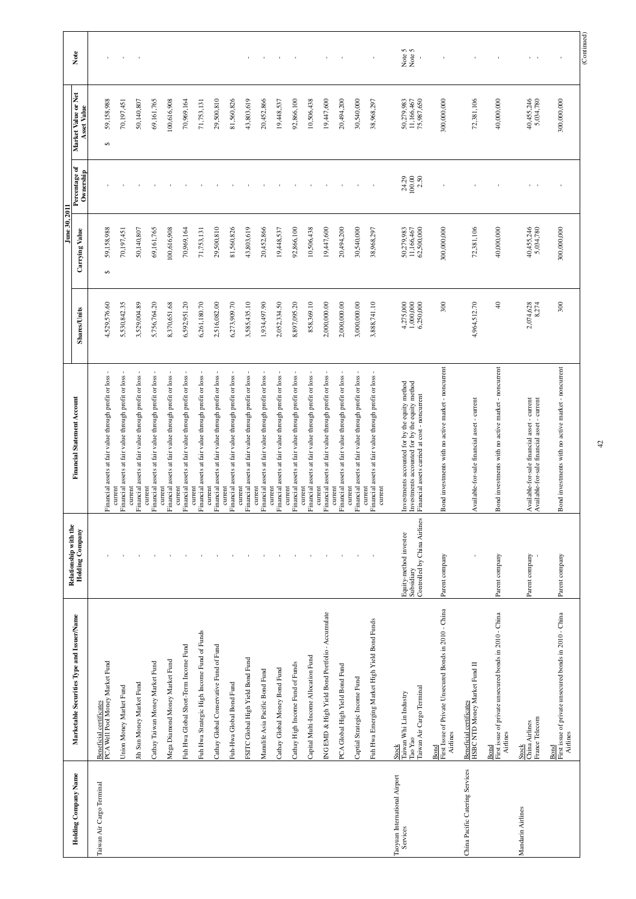| Holding Company Name | Marketable Securities Type and Issuer/Name | Relationship with the Holding Company | Financial Statement Account | June 30, 2011 | | | | Note |
|---|---|---|---|---|---|---|---|---|
| | | | | Shares/Units | Carrying Value | Percentage of Ownership | Market Value or Net Asset Value | |
| Taiwan Air Cargo Terminal | Beneficial certificates | | | | | | | |
| | PCA Well Pool Money Market Fund | - | Financial assets at fair value through profit or loss - current | 4,529,576.60 | $ 59,158,988 | - | $ 59,158,988 | - |
| | Union Money Market Fund | - | Financial assets at fair value through profit or loss - current | 5,530,842.35 | 70,197,451 | - | 70,197,451 | - |
| | Jih Sun Money Market Fund | - | Financial assets at fair value through profit or loss - current | 3,529,004.89 | 50,140,807 | - | 50,140,807 | - |
| | Cathay Taiwan Money Market Fund | - | Financial assets at fair value through profit or loss - current | 5,756,764.20 | 69,161,765 | - | 69,161,765 | - |
| | Mega Diamond Money Market Fund | - | Financial assets at fair value through profit or loss - current | 8,370,651.68 | 100,616,908 | - | 100,616,908 | - |
| | Fuh Hwa Global Short-Term Income Fund | - | Financial assets at fair value through profit or loss - current | 6,592,951.20 | 70,969,164 | - | 70,969,164 | - |
| | Fuh Hwa Strategic High Income Fund of Funds | - | Financial assets at fair value through profit or loss - current | 6,261,180.70 | 71,753,131 | - | 71,753,131 | - |
| | Cathay Global Conservative Fund of Fund | - | Financial assets at fair value through profit or loss - current | 2,516,082.00 | 29,500,810 | - | 29,500,810 | - |
| | Fuh-Hwa Global Bond Fund | - | Financial assets at fair value through profit or loss - current | 6,273,909.70 | 81,560,826 | - | 81,560,826 | - |
| | FSITC Global High Yield Bond Fund | - | Financial assets at fair value through profit or loss - current | 3,585,435.10 | 43,803,619 | - | 43,803,619 | - |
| | Manulife Asia Pacific Bond Fund | - | Financial assets at fair value through profit or loss - current | 1,934,497.90 | 20,452,866 | - | 20,452,866 | - |
| | Cathay Global Money Bond Fund | - | Financial assets at fair value through profit or loss - current | 2,052,334.50 | 19,448,537 | - | 19,448,537 | - |
| | Cathay High Income Fund of Funds | - | Financial assets at fair value through profit or loss - current | 8,897,095.20 | 92,866,100 | - | 92,866,100 | - |
| | Capital Multi-Income Allocation Fund | - | Financial assets at fair value through profit or loss - current | 858,369.10 | 10,506,438 | - | 10,506,438 | - |
| | ING EMD & High Yield Bond Portfolio - Accumulate | - | Financial assets at fair value through profit or loss - current | 2,000,000.00 | 19,447,600 | - | 19,447,600 | - |
| | PCA Global High Yield Bond Fund | - | Financial assets at fair value through profit or loss - current | 2,000,000.00 | 20,494,200 | - | 20,494,200 | - |
| | Capital Strategic Income Fund | - | Financial assets at fair value through profit or loss - current | 3,000,000.00 | 30,540,000 | - | 30,540,000 | - |
| | Fuh Hwa Emerging Market High Yield Bond Funds | - | Financial assets at fair value through profit or loss - current | 3,888,741.10 | 38,968,297 | - | 38,968,297 | - |
| Taoyuan International Airport Services | Stock | | | | | | | |
| | Taiwan Whi Lin Industry | Equity-method investee | Investments accounted for by the equity method | 4,275,000 | 50,279,983 | 24.29 | 50,279,983 | Note 5 |
| | Tao Yao | Subsidiary | Investments accounted for by the equity method | 1,000,000 | 11,166,467 | 100.00 | 11,166,467 | Note 5 |
| | Taiwan Air Cargo Terminal | Controlled by China Airlines | Financial assets carried at cost - noncurrent | 6,250,000 | 62,500,000 | 2.50 | 75,987,650 | - |
| | Bond | | | | | | | |
| | First Issue of Private Unsecured Bonds in 2010 - China Airlines | Parent company | Bond investments with no active market - noncurrent | 300 | 300,000,000 | - | 300,000,000 | - |
| China Pacific Catering Services | Beneficial certificates | | | | | | | |
| | HSBC NTD Money Market Fund II | - | Available-for-sale financial asset - current | 4,964,512.70 | 72,381,106 | - | 72,381,106 | - |
| | Bond | | | | | | | |
| | First issue of private unsecured bonds in 2010 - China Airlines | Parent company | Bond investments with no active market - noncurrent | 40 | 40,000,000 | - | 40,000,000 | - |
| Mandarin Airlines | Stock | | | | | | | |
| | China Airlines | Parent company | Available-for-sale financial asset - current | 2,074,628 | 40,455,246 | - | 40,455,246 | - |
| | France Telecom | - | Available-for-sale financial asset - current | 8,274 | 5,034,780 | - | 5,034,780 | - |
| | Bond | | | | | | | |
| | First issue of private unsecured bonds in 2010 - China Airlines | Parent company | Bond investments with no active market - noncurrent | 300 | 300,000,000 | - | 300,000,000 | - |

(Continued)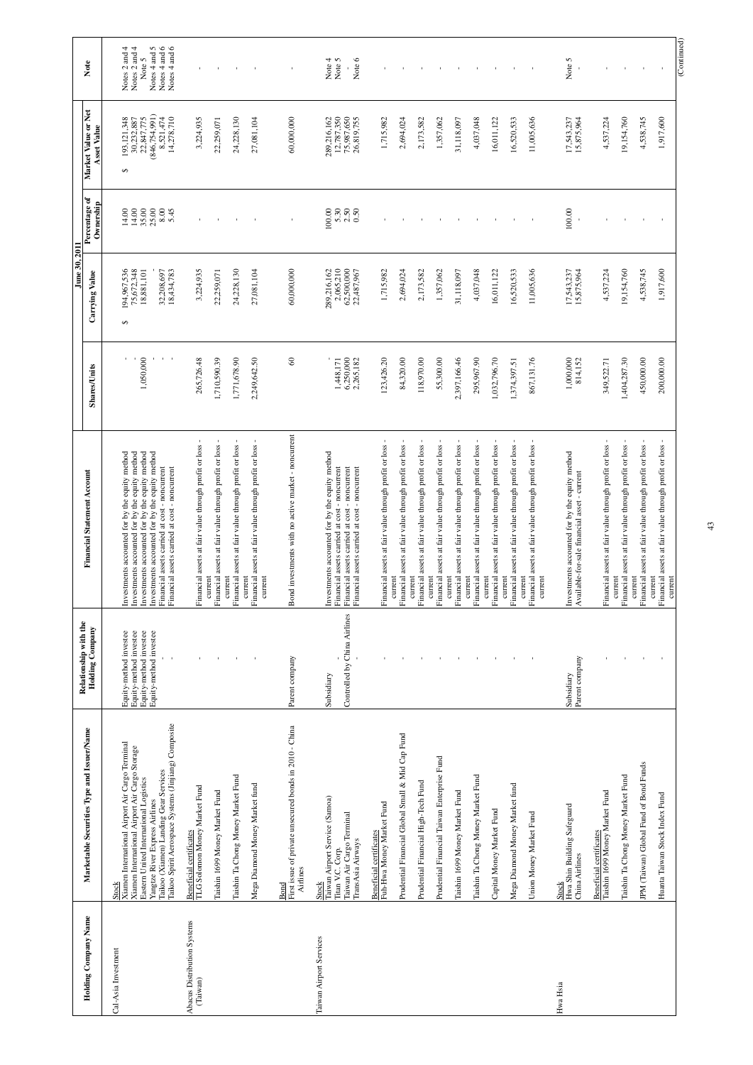| Holding Company Name | Marketable Securities Type and Issuer/Name | Relationship with the Holding Company | Financial Statement Account | June 30, 2011 | | | | Note |
|---|---|---|---|---|---|---|---|---|
| | | | | Shares/Units | Carrying Value | Percentage of Ownership | Market Value or Net Asset Value | |
| Cal-Asia Investment | Stock | | | | | | | |
| | Xiamen International Airport Air Cargo Terminal | Equity-method investee | Investments accounted for by the equity method | - | $ 194,967,536 | 14.00 | $ 193,121,348 | Notes 2 and 4 |
| | Xiamen International Airport Air Cargo Storage | Equity-method investee | Investments accounted for by the equity method | - | 75,672,348 | 14.00 | 30,232,887 | Notes 2 and 4 |
| | Eastern United International Logistics | Equity-method investee | Investments accounted for by the equity method | 1,050,000 | 18,881,101 | 35.00 | 22,847,775 | Note 5 |
| | Yangtze River Express Airlines | Equity-method investee | Investments accounted for by the equity method | - | - | 25.00 | (846,754,991) | Notes 4 and 5 |
| | Taikoo (Xiamen) Landing Gear Services | - | Financial assets carried at cost - noncurrent | - | 32,208,697 | 8.00 | 8,521,474 | Notes 4 and 6 |
| | Taikoo Spirit Aerospace Systems (Jinjiang) Composite | - | Financial assets carried at cost - noncurrent | - | 18,434,783 | 5.45 | 14,278,710 | Notes 4 and 6 |
| Abacus Distribution Systems (Taiwan) | Beneficial certificates | | | | | | | |
| | TLG Solomon Money Market Fund | - | Financial assets at fair value through profit or loss - current | 265,726.48 | 3,224,935 | - | 3,224,935 | - |
| | Taishin 1699 Money Market Fund | - | Financial assets at fair value through profit or loss - current | 1,710,590.39 | 22,259,071 | - | 22,259,071 | - |
| | Taishin Ta Chong Money Market Fund | - | Financial assets at fair value through profit or loss - current | 1,771,678.90 | 24,228,130 | - | 24,228,130 | - |
| | Mega Diamond Money Market fund | - | Financial assets at fair value through profit or loss - current | 2,249,642.50 | 27,081,104 | - | 27,081,104 | - |
| | Bond | | | | | | | |
| | First issue of private unsecured bonds in 2010 - China Airlines | Parent company | Bond investments with no active market - noncurrent | 60 | 60,000,000 | - | 60,000,000 | - |
| Taiwan Airport Services | Stock | | | | | | | |
| | Taiwan Airport Service (Samoa) | Subsidiary | Investments accounted for by the equity method | - | 289,216,162 | 100.00 | 289,216,162 | Note 4 |
| | Titan V.C. Corp. | - | Financial assets carried at cost - noncurrent | 1,448,171 | 2,065,210 | 5.30 | 12,787,350 | Note 5 |
| | Taiwan Air Cargo Terminal | Controlled by China Airlines | Financial assets carried at cost - noncurrent | 6,250,000 | 62,500,000 | 2.50 | 75,987,650 | |
| | TransAsia Airways | - | Financial assets carried at cost - noncurrent | 2,265,182 | 22,487,967 | 0.50 | 26,819,755 | Note 6 |
| | Beneficial certificates | | | | | | | |
| | Fuh-Hwa Money Market Fund | - | Financial assets at fair value through profit or loss - current | 123,426.20 | 1,715,982 | - | 1,715,982 | - |
| | Prudential Financial Global Small & Mid Cap Fund | - | Financial assets at fair value through profit or loss - current | 84,320.00 | 2,694,024 | - | 2,694,024 | - |
| | Prudential Financial High-Tech Fund | - | Financial assets at fair value through profit or loss - current | 118,970.00 | 2,173,582 | - | 2,173,582 | - |
| | Prudential Financial Taiwan Enterprise Fund | - | Financial assets at fair value through profit or loss - current | 55,300.00 | 1,357,062 | - | 1,357,062 | - |
| | Taishin 1699 Money Market Fund | - | Financial assets at fair value through profit or loss - current | 2,397,166.46 | 31,118,097 | - | 31,118,097 | - |
| | Taishin Ta Chong Money Market Fund | - | Financial assets at fair value through profit or loss - current | 295,967.90 | 4,037,048 | - | 4,037,048 | - |
| | Capital Money Market Fund | - | Financial assets at fair value through profit or loss - current | 1,032,796.70 | 16,011,122 | - | 16,011,122 | - |
| | Mega Diamond Money Market fund | - | Financial assets at fair value through profit or loss - current | 1,374,397.51 | 16,520,533 | - | 16,520,533 | - |
| | Union Money Market Fund | - | Financial assets at fair value through profit or loss - current | 867,131.76 | 11,005,636 | - | 11,005,636 | - |
| Hwa Hsia | Stock | | | | | | | |
| | Hwa Shin Building Safeguard | Subsidiary | Investments accounted for by the equity method | 1,000,000 | 17,543,237 | 100.00 | 17,543,237 | Note 5 |
| | China Airlines | Parent company | Available-for-sale financial asset - current | 814,152 | 15,875,964 | - | 15,875,964 | - |
| | Beneficial certificates | | | | | | | |
| | Taishin 1699 Money Market Fund | - | Financial assets at fair value through profit or loss - current | 349,522.71 | 4,537,224 | - | 4,537,224 | - |
| | Taishin Ta Chong Money Market Fund | - | Financial assets at fair value through profit or loss - current | 1,404,287.30 | 19,154,760 | - | 19,154,760 | - |
| | JPM (Taiwan) Global Fund of Bond Funds | - | Financial assets at fair value through profit or loss - current | 450,000.00 | 4,538,745 | - | 4,538,745 | - |
| | Huanta Taiwan Stock Index Fund | - | Financial assets at fair value through profit or loss - current | 200,000.00 | 1,917,600 | - | 1,917,600 | - |

(Continued)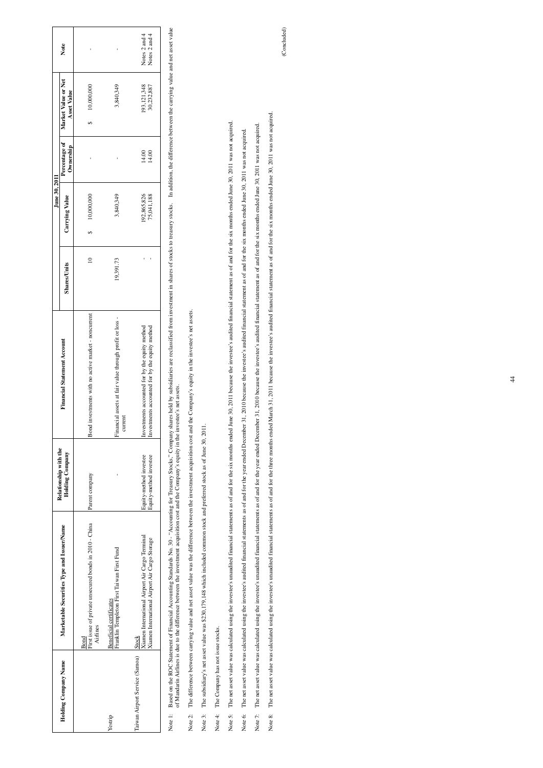| Holding Company Name | Marketable Securities Type and Issuer/Name | Relationship with the Holding Company | Financial Statement Account | June 30, 2011 | | | | Note |
|---|---|---|---|---|---|---|---|---|
| | | | | Shares/Units | Carrying Value | Percentage of Ownership | Market Value or Net Asset Value | |
| | Bond | | | | | | | |
| | First issue of private unsecured bonds in 2010 - China Airlines | Parent company | Bond investments with no active market - noncurrent | 10 | $ 10,000,000 | - | $ 10,000,000 | - |
| Yestrip | Beneficial certificates | | | | | | | |
| | Franklin Templeton First Taiwan First Fund | - | Financial assets at fair value through profit or loss - current | 19,391.73 | 3,840,349 | - | 3,840,349 | - |
| Taiwan Airport Service (Samoa) | Stock | | | | | | | |
| | Xiamen International Airport Air Cargo Terminal | Equity-method investee | Investments accounted for by the equity method | - | 192,865,826 | 14.00 | 193,121,348 | Notes 2 and 4 |
| | Xiamen International Airport Air Cargo Storage | Equity-method investee | Investments accounted for by the equity method | - | 75,041,188 | 14.00 | 30,232,887 | Notes 2 and 4 |

Note 1: Based on the ROC Statement of Financial Accounting Standards No. 30 - "Accounting for Treasury Stocks," Company shares held by subsidiaries are reclassified from investment in shares of stocks to treasury stocks. In addition, the difference between the carrying value and net asset value of Mandarin Airlines is due to the difference between the investment acquisition cost and the Company's equity in the investee's net assets.

Note 2: The difference between carrying value and net asset value was the difference between the investment acquisition cost and the Company's equity in the investee's net assets.

Note 3: The subsidiary's net asset value was $230,179,148 which included common stock and preferred stock as of June 30, 2011.

Note 4: The Company has not issue stocks.

Note 5: The net asset value was calculated using the investee's unaudited financial statements as of and for the six months ended June 30, 2011 because the investee's audited financial statement as of and for the six months ended June 30, 2011 was not acquired.

Note 6: The net asset value was calculated using the investee's audited financial statements as of and for the year ended December 31, 2010 because the investee's audited financial statement as of and for the six months ended June 30, 2011 was not acquired.

Note 7: The net asset value was calculated using the investee's unaudited financial statements as of and for the year ended December 31, 2010 because the investee's audited financial statement as of and for the six months ended June 30, 2011 was not acquired.

Note 8: The net asset value was calculated using the investee's unaudited financial statements as of and for the three months ended March 31, 2011 because the investee's audited financial statement as of and for the six months ended June 30, 2011 was not acquired.

(Concluded)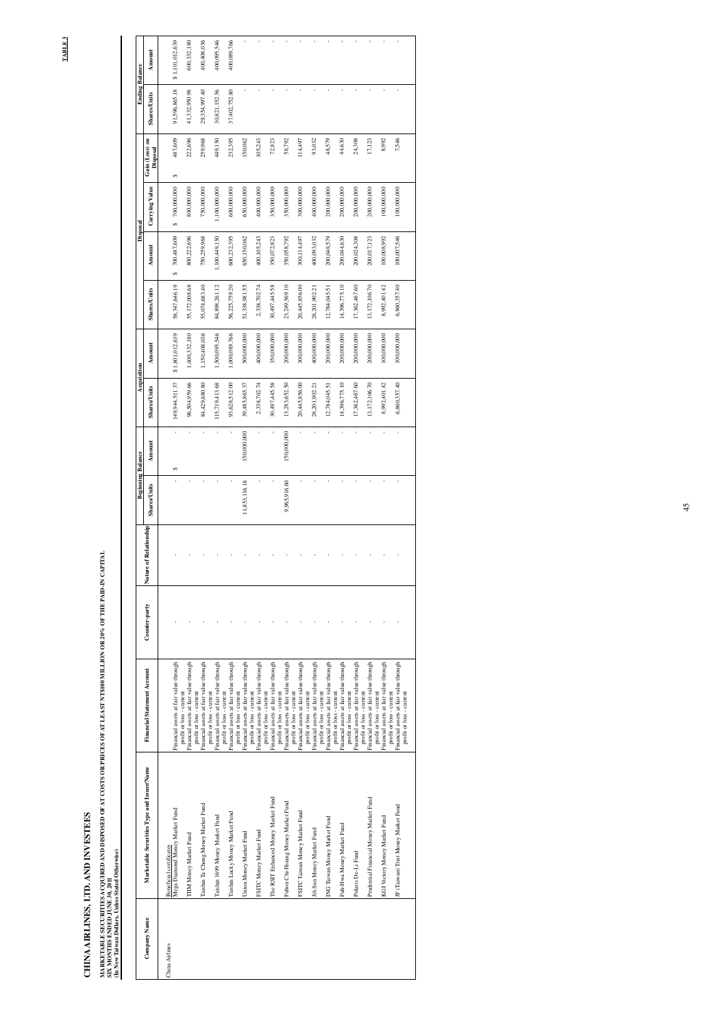**TABLE 3**

# CHINA AIRLINES, LTD. AND INVESTEES

**MARKETABLE SECURITIES ACQUIRED AND DISPOSED OF AT COSTS OR PRICES OF AT LEAST NT$100 MILLION OR 20% OF THE PAID-IN CAPITAL**
**SIX MONTHS ENDED JUNE 30, 2011**
**(In New Taiwan Dollars, Unless Stated Otherwise)**

| Company Name | Marketable Securities Type and Issuer/Name | Financial Statement Account | Counter-party | Nature of Relationship | Beginning Balance | | Acquisition | | Disposal | | | | Ending Balance | |
|---|---|---|---|---|---|---|---|---|---|---|---|---|---|---|
| | | | | | Shares/Units | Amount | Shares/Units | Amount | Shares/Units | Amount | Carrying Value | Gain (Loss) on Disposal | Shares/Units | Amount |
| China Airlines | Beneficial certificates | | | | | | | | | | | | | |
| | Mega Diamond Money Market Fund | Financial assets at fair value through profit or loss - current | - | - | - | $ - | 149,944,511.37 | $ 1,801,012,639 | 58,347,646.19 | $ 700,487,609 | $ 700,000,000 | $ 487,609 | 91,596,865.18 | $ 1,101,012,639 |
| | TIIM Money Market Fund | Financial assets at fair value through profit or loss - current | - | - | - | - | 96,504,959.66 | 1,400,332,180 | 55,172,008.68 | 800,222,696 | 800,000,000 | 222,696 | 41,332,950.98 | 600,332,180 |
| | Taishin Ta Chong Money Market Fund | Financial assets at fair value through profit or loss - current | - | - | - | - | 84,429,680.80 | 1,150,408,036 | 55,074,683.40 | 750,259,968 | 750,000,000 | 259,968 | 29,354,997.40 | 400,408,036 |
| | Taishin 1699 Money Market Fund | Financial assets at fair value through profit or loss - current | - | - | - | - | 115,719,413.68 | 1,500,095,546 | 84,898,261.12 | 1,100,449,150 | 1,100,000,000 | 449,150 | 30,821,152.56 | 400,095,546 |
| | Taishin Lucky Money Market Fund | Financial assets at fair value through profit or loss - current | - | - | - | - | 93,628,512.00 | 1,000,089,766 | 56,225,759.20 | 600,232,395 | 600,000,000 | 232,395 | 37,402,752.80 | 400,089,766 |
| | Union Money Market Fund | Financial assets at fair value through profit or loss - current | - | - | 11,853,116.18 | 150,000,000 | 39,485,865.37 | 500,000,000 | 51,338,981.55 | 650,150,062 | 650,000,000 | 150,062 | - | - |
| | FSITC Money Market Fund | Financial assets at fair value through profit or loss - current | - | - | - | - | 2,338,702.74 | 400,000,000 | 2,338,702.74 | 400,105,243 | 400,000,000 | 105,243 | - | - |
| | The RSIT Enhanced Money Market Fund | Financial assets at fair value through profit or loss - current | - | - | - | - | 30,497,445.58 | 350,000,000 | 30,497,445.58 | 350,072,823 | 350,000,000 | 72,823 | - | - |
| | Fubon Chi-Hsiang Money Market Fund | Financial assets at fair value through profit or loss - current | - | - | 9,965,916.60 | 150,000,000 | 13,283,652.50 | 200,000,000 | 23,249,569.10 | 350,058,792 | 350,000,000 | 58,792 | - | - |
| | FSITC Taiwan Money Market Fund | Financial assets at fair value through profit or loss - current | - | - | - | - | 20,445,856.00 | 300,000,000 | 20,445,856.00 | 300,114,497 | 300,000,000 | 114,497 | - | - |
| | Jih Sun Money Market Fund | Financial assets at fair value through profit or loss - current | - | - | - | - | 28,201,902.21 | 400,000,000 | 28,201,902.21 | 400,093,032 | 400,000,000 | 93,032 | - | - |
| | ING Taiwan Money Market Fund | Financial assets at fair value through profit or loss - current | - | - | - | - | 12,784,045.51 | 200,000,000 | 12,784,045.51 | 200,048,579 | 200,000,000 | 48,579 | - | - |
| | Fuh-Hwa Money Market Fund | Financial assets at fair value through profit or loss - current | - | - | - | - | 14,396,775.10 | 200,000,000 | 14,396,775.10 | 200,044,630 | 200,000,000 | 44,630 | - | - |
| | Polaris De-Li Fund | Financial assets at fair value through profit or loss - current | - | - | - | - | 17,362,467.60 | 200,000,000 | 17,362,467.60 | 200,024,308 | 200,000,000 | 24,308 | - | - |
| | Prudential Financial Money Market Fund | Financial assets at fair value through profit or loss - current | - | - | - | - | 13,172,106.70 | 200,000,000 | 13,172,106.70 | 200,017,123 | 200,000,000 | 17,123 | - | - |
| | KGI Victory Money Market Fund | Financial assets at fair value through profit or loss - current | - | - | - | - | 8,992,401.42 | 100,000,000 | 8,992,401.42 | 100,008,992 | 100,000,000 | 8,992 | - | - |
| | JF (Taiwan) First Money Market Fund | Financial assets at fair value through profit or loss - current | - | - | - | - | 6,860,357.40 | 100,000,000 | 6,860,357.40 | 100,007,546 | 100,000,000 | 7,546 | - | - |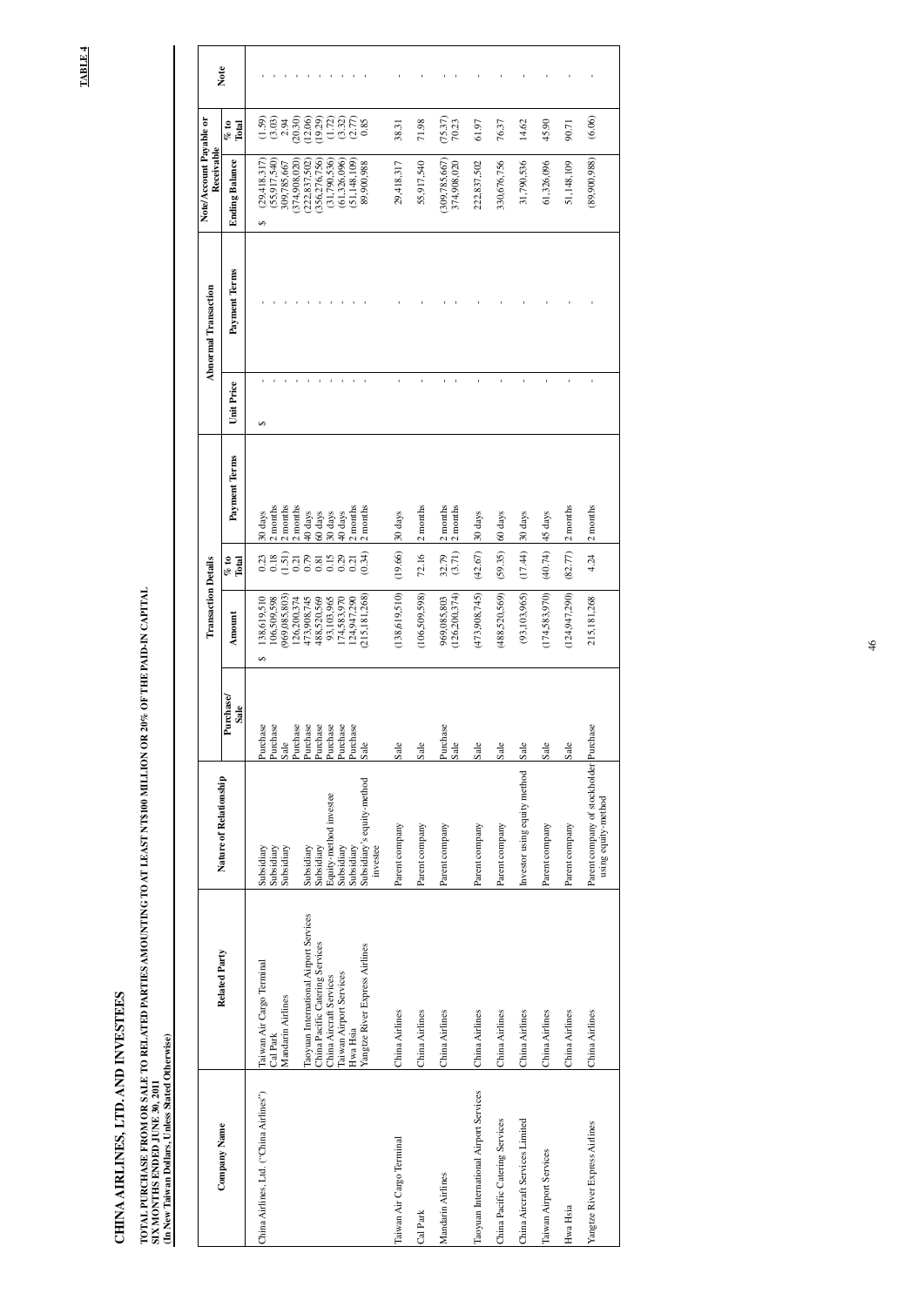**TABLE 4**

# CHINA AIRLINES, LTD. AND INVESTEES

**TOTAL PURCHASE FROM OR SALE TO RELATED PARTIES AMOUNTING TO AT LEAST NT$100 MILLION OR 20% OF THE PAID-IN CAPITAL**
**SIX MONTHS ENDED JUNE 30, 2011**
**(In New Taiwan Dollars, Unless Stated Otherwise)**

| Company Name | Related Party | Nature of Relationship | Transaction Details | | | | Abnormal Transaction | | Note/Account Payable or Receivable | | Note |
|---|---|---|---|---|---|---|---|---|---|---|---|
| | | | Purchase/ Sale | Amount | % to Total | Payment Terms | Unit Price | Payment Terms | Ending Balance | % to Total | |
| China Airlines, Ltd. ("China Airlines") | Taiwan Air Cargo Terminal | Subsidiary | Purchase | $ 138,619,510 | 0.23 | 30 days | $ - | - | $ (29,418,317) | (1.59) | - |
| | Cal Park | Subsidiary | Purchase | 106,509,598 | 0.18 | 2 months | - | - | (55,917,540) | (3.03) | - |
| | Mandarin Airlines | Subsidiary | Sale | (969,085,803) | (1.51) | 2 months | - | - | 309,785,667 | 2.94 | - |
| | | | Purchase | 126,200,374 | 0.21 | 2 months | - | - | (374,908,020) | (20.30) | - |
| | Taoyuan International Airport Services | Subsidiary | Purchase | 473,908,745 | 0.79 | 40 days | - | - | (222,837,502) | (12.06) | - |
| | China Pacific Catering Services | Subsidiary | Purchase | 488,520,569 | 0.81 | 60 days | - | - | (356,276,756) | (19.29) | - |
| | China Aircraft Services | Equity-method investee | Purchase | 93,103,965 | 0.15 | 30 days | - | - | (31,790,536) | (1.72) | - |
| | Taiwan Airport Services | Subsidiary | Purchase | 174,583,970 | 0.29 | 40 days | - | - | (61,326,096) | (3.32) | - |
| | Hwa Hsia | Subsidiary | Purchase | 124,947,290 | 0.21 | 2 months | - | - | (51,148,109) | (2.77) | - |
| | Yangtze River Express Airlines | Subsidiary's equity-method investee | Sale | (215,181,268) | (0.34) | 2 months | - | - | 89,900,988 | 0.85 | - |
| Taiwan Air Cargo Terminal | China Airlines | Parent company | Sale | (138,619,510) | (19.66) | 30 days | - | - | 29,418,317 | 38.31 | - |
| Cal Park | China Airlines | Parent company | Sale | (106,509,598) | 72.16 | 2 months | - | - | 55,917,540 | 71.98 | - |
| Mandarin Airlines | China Airlines | Parent company | Purchase | 969,085,803 | 32.79 | 2 months | - | - | (309,785,667) | (75.37) | - |
| | | | Sale | (126,200,374) | (3.71) | 2 months | - | - | 374,908,020 | 70.23 | - |
| Taoyuan International Airport Services | China Airlines | Parent company | Sale | (473,908,745) | (42.67) | 30 days | - | - | 222,837,502 | 61.97 | - |
| China Pacific Catering Services | China Airlines | Parent company | Sale | (488,520,569) | (59.35) | 60 days | - | - | 330,676,756 | 76.37 | - |
| China Aircraft Services Limited | China Airlines | Investor using equity method | Sale | (93,103,965) | (17.44) | 30 days | - | - | 31,790,536 | 14.62 | - |
| Taiwan Airport Services | China Airlines | Parent company | Sale | (174,583,970) | (40.74) | 45 days | - | - | 61,326,096 | 45.90 | - |
| Hwa Hsia | China Airlines | Parent company | Sale | (124,947,290) | (82.77) | 2 months | - | - | 51,148,109 | 90.71 | - |
| Yangtze River Express Airlines | China Airlines | Parent company of stockholder using equity-method | Purchase | 215,181,268 | 4.24 | 2 months | - | - | (89,900,988) | (6.06) | - |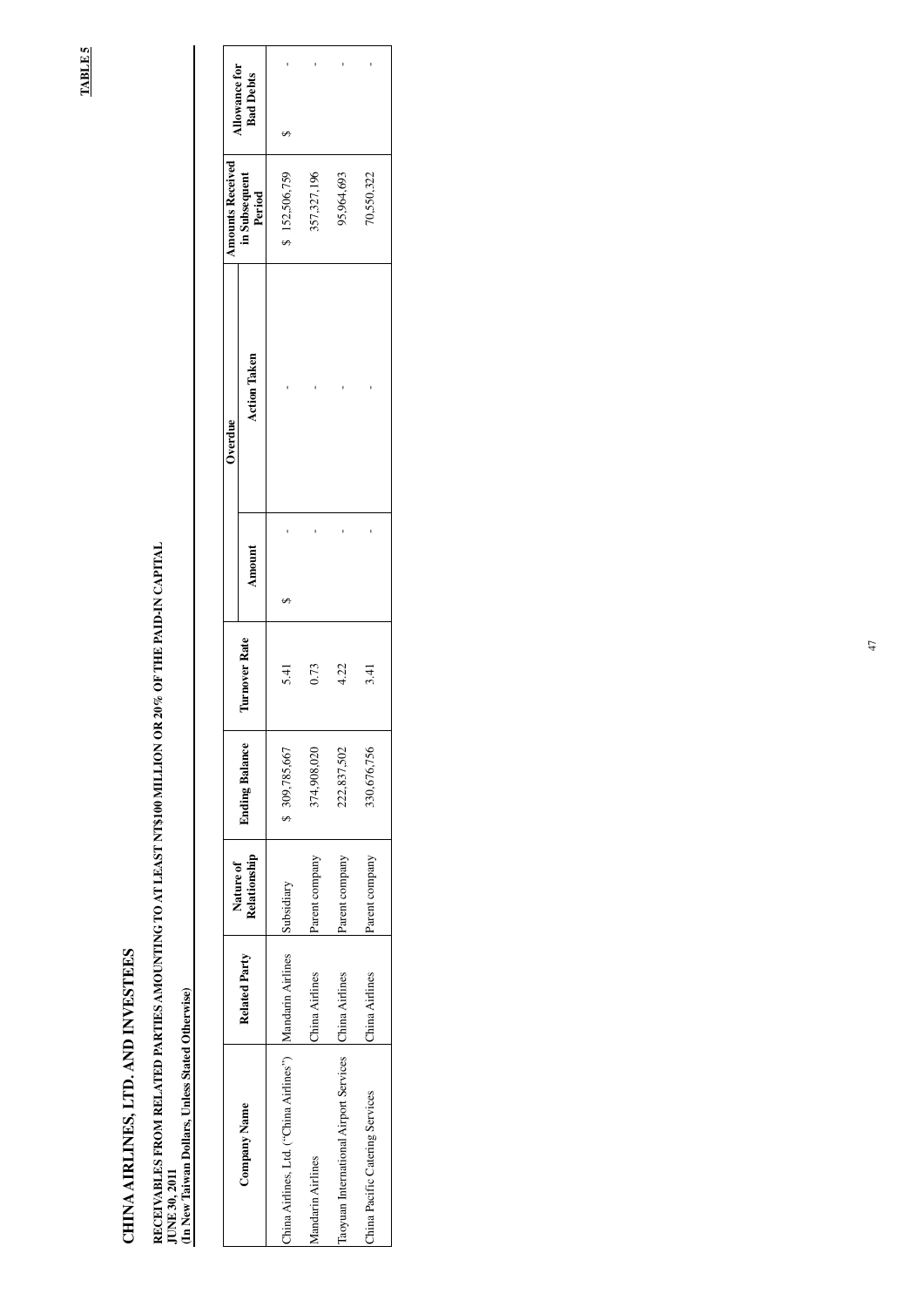**TABLE 5**

# CHINA AIRLINES, LTD. AND INVESTEES

**RECEIVABLES FROM RELATED PARTIES AMOUNTING TO AT LEAST NT$100 MILLION OR 20% OF THE PAID-IN CAPITAL**
**JUNE 30, 2011**
**(In New Taiwan Dollars, Unless Stated Otherwise)**

| Company Name | Related Party | Nature of Relationship | Ending Balance | Turnover Rate | Overdue | | Amounts Received in Subsequent Period | Allowance for Bad Debts |
|---|---|---|---|---|---|---|---|---|
| | | | | | Amount | Action Taken | | |
| China Airlines, Ltd. ("China Airlines") | Mandarin Airlines | Subsidiary | $ 309,785,667 | 5.41 | $ - | - | $ 152,506,759 | $ - |
| Mandarin Airlines | China Airlines | Parent company | 374,908,020 | 0.73 | - | - | 357,327,196 | - |
| Taoyuan International Airport Services | China Airlines | Parent company | 222,837,502 | 4.22 | - | - | 95,964,693 | - |
| China Pacific Catering Services | China Airlines | Parent company | 330,676,756 | 3.41 | - | - | 70,550,322 | - |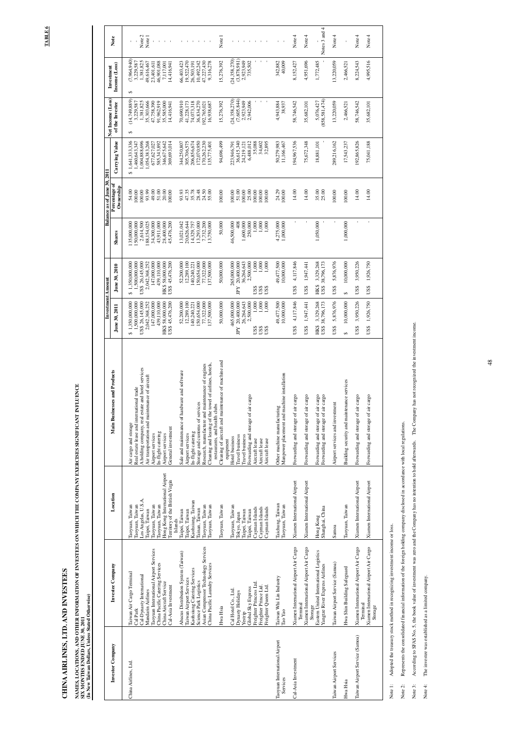**TABLE 6**

# CHINA AIRLINES, LTD. AND INVESTEES

**NAMES, LOCATIONS, AND OTHER INFORMATION OF INVESTEES ON WHICH THE COMPANY EXERCISES SIGNIFICANT INFLUENCE**
**SIX MONTHS ENDED JUNE 30, 2011**
**(In New Taiwan Dollars, Unless Stated Otherwise)**

| Investor Company | Investee Company | Location | Main Businesses and Products | Investment Amount | | Balance as of June 30, 2011 | | | Net Income (Loss) of the Investee | Investment Income (Loss) | Note |
|---|---|---|---|---|---|---|---|---|---|---|---|
| | | | | June 30, 2011 | June 30, 2010 | Shares | Percentage of Ownership | Carrying Value | | | |
| China Airlines, Ltd. | Taiwan Air Cargo Terminal | Taoyuan, Taiwan | Air cargo and storage | $ 1,350,000,000 | $ 1,350,000,000 | 135,000,000 | 54.00 | $ 1,641,333,336 | $ (14,749,889) | $ (7,964,940) | - |
| | Cal Park | Taoyuan, Taiwan | Real estate lease and international trade | 1,500,000,000 | 1,500,000,000 | 150,000,000 | 100.00 | 1,460,643,347 | 3,229,587 | 3,229,587 | - |
| | Cal-Dynasty International | Los Angeles, U.S.A. | A holding company, real estate and hotel services | US$ 26,145,000 | US$ 26,145,000 | 2,614,500 | 100.00 | 1,004,888,696 | 1,381,825 | 1,381,825 | Note 2 |
| | Mandarin Airlines | Taipei, Taiwan | Air transportation and maintenance of aircraft | 2,042,368,252 | 2,042,368,252 | 188,154,025 | 93.99 | 1,054,383,268 | 35,303,666 | 49,616,467 | Note 1 |
| | Taoyuan International Airport Services | Taoyuan, Taiwan | Airport services | 147,000,000 | 147,000,000 | 34,300,000 | 49.00 | 677,627,027 | 47,758,390 | 23,401,611 | - |
| | China Pacific Catering Services | Taoyuan, Taiwan | In-flight catering | 439,110,000 | 439,110,000 | 43,911,000 | 51.00 | 585,343,892 | 91,962,919 | 46,901,088 | - |
| | China Aircraft Service | Hong Kong International Airport | Airport services | HK$ 58,000,000 | HK$ 58,000,000 | 28,400,000 | 20.00 | 346,675,642 | 35,585,000 | 7,117,001 | - |
| | Cal-Asia Investment | Territory of the British Virgin Islands | General investment | US$ 45,476,200 | US$ 45,476,200 | 45,476,200 | 100.00 | 369,693,014 | 14,416,941 | 14,416,941 | - |
| | Abacus Distribution System (Taiwan) | Taipei, Taiwan | Sale and maintenance of hardware and software | 52,200,000 | 52,200,000 | 13,021,042 | 93.93 | 344,250,807 | 70,690,910 | 66,403,423 | - |
| | Taiwan Airport Services | Taipei, Taiwan | Airport services | 12,289,100 | 12,289,100 | 20,626,644 | 47.35 | 305,706,575 | 41,228,173 | 19,522,470 | - |
| | Kaohsiung Catering Services | Kaohsiung, Taiwan | In-flight catering | 140,240,221 | 140,240,221 | 14,329,757 | 35.78 | 206,856,674 | 74,073,318 | 26,503,191 | - |
| | Science Park Logistics | Tainan, Taiwan | Storage and customs of services | 150,654,000 | 150,654,000 | 13,293,000 | 28.48 | 172,070,950 | 36,314,270 | 10,492,242 | - |
| | Asian Compressor Technology Services | Taoyuan, Taiwan | Research, manufacture and maintenance of engines | 77,322,000 | 77,322,000 | 7,732,200 | 24.50 | 170,262,230 | 192,765,021 | 47,227,430 | - |
| | China Pacific Laundry Services | Taoyuan, Taiwan | Cleaning and leasing of the towel of airlines, hotels, restaurants, and health clubs | 137,500,000 | 137,500,000 | 13,750,000 | 55.00 | 135,775,401 | 16,938,687 | 9,316,278 | - |
| | Hwa Hsia | Taoyuan, Taiwan | Cleaning of aircraft and maintenance of machine and equipment | 50,000,000 | 50,000,000 | 50,000 | 100.00 | 94,696,499 | 15,276,392 | 15,276,392 | Note 1 |
| | Cal Hotel Co., Ltd. | Taoyuan, Taiwan | Hotel business | 465,000,000 | 265,000,000 | 46,500,000 | 100.00 | 223,946,791 | (24,358,270) | (24,358,270) | - |
| | Dynasty Holidays | Tokyo, Japan | Travel business | JPY 20,400,000 | JPY 20,400,000 | 408 | 51.00 | 36,615,340 | (7,605,844) | (3,878,981) | - |
| | Yestrip | Taipei, Taiwan | Travel business | 26,264,643 | 36,264,643 | 1,600,000 | 100.00 | 24,219,121 | 2,923,949 | 2,923,949 | - |
| | Global Sky Express | Taipei, Taiwan | Forwarding and storage of air cargo | 2,500,000 | 2,500,000 | 250,000 | 25.00 | 6,488,012 | 2,942,006 | 735,502 | - |
| | Freighter Princess Ltd. | Cayman Islands | Aircraft lease | US$ 1,000 | US$ 1,000 | 1,000 | 100.00 | 35,088 | - | - | - |
| | Freighter Prince Ltd. | Cayman Islands | Aircraft lease | US$ 1,000 | US$ 1,000 | 1,000 | 100.00 | 34,602 | - | - | - |
| | Freighter Queen Ltd. | Cayman Islands | Aircraft lease | US$ 1,000 | US$ 1,000 | 1,000 | 100.00 | 32,895 | - | - | - |
| Taoyuan International Airport Services | Taiwan Wha Lin Industry | Taichung, Taiwan | Other machine manufacturing | 49,477,500 | 49,477,500 | 4,275,000 | 24.29 | 50,279,983 | 4,943,884 | 342,882 | - |
| | Tao Yao | Taoyuan, Taiwan | Manpower placement and machine installation | 10,000,000 | 10,000,000 | 1,000,000 | 100.00 | 11,166,467 | 38,937 | 40,009 | - |
| Cal-Asia Investment | Xiamen International Airport Air Cargo Terminal | Xiamen International Airport | Forwarding and storage of air cargo | US$ 4,117,846 | US$ 4,117,846 | - | 14.00 | 194,967,536 | 58,746,542 | 8,152,427 | Note 4 |
| | Xiamen International Airport Air Cargo Storage | Xiamen International Airport | Forwarding and storage of air cargo | US$ 1,947,441 | US$ 1,947,441 | - | 14.00 | 75,672,348 | 35,682,101 | 4,951,696 | Note 4 |
| | Eastern United International Logistics | Hong Kong | Forwarding and storage of air cargo | HK$ 3,329,268 | HK$ 3,329,268 | 1,050,000 | 35.00 | 18,881,101 | 5,076,427 | 1,772,485 | - |
| | Yangtze River Express Airlines | Shanghai, China | Forwarding and storage of air cargo | US$ 38,796,173 | US$ 38,796,173 | - | 25.00 | - | (858,581,474) | - | Notes 3 and 4 |
| | Taiwan Airport Service (Samoa) | Samoa | Airport services and investment | US$ 5,876,976 | US$ 5,876,976 | - | 100.00 | 289,216,162 | 13,220,059 | 13,220,059 | Note 4 |
| Taiwan Airport Services | Hwa Shin Building Safeguard | Taoyuan, Taiwan | Building security and maintenance services | $ 10,000,000 | $ 10,000,000 | 1,000,000 | 100.00 | 17,543,237 | 2,466,521 | 2,466,521 | - |
| Hwa Hsia | Xiamen International Airport Air Cargo Terminal | Xiamen International Airport | Forwarding and storage of air cargo | US$ 3,950,226 | US$ 3,950,226 | - | 14.00 | 192,865,826 | 58,746,542 | 8,224,543 | Note 4 |
| Taiwan Airport Service (Samoa) | Xiamen International Airport Air Cargo Storage | Xiamen International Airport | Forwarding and storage of air cargo | US$ 1,926,750 | US$ 1,926,750 | - | 14.00 | 75,041,188 | 35,682,101 | 4,995,516 | Note 4 |

Note 1: Adopted the treasury stock method in recognizing investment income or loss.

Note 2: Represents the consolidated financial information of the foreign holding company disclosed in accordance with local regulations.

Note 3: According to SFAS No. 5, the book value of investment was zero and the Company has no intention to hold afterwards. The Company has not recognized the investment income.

Note 4: The investee was established as a limited company.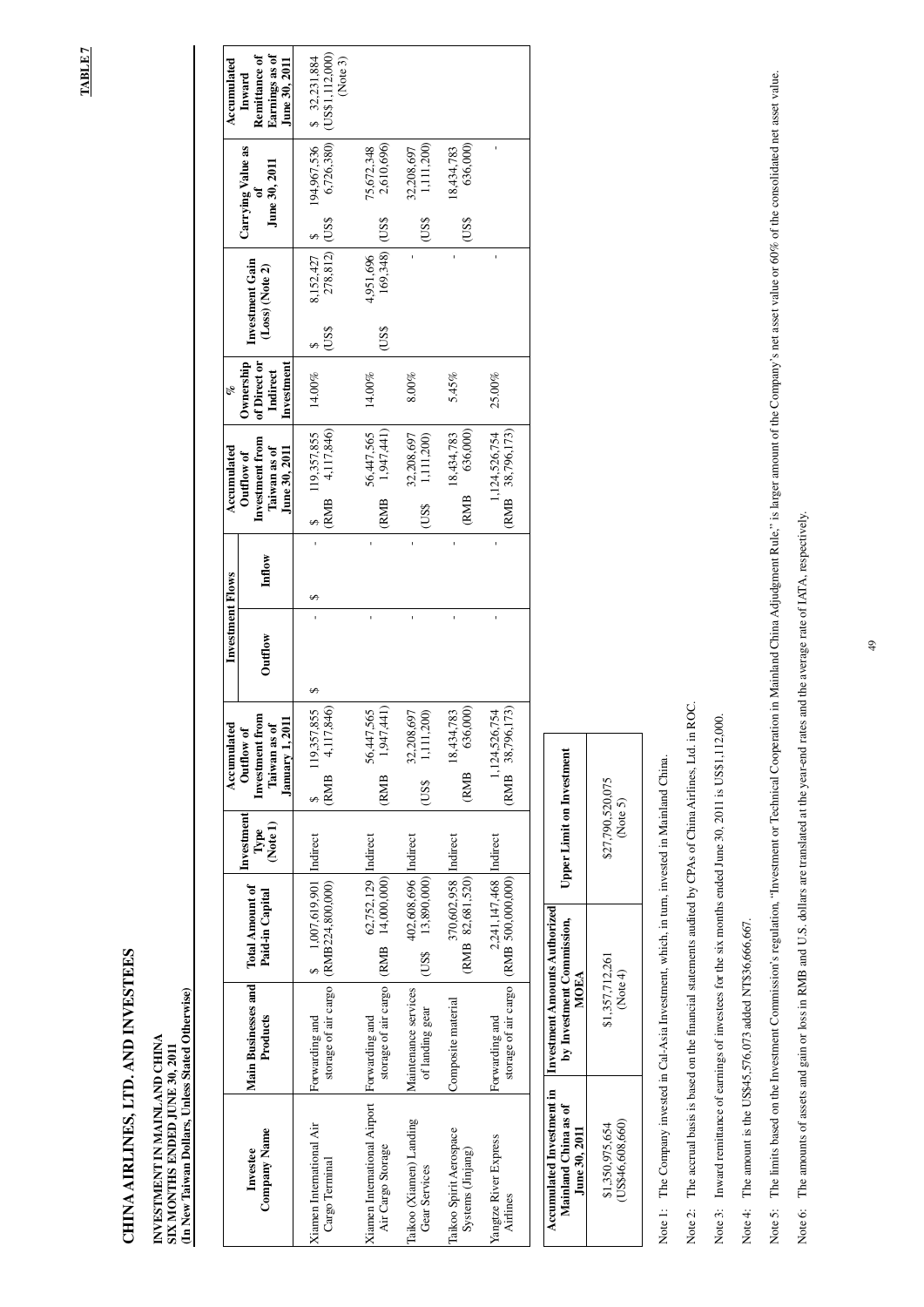**TABLE 7**

# CHINA AIRLINES, LTD. AND INVESTEES

**INVESTMENT IN MAINLAND CHINA**
**SIX MONTHS ENDED JUNE 30, 2011**
**(In New Taiwan Dollars, Unless Stated Otherwise)**

| Investee Company Name | Main Businesses and Products | Total Amount of Paid-in Capital | Investment Type (Note 1) | Accumulated Outflow of Investment from Taiwan as of January 1, 2011 | Investment Flows | | Accumulated Outflow of Investment from Taiwan as of June 30, 2011 | % Ownership of Direct or Indirect Investment | Investment Gain (Loss) (Note 2) | Carrying Value as of June 30, 2011 | Accumulated Inward Remittance of Earnings as of June 30, 2011 |
|---|---|---|---|---|---|---|---|---|---|---|---|
| | | | | | Outflow | Inflow | | | | | |
| Xiamen International Air Cargo Terminal | Forwarding and storage of air cargo | $ 1,007,619,901 (RMB224,800,000) | Indirect | $ 119,357,855 (RMB 4,117,846) | $ - | $ - | $ 119,357,855 (RMB 4,117,846) | 14.00% | $ 8,152,427 (US$ 278,812) | $ 194,967,536 (US$ 6,726,380) | $ 32,231,884 (US$1,112,000) (Note 3) |
| Xiamen International Airport Air Cargo Storage | Forwarding and storage of air cargo | 62,752,129 (RMB 14,000,000) | Indirect | 56,447,565 (RMB 1,947,441) | - | - | 56,447,565 (RMB 1,947,441) | 14.00% | 4,951,696 (US$ 169,348) | 75,672,348 (US$ 2,610,696) | |
| Taikoo (Xiamen) Landing Gear Services | Maintenance services of landing gear | 402,608,696 (US$ 13,890,000) | Indirect | 32,208,697 (US$ 1,111,200) | - | - | 32,208,697 (US$ 1,111,200) | 8.00% | - | 32,208,697 (US$ 1,111,200) | |
| Taikoo Spirit Aerospace Systems (Jinjang) | Composite material | 370,602,958 (RMB 82,681,520) | Indirect | 18,434,783 (RMB 636,000) | - | - | 18,434,783 (RMB 636,000) | 5.45% | - | 18,434,783 (US$ 636,000) | |
| Yangtze River Express Airlines | Forwarding and storage of air cargo | 2,241,147,468 (RMB 500,000,000) | Indirect | 1,124,526,754 (RMB 38,796,173) | - | - | 1,124,526,754 (RMB 38,796,173) | 25.00% | - | - | |

| Accumulated Investment in Mainland China as of June 30, 2011 | Investment Amounts Authorized by Investment Commission, MOEA | Upper Limit on Investment |
|---|---|---|
| $1,350,975,654 (US$46,608,660) | $1,357,712,261 (Note 4) | $27,790,520,075 (Note 5) |

Note 1: The Company invested in Cal-Asia Investment, which, in turn, invested in Mainland China.

Note 2: The accrual basis is based on the financial statements audited by CPAs of China Airlines, Ltd. in ROC.

Note 3: Inward remittance of earnings of investees for the six months ended June 30, 2011 is US$1,112,000.

Note 4: The amount is the US$45,576,073 added NT$36,666,667.

Note 5: The limits based on the Investment Commission's regulation, "Investment or Technical Cooperation in Mainland China Adjudgment Rule," is larger amount of the Company's net asset value or 60% of the consolidated net asset value.

Note 6: The amounts of assets and gain or loss in RMB and U.S. dollars are translated at the year-end rates and the average rate of IATA, respectively.